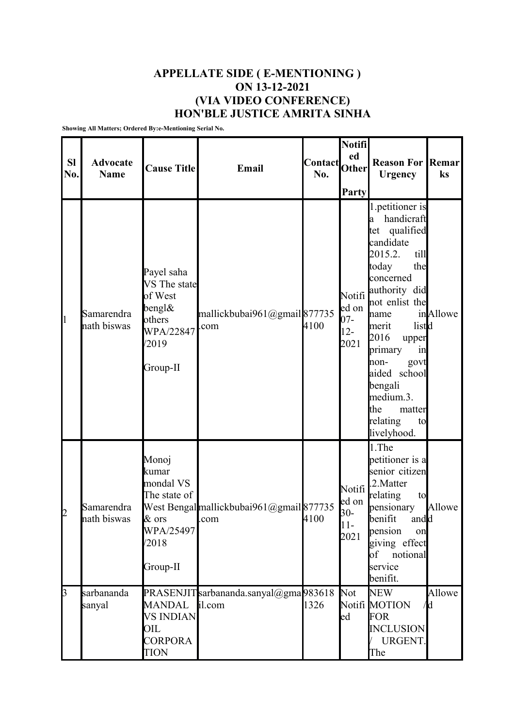# APPELLATE SIDE ( E-MENTIONING )
# ON 13-12-2021
# (VIA VIDEO CONFERENCE)
# HON'BLE JUSTICE AMRITA SINHA

**Showing All Matters; Ordered By:e-Mentioning Serial No.**

| Sl No. | Advocate Name | Cause Title | Email | Contact No. | Notified Other Party | Reason For Urgency | Remarks |
|---|---|---|---|---|---|---|---|
| 1 | Samarendra nath biswas | Payel saha VS The state of West bengl& others WPA/22847/2019 Group-II | mallickbubai961@gmail.com | 8777354100 | Notified on 07-12-2021 | 1.petitioner is a handicraft tet qualified candidate 2015.2. till today the concerned authority did not enlist the name in merit list 2016 upper primary in non- govt aided school bengali medium.3. the matter relating to livelyhood. | Allowed |
| 2 | Samarendra nath biswas | Monoj kumar mondal VS The state of West Bengal & ors WPA/25497/2018 Group-II | mallickbubai961@gmail.com | 8777354100 | Notified on 30-11-2021 | 1.The petitioner is a senior citizen .2.Matter relating to pensionary benifit and pension on giving effect of notional service benifit. | Allowed |
| 3 | sarbananda sanyal | PRASENJIT MANDAL VS INDIAN OIL CORPORATION | sarbananda.sanyal@gmail.com | 9836181326 | Not Notified | NEW MOTION / FOR INCLUSION / URGENT. The | Allowed |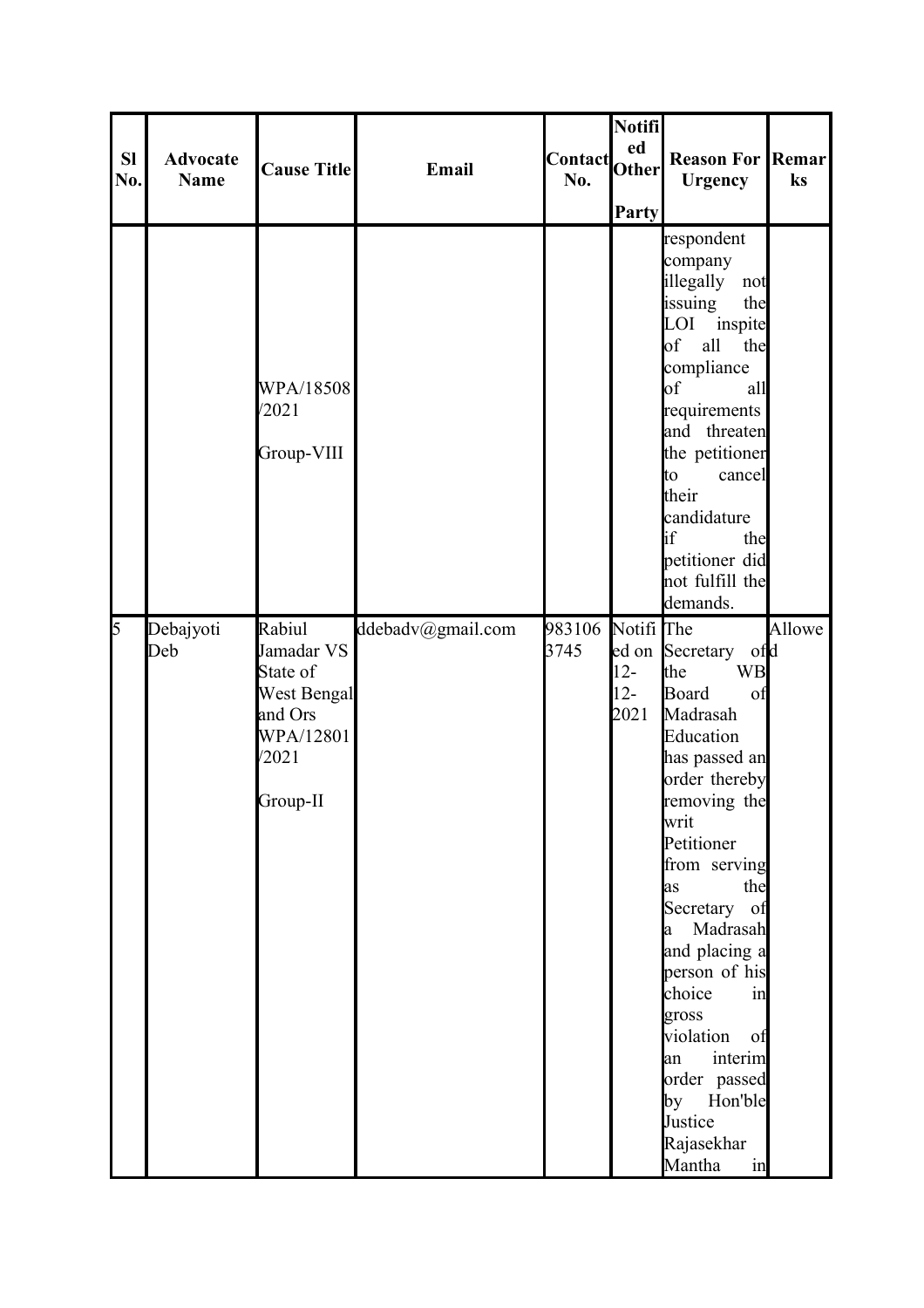| Sl No. | Advocate Name | Cause Title | Email | Contact No. | Notified Other Party | Reason For Urgency | Remarks |
|---|---|---|---|---|---|---|---|
| | | WPA/18508/2021 Group-VIII | | | | respondent company illegally not issuing the LOI inspite of all the compliance of all requirements and threaten the petitioner to cancel their candidature if the petitioner did not fulfill the demands. | |
| 5 | Debajyoti Deb | Rabiul Jamadar VS State of West Bengal and Ors WPA/12801/2021 Group-II | ddebadv@gmail.com | 9831063745 | Notified on 12-12-2021 | The Secretary of the WB Board of Madrasah Education has passed an order thereby removing the writ Petitioner from serving as the Secretary of a Madrasah and placing a person of his choice in gross violation of an interim order passed by Hon'ble Justice Rajasekhar Mantha in | Allowed |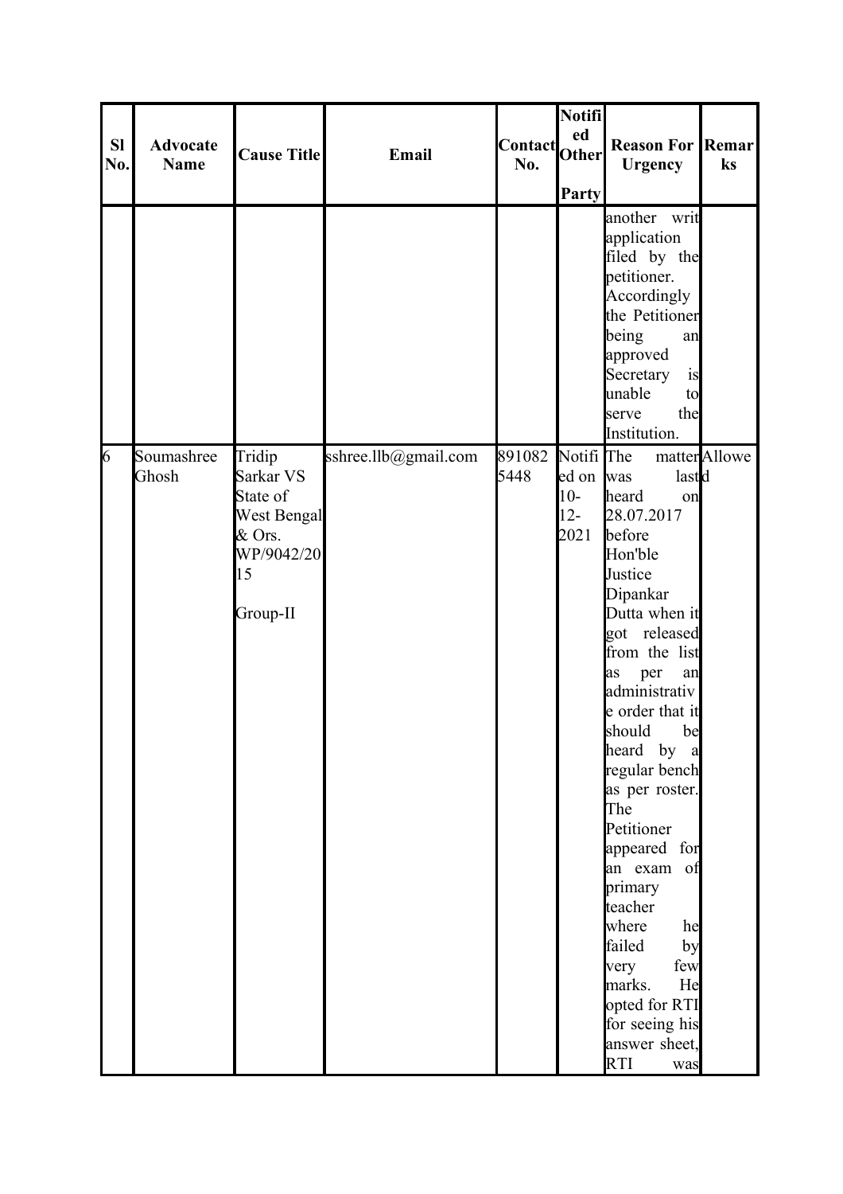| Sl No. | Advocate Name | Cause Title | Email | Contact No. | Notified Other Party | Reason For Urgency | Remarks |
|---|---|---|---|---|---|---|---|
| | | | | | | another writ application filed by the petitioner. Accordingly the Petitioner being an approved Secretary is unable to serve the Institution. | |
| 6 | Soumashree Ghosh | Tridip Sarkar VS State of West Bengal & Ors. WP/9042/2015 Group-II | sshree.llb@gmail.com | 8910825448 | Notified on 10-12-2021 | The matter was last heard on 28.07.2017 before Hon'ble Justice Dipankar Dutta when it got released from the list as per an administrative order that it should be heard by a regular bench as per roster. The Petitioner appeared for an exam of primary teacher where he failed by very few marks. He opted for RTI for seeing his answer sheet, RTI was | Allowed |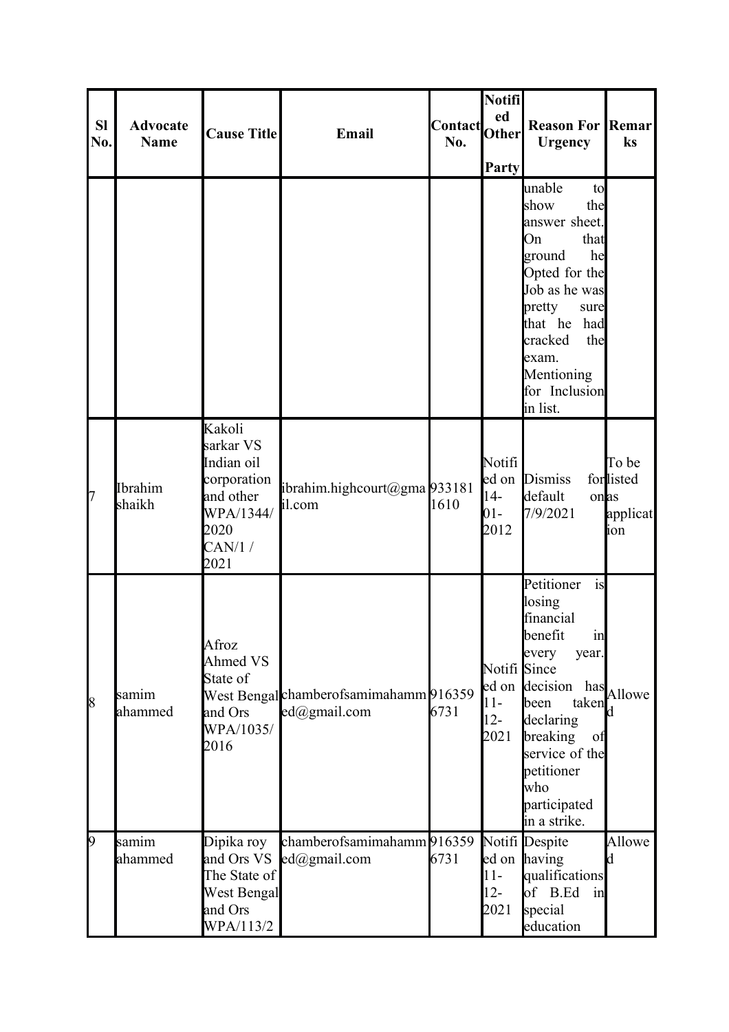| Sl No. | Advocate Name | Cause Title | Email | Contact No. | Notified Other Party | Reason For Urgency | Remarks |
|---|---|---|---|---|---|---|---|
| | | | | | | unable to show the answer sheet. On that ground he Opted for the Job as he was pretty sure that he had cracked the exam. Mentioning for Inclusion in list. | |
| 7 | Ibrahim shaikh | Kakoli sarkar VS Indian oil corporation and other WPA/1344/2020 CAN/1 / 2021 | ibrahim.highcourt@gmail.com | 9331811610 | Notified on 14-01-2012 | Dismiss for default on 7/9/2021 | To be listed as application |
| 8 | samim ahammed | Afroz Ahmed VS State of West Bengal and Ors WPA/1035/2016 | chamberofsamimahammed@gmail.com | 9163596731 | Notified on 11-12-2021 | Petitioner is losing financial benefit in every year. Since decision has been taken declaring breaking of service of the petitioner who participated in a strike. | Allowed |
| 9 | samim ahammed | Dipika roy and Ors VS The State of West Bengal and Ors WPA/113/2 | chamberofsamimahammed@gmail.com | 9163596731 | Notified on 11-12-2021 | Despite having qualifications of B.Ed in special education | Allowed |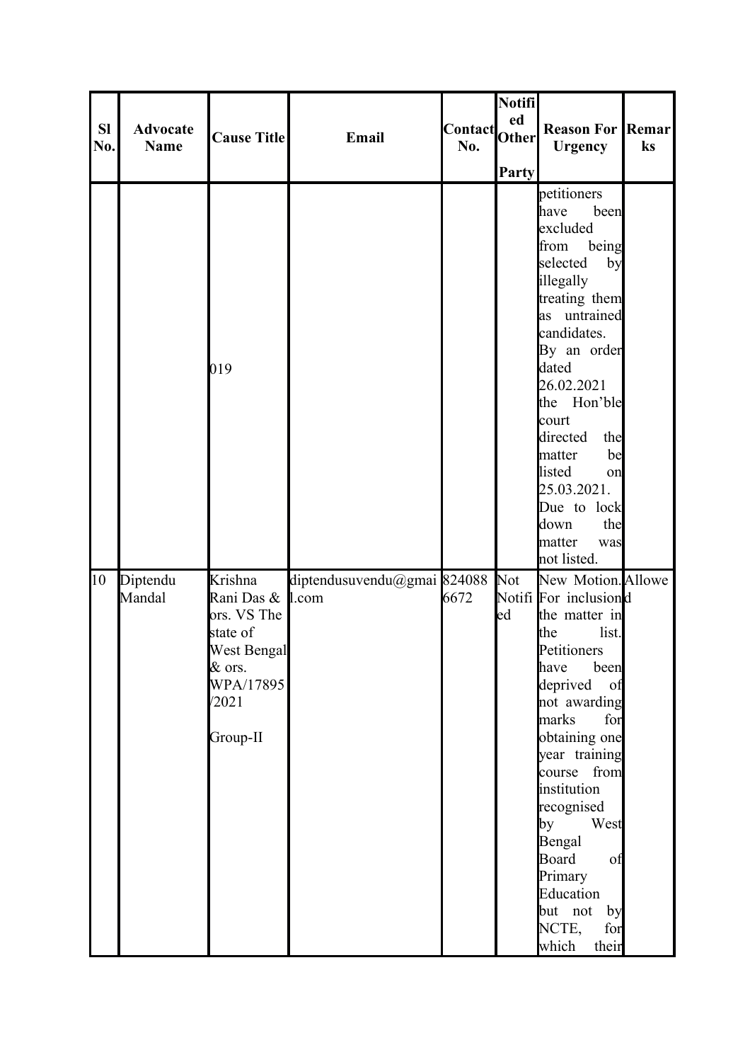| Sl No. | Advocate Name | Cause Title | Email | Contact No. | Notified Other Party | Reason For Urgency | Remarks |
|---|---|---|---|---|---|---|---|
| | | 019 | | | | petitioners have been excluded from being selected by illegally treating them as untrained candidates. By an order dated 26.02.2021 the Hon'ble court directed the matter be listed on 25.03.2021. Due to lock down the matter was not listed. | |
| 10 | Diptendu Mandal | Krishna Rani Das & ors. VS The state of West Bengal & ors. WPA/17895/2021 Group-II | diptendusuvendu@gmail.com | 8240886672 | Not Notified | New Motion. For inclusion the matter in the list. Petitioners have been deprived of not awarding marks for obtaining one year training course from institution recognised by West Bengal Board of Primary Education but not by NCTE, for which their | Allowed |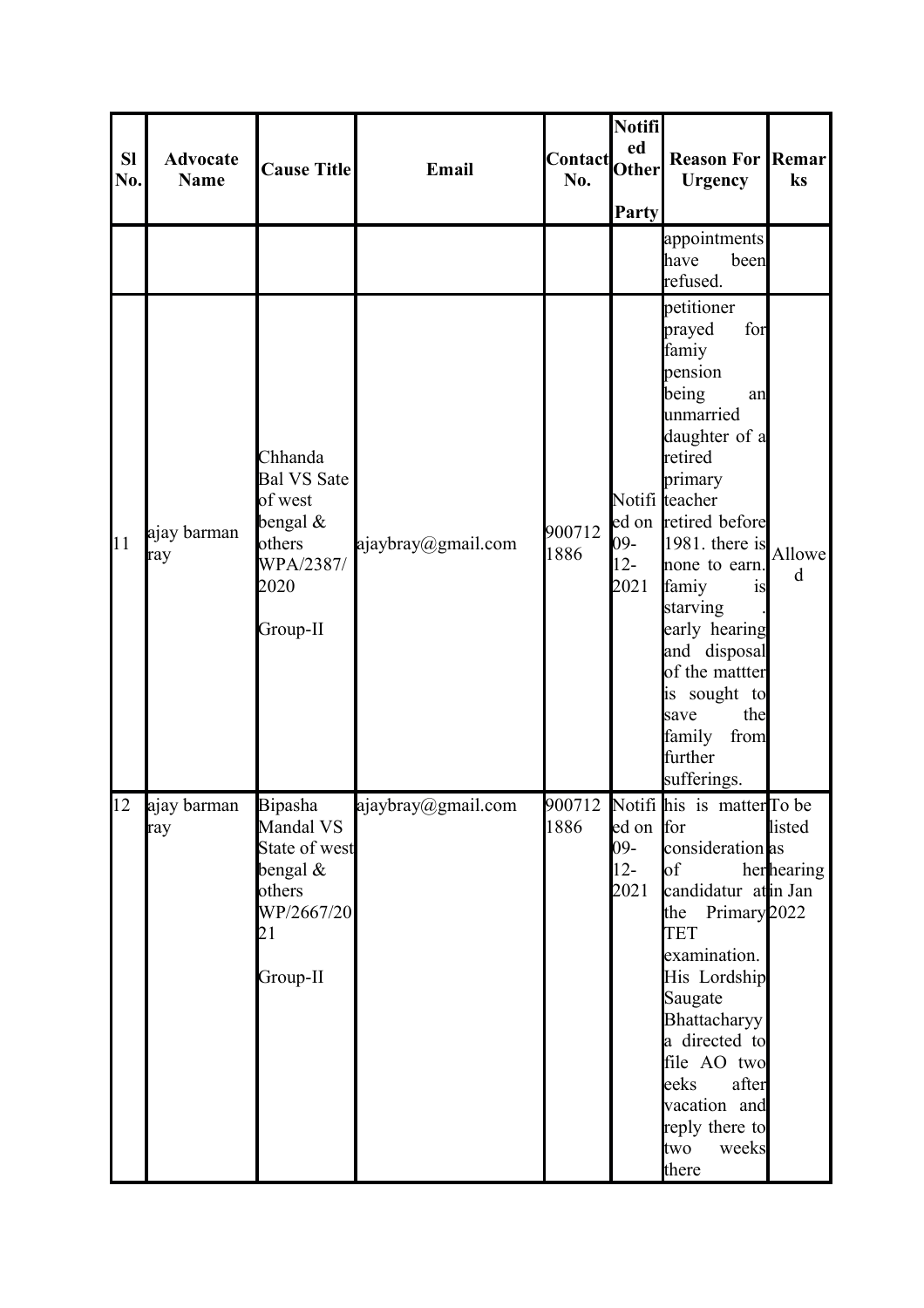| Sl No. | Advocate Name | Cause Title | Email | Contact No. | Notified Other Party | Reason For Urgency | Remarks |
|---|---|---|---|---|---|---|---|
| | | | | | | appointments have been refused. | |
| 11 | ajay barman ray | Chhanda Bal VS Sate of west bengal & others WPA/2387/2020 Group-II | ajaybray@gmail.com | 9007121886 | Notified on 09-12-2021 | petitioner prayed for famiy pension being an unmarried daughter of a retired primary teacher retired before 1981. there is none to earn. famiy is starving . early hearing and disposal of the mattter is sought to save the family from further sufferings. | Allowed |
| 12 | ajay barman ray | Bipasha Mandal VS State of west bengal & others WP/2667/2021 Group-II | ajaybray@gmail.com | 9007121886 | Notified on 09-12-2021 | his is matter for consideration of her candidatur at the Primary TET examination. His Lordship Saugate Bhattacharyya directed to file AO two eeks after vacation and reply there to two weeks there | To be listed as hearing in Jan 2022 |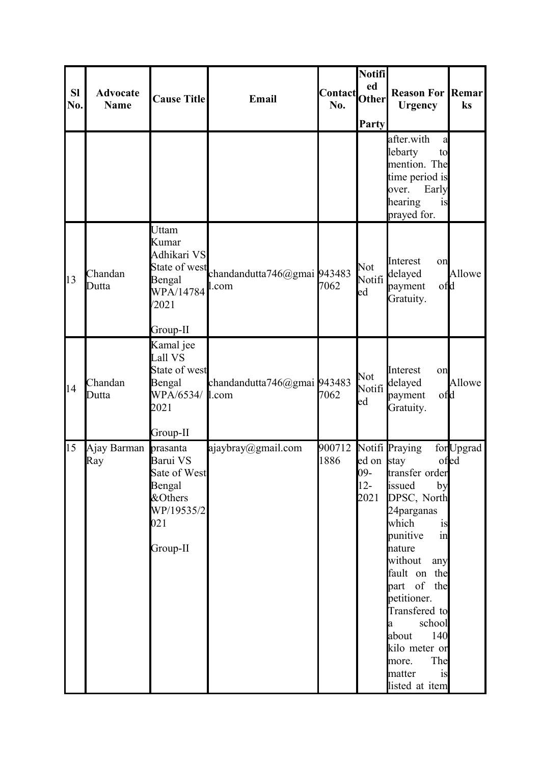| Sl No. | Advocate Name | Cause Title | Email | Contact No. | Notified Other Party | Reason For Urgency | Remarks |
|---|---|---|---|---|---|---|---|
| | | | | | | after.with a lebarty to mention. The time period is over. Early hearing is prayed for. | |
| 13 | Chandan Dutta | Uttam Kumar Adhikari VS State of west Bengal WPA/14784/2021 Group-II | chandandutta746@gmail.com | 9434837062 | Not Notified | Interest on delayed payment of Gratuity. | Allowed |
| 14 | Chandan Dutta | Kamal jee Lall VS State of west Bengal WPA/6534/2021 Group-II | chandandutta746@gmail.com | 9434837062 | Not Notified | Interest on delayed payment of Gratuity. | Allowed |
| 15 | Ajay Barman Ray | prasanta Barui VS Sate of West Bengal &Others WP/19535/2021 Group-II | ajaybray@gmail.com | 9007121886 | Notified on 09-12-2021 | Praying for stay of transfer order issued by DPSC, North 24parganas which is punitive in nature without any fault on the part of the petitioner. Transfered to a school about 140 kilo meter or more. The matter is listed at item | Upgraded |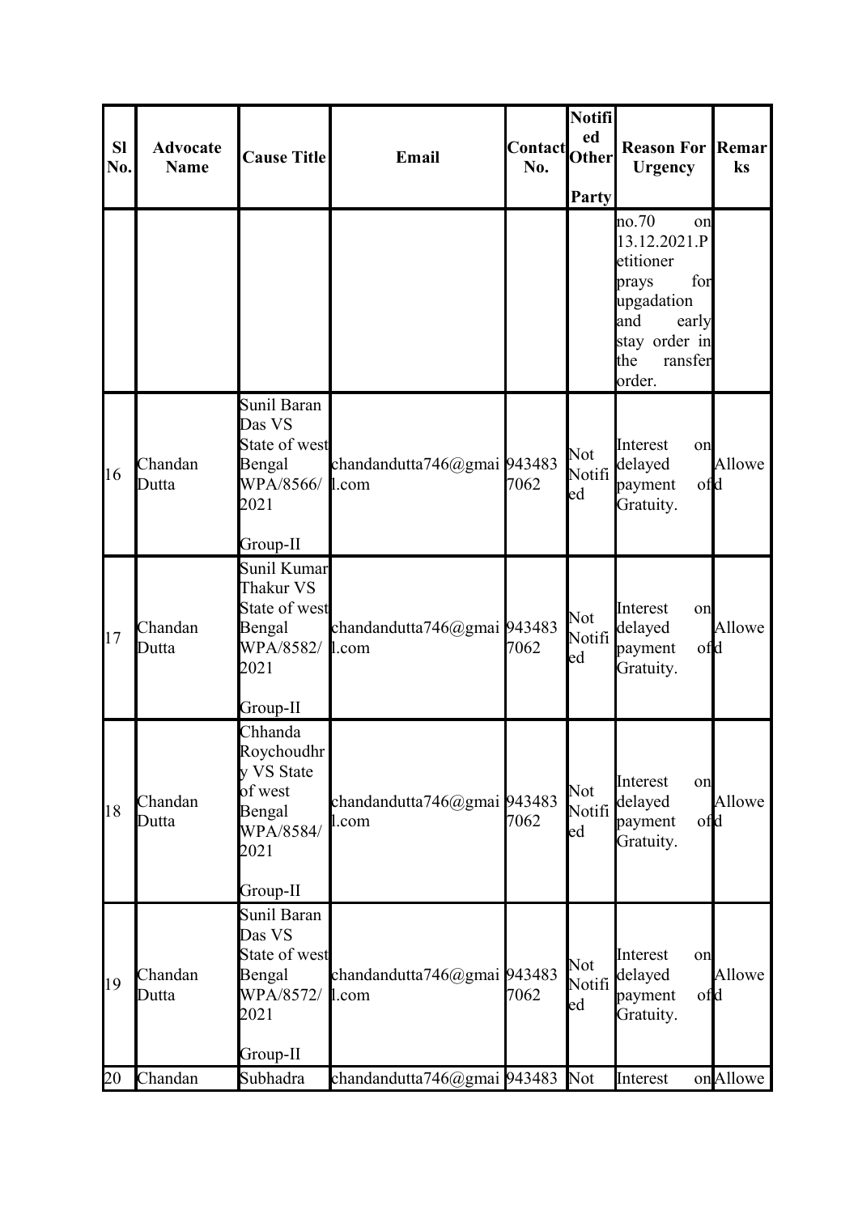| Sl No. | Advocate Name | Cause Title | Email | Contact No. | Notified Other Party | Reason For Urgency | Remarks |
|---|---|---|---|---|---|---|---|
| | | | | | | no.70 on 13.12.2021.Petitioner prays for upgadation and early stay order in the ransfer order. | |
| 16 | Chandan Dutta | Sunil Baran Das VS State of west Bengal WPA/8566/2021 Group-II | chandandutta746@gmail.com | 9434837062 | Not Notified | Interest on delayed payment of Gratuity. | Allowed |
| 17 | Chandan Dutta | Sunil Kumar Thakur VS State of west Bengal WPA/8582/2021 Group-II | chandandutta746@gmail.com | 9434837062 | Not Notified | Interest on delayed payment of Gratuity. | Allowed |
| 18 | Chandan Dutta | Chhanda Roychoudhry VS State of west Bengal WPA/8584/2021 Group-II | chandandutta746@gmail.com | 9434837062 | Not Notified | Interest on delayed payment of Gratuity. | Allowed |
| 19 | Chandan Dutta | Sunil Baran Das VS State of west Bengal WPA/8572/2021 Group-II | chandandutta746@gmail.com | 9434837062 | Not Notified | Interest on delayed payment of Gratuity. | Allowed |
| 20 | Chandan | Subhadra | chandandutta746@gmai | 943483 | Not | Interest on | Allowe |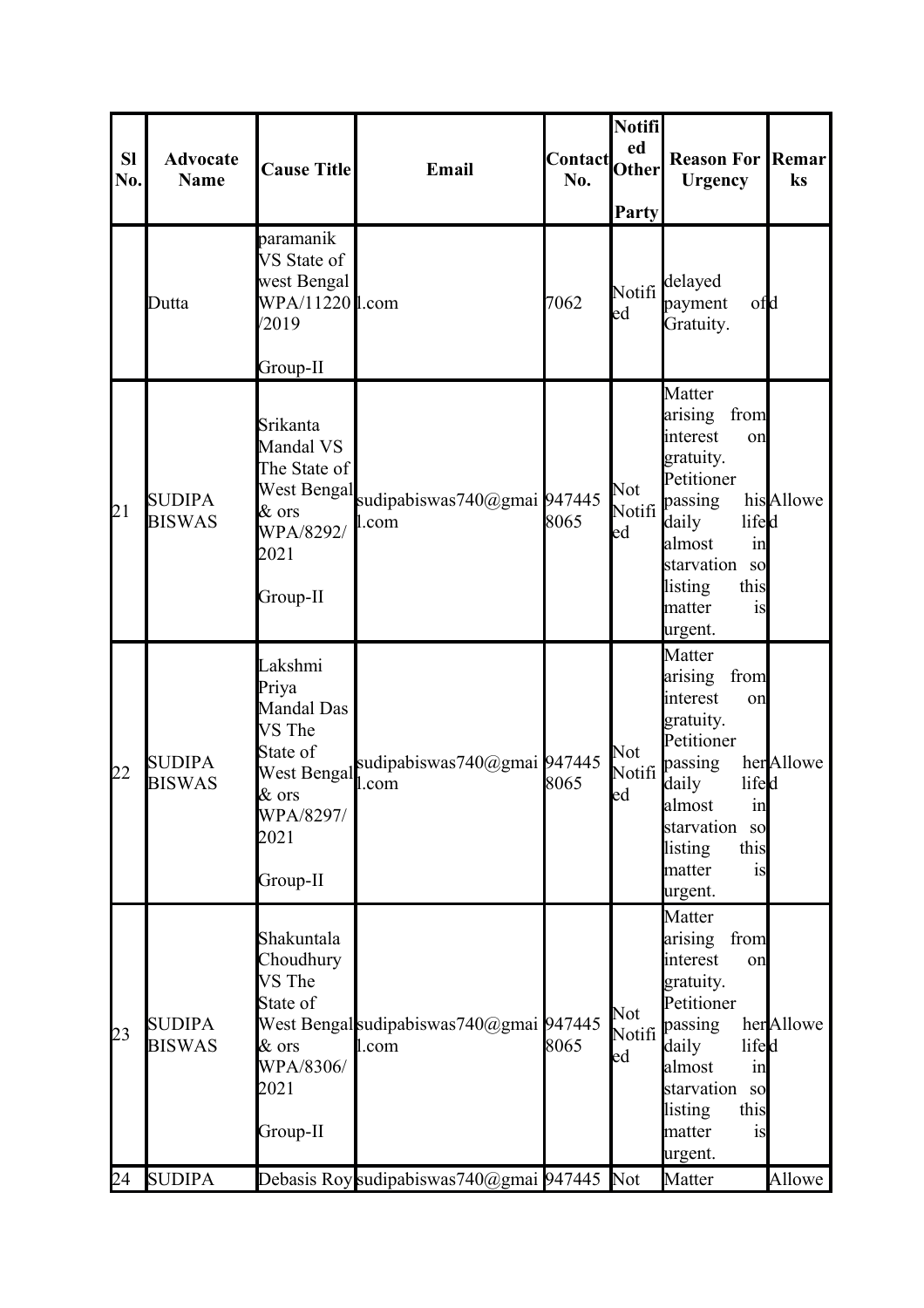| Sl No. | Advocate Name | Cause Title | Email | Contact No. | Notified Other Party | Reason For Urgency | Remarks |
|---|---|---|---|---|---|---|---|
| | Dutta | paramanik VS State of west Bengal WPA/11220/2019 Group-II | l.com | 7062 | Notified | delayed payment of Gratuity. | d |
| 21 | SUDIPA BISWAS | Srikanta Mandal VS The State of West Bengal & ors WPA/8292/2021 Group-II | sudipabiswas740@gmail.com | 9474458065 | Not Notified | Matter arising from interest on gratuity. Petitioner passing his daily life almost in starvation so listing this matter is urgent. | Allowed |
| 22 | SUDIPA BISWAS | Lakshmi Priya Mandal Das VS The State of West Bengal & ors WPA/8297/2021 Group-II | sudipabiswas740@gmail.com | 9474458065 | Not Notified | Matter arising from interest on gratuity. Petitioner passing her daily life almost in starvation so listing this matter is urgent. | Allowed |
| 23 | SUDIPA BISWAS | Shakuntala Choudhury VS The State of West Bengal & ors WPA/8306/2021 Group-II | sudipabiswas740@gmail.com | 9474458065 | Not Notified | Matter arising from interest on gratuity. Petitioner passing her daily life almost in starvation so listing this matter is urgent. | Allowed |
| 24 | SUDIPA | Debasis Roy | sudipabiswas740@gmai | 947445 | Not | Matter | Allowe |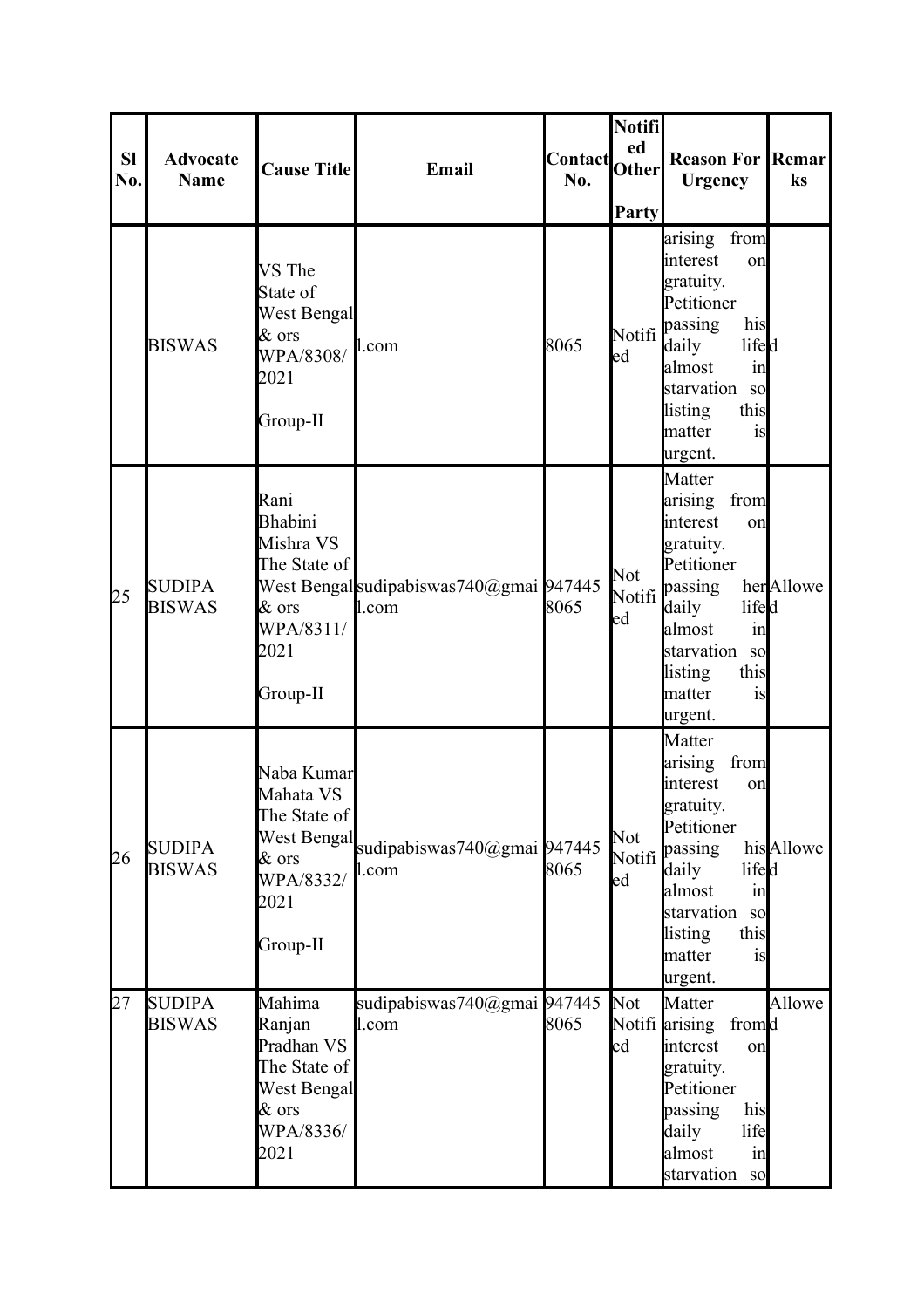| Sl No. | Advocate Name | Cause Title | Email | Contact No. | Notified Other Party | Reason For Urgency | Remarks |
|---|---|---|---|---|---|---|---|
| | BISWAS | VS The State of West Bengal & ors WPA/8308/2021 Group-II | l.com | 8065 | Notified | arising from interest on gratuity. Petitioner passing his daily life almost in starvation so listing this matter is urgent. | d |
| 25 | SUDIPA BISWAS | Rani Bhabini Mishra VS The State of West Bengal & ors WPA/8311/2021 Group-II | sudipabiswas740@gmail.com | 9474458065 | Not Notified | Matter arising from interest on gratuity. Petitioner passing her daily life almost in starvation so listing this matter is urgent. | Allowed |
| 26 | SUDIPA BISWAS | Naba Kumar Mahata VS The State of West Bengal & ors WPA/8332/2021 Group-II | sudipabiswas740@gmail.com | 9474458065 | Not Notified | Matter arising from interest on gratuity. Petitioner passing his daily life almost in starvation so listing this matter is urgent. | Allowed |
| 27 | SUDIPA BISWAS | Mahima Ranjan Pradhan VS The State of West Bengal & ors WPA/8336/2021 | sudipabiswas740@gmail.com | 9474458065 | Not Notified | Matter arising from interest on gratuity. Petitioner passing his daily life almost in starvation so | Allowed |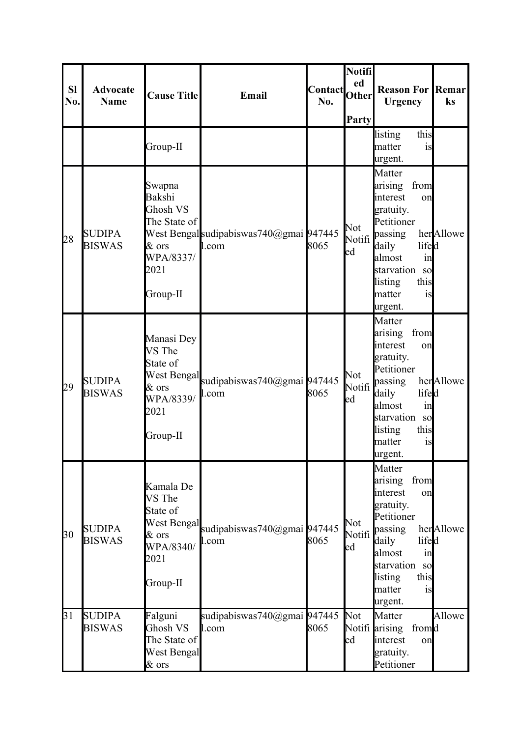| Sl No. | Advocate Name | Cause Title | Email | Contact No. | Notified Other Party | Reason For Urgency | Remarks |
|---|---|---|---|---|---|---|---|
| | | Group-II | | | | listing this matter is urgent. | |
| 28 | SUDIPA BISWAS | Swapna Bakshi Ghosh VS The State of West Bengal & ors WPA/8337/2021 Group-II | sudipabiswas740@gmail.com | 9474458065 | Not Notified | Matter arising from interest on gratuity. Petitioner passing her daily life almost in starvation so listing this matter is urgent. | Allowed |
| 29 | SUDIPA BISWAS | Manasi Dey VS The State of West Bengal & ors WPA/8339/2021 Group-II | sudipabiswas740@gmail.com | 9474458065 | Not Notified | Matter arising from interest on gratuity. Petitioner passing her daily life almost in starvation so listing this matter is urgent. | Allowed |
| 30 | SUDIPA BISWAS | Kamala De VS The State of West Bengal & ors WPA/8340/2021 Group-II | sudipabiswas740@gmail.com | 9474458065 | Not Notified | Matter arising from interest on gratuity. Petitioner passing her daily life almost in starvation so listing this matter is urgent. | Allowed |
| 31 | SUDIPA BISWAS | Falguni Ghosh VS The State of West Bengal & ors | sudipabiswas740@gmail.com | 9474458065 | Not Notified | Matter arising from interest on gratuity. Petitioner | Allowed |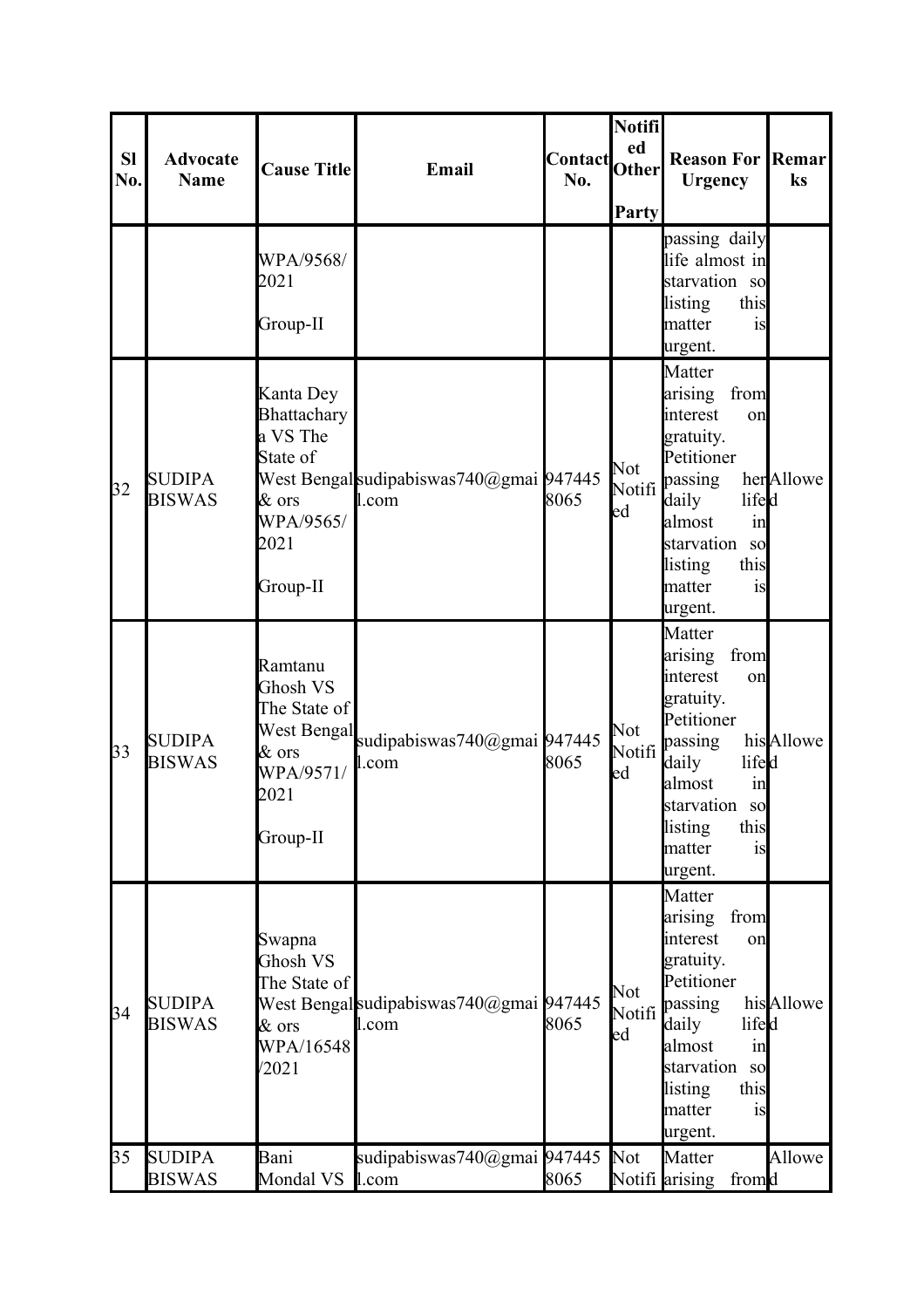| Sl No. | Advocate Name | Cause Title | Email | Contact No. | Notified Other Party | Reason For Urgency | Remarks |
|---|---|---|---|---|---|---|---|
| | | WPA/9568/2021 Group-II | | | | passing daily life almost in starvation so listing this matter is urgent. | |
| 32 | SUDIPA BISWAS | Kanta Dey Bhattacharya VS The State of West Bengal & ors WPA/9565/2021 Group-II | sudipabiswas740@gmail.com | 9474458065 | Not Notified | Matter arising from interest on gratuity. Petitioner passing her daily life almost in starvation so listing this matter is urgent. | Allowed |
| 33 | SUDIPA BISWAS | Ramtanu Ghosh VS The State of West Bengal & ors WPA/9571/2021 Group-II | sudipabiswas740@gmail.com | 9474458065 | Not Notified | Matter arising from interest on gratuity. Petitioner passing his daily life almost in starvation so listing this matter is urgent. | Allowed |
| 34 | SUDIPA BISWAS | Swapna Ghosh VS The State of West Bengal & ors WPA/16548/2021 | sudipabiswas740@gmail.com | 9474458065 | Not Notified | Matter arising from interest on gratuity. Petitioner passing his daily life almost in starvation so listing this matter is urgent. | Allowed |
| 35 | SUDIPA BISWAS | Bani Mondal VS | sudipabiswas740@gmail.com | 9474458065 | Not Notified | Matter arising from | Allowed |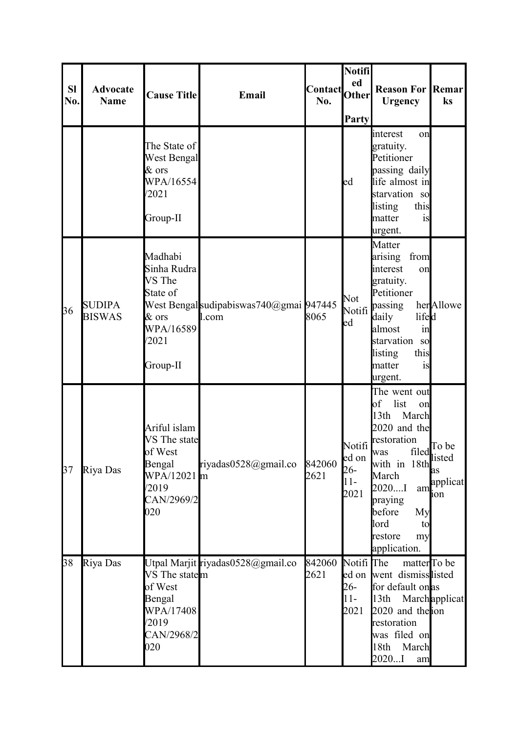| Sl No. | Advocate Name | Cause Title | Email | Contact No. | Notified Other Party | Reason For Urgency | Remarks |
|---|---|---|---|---|---|---|---|
| | | The State of West Bengal & ors WPA/16554/2021 Group-II | | | ed | interest on gratuity. Petitioner passing daily life almost in starvation so listing this matter is urgent. | |
| 36 | SUDIPA BISWAS | Madhabi Sinha Rudra VS The State of West Bengal & ors WPA/16589/2021 Group-II | sudipabiswas740@gmail.com | 9474458065 | Not Notified | Matter arising from interest on gratuity. Petitioner passing her daily life almost in starvation so listing this matter is urgent. | Allowed |
| 37 | Riya Das | Ariful islam VS The state of West Bengal WPA/12021/2019 CAN/2969/2020 | riyadas0528@gmail.com | 8420602621 | Notified on 26-11-2021 | The went out of list on 13th March 2020 and the restoration was filed with in 18th March 2020....I am praying before My lord to restore my application. | To be listed as application |
| 38 | Riya Das | Utpal Marjit VS The state of West Bengal WPA/17408/2019 CAN/2968/2020 | riyadas0528@gmail.com | 8420602621 | Notified on 26-11-2021 | The matter went dismiss for default on 13th March 2020 and the restoration was filed on 18th March 2020...I am | To be listed as application |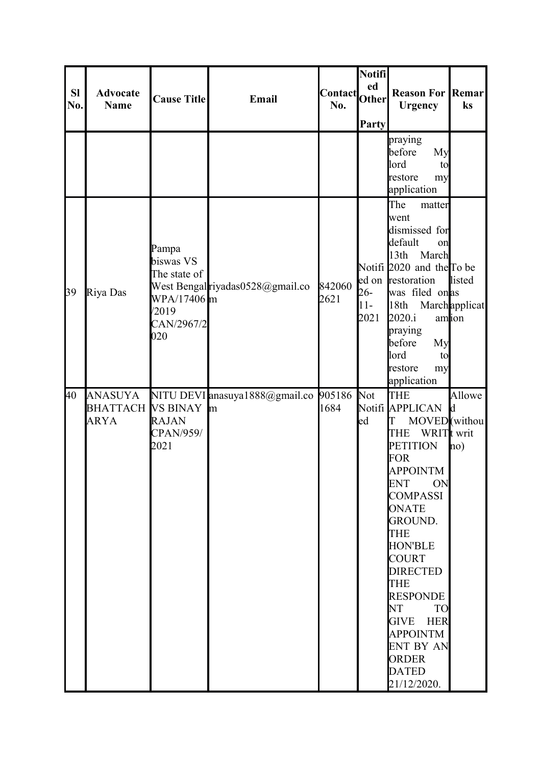| Sl No. | Advocate Name | Cause Title | Email | Contact No. | Notified Other Party | Reason For Urgency | Remarks |
|---|---|---|---|---|---|---|---|
| | | | | | | praying before My lord to restore my application | |
| 39 | Riya Das | Pampa biswas VS The state of West Bengal WPA/17406/2019 CAN/2967/2020 | riyadas0528@gmail.com | 8420602621 | Notified on 26-11-2021 | The matter went dismissed for default on 13th March 2020 and the restoration was filed on 18th March 2020.i am praying before My lord to restore my application | To be listed as application |
| 40 | ANASUYA BHATTACHARYA | NITU DEVI VS BINAY RAJAN CPAN/959/2021 | anasuya1888@gmail.com | 9051861684 | Not Notified | THE APPLICANT MOVED THE WRIT PETITION FOR APPOINTMENT ON COMPASSIONATE GROUND. THE HON'BLE COURT DIRECTED THE RESPONDENT TO GIVE HER APPOINTMENT BY AN ORDER DATED 21/12/2020. | Allowed (without writ no) |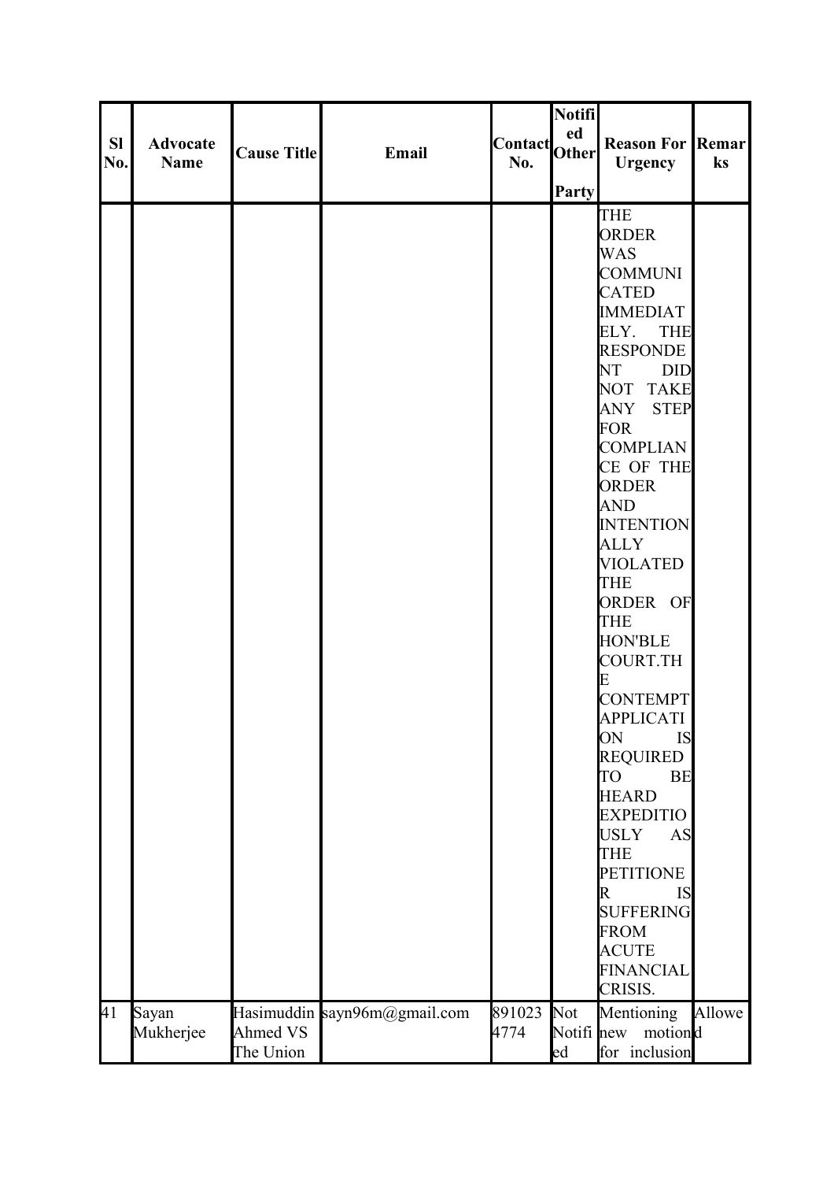| Sl No. | Advocate Name | Cause Title | Email | Contact No. | Notified Other Party | Reason For Urgency | Remarks |
|---|---|---|---|---|---|---|---|
| | | | | | | THE ORDER WAS COMMUNICATED IMMEDIATELY. THE RESPONDENT DID NOT TAKE ANY STEP FOR COMPLIANCE OF THE ORDER AND INTENTIONALLY VIOLATED THE ORDER OF THE HON'BLE COURT.THE CONTEMPT APPLICATION IS REQUIRED TO BE HEARD EXPEDITIOUSLY AS THE PETITIONER IS SUFFERING FROM ACUTE FINANCIAL CRISIS. | |
| 41 | Sayan Mukherjee | Hasimuddin Ahmed VS The Union | sayn96m@gmail.com | 8910234774 | Not Notified | Mentioning new motion for inclusion | Allowed |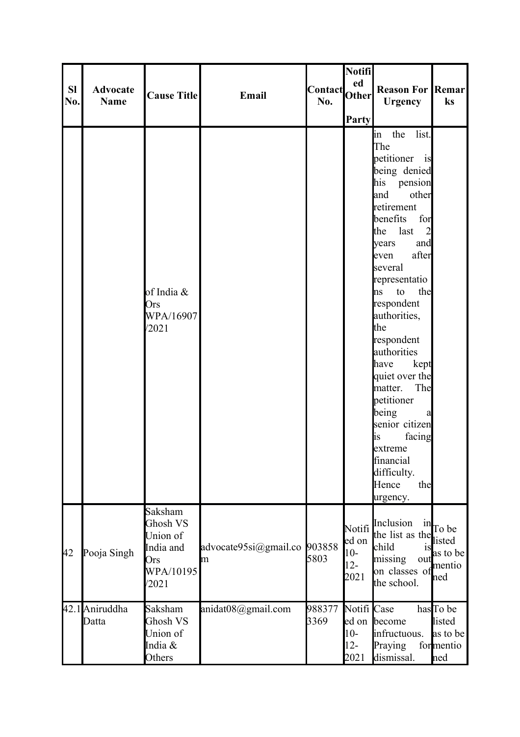| Sl No. | Advocate Name | Cause Title | Email | Contact No. | Notified Other Party | Reason For Urgency | Remarks |
|---|---|---|---|---|---|---|---|
| | | of India & Ors WPA/16907/2021 | | | | in the list. The petitioner is being denied his pension and other retirement benefits for the last 2 years and even after several representations to the respondent authorities, the respondent authorities have kept quiet over the matter. The petitioner being a senior citizen is facing extreme financial difficulty. Hence the urgency. | |
| 42 | Pooja Singh | Saksham Ghosh VS Union of India and Ors WPA/10195/2021 | advocate95si@gmail.com | 9038585803 | Notified on 10-12-2021 | Inclusion in the list as the child is missing out on classes of the school. | To be listed as to be mentioned |
| 42.1 | Aniruddha Datta | Saksham Ghosh VS Union of India & Others | anidat08@gmail.com | 9883773369 | Notified on 10-12-2021 | Case has become infructuous. Praying for dismissal. | To be listed as to be mentioned |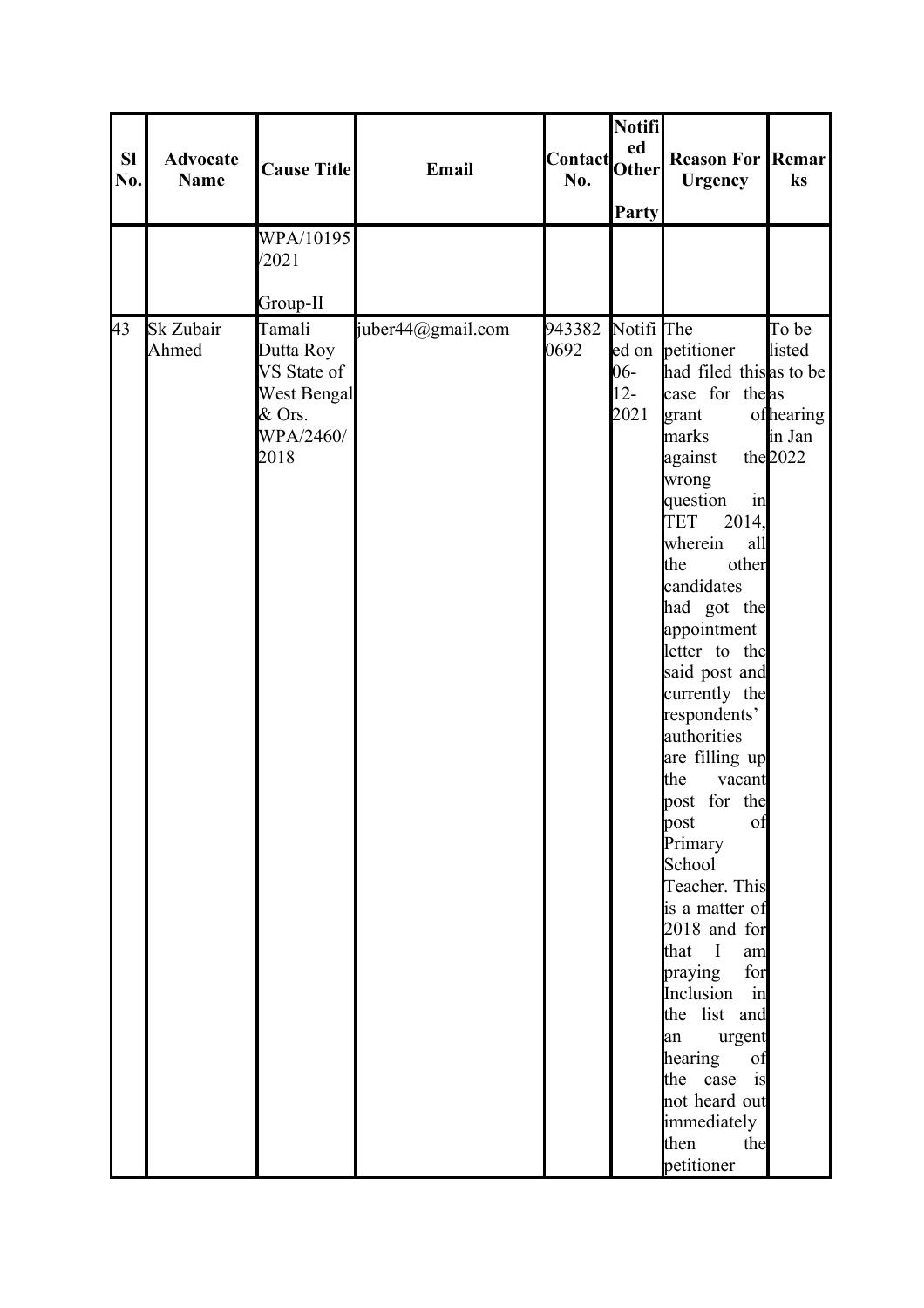| Sl No. | Advocate Name | Cause Title | Email | Contact No. | Notified Other Party | Reason For Urgency | Remarks |
|---|---|---|---|---|---|---|---|
| | | WPA/10195/2021 Group-II | | | | | |
| 43 | Sk Zubair Ahmed | Tamali Dutta Roy VS State of West Bengal & Ors. WPA/2460/2018 | juber44@gmail.com | 9433820692 | Notified on 06-12-2021 | The petitioner had filed this case for the grant of marks against the wrong question in TET 2014, wherein all the other candidates had got the appointment letter to the said post and currently the respondents' authorities are filling up the vacant post for the post of Primary School Teacher. This is a matter of 2018 and for that I am praying for Inclusion in the list and an urgent hearing of the case is not heard out immediately then the petitioner | To be listed as to be as hearing in Jan 2022 |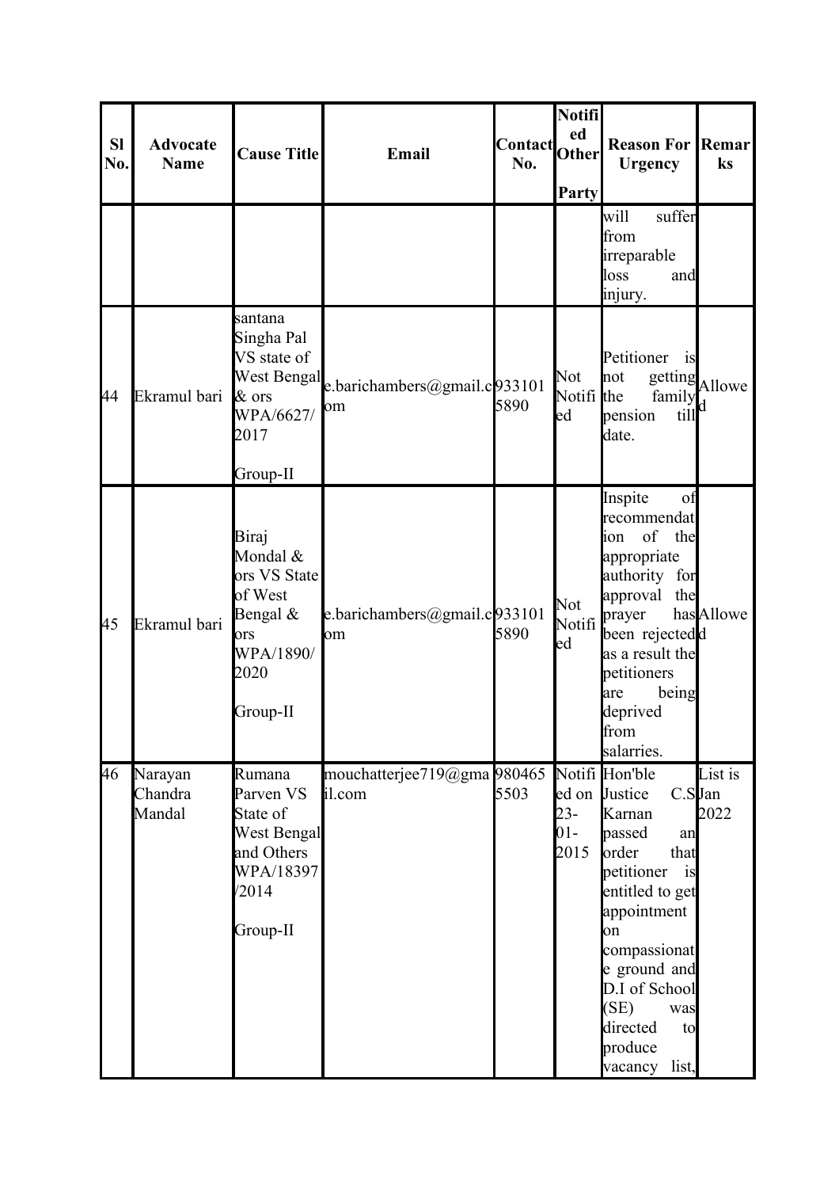| Sl No. | Advocate Name | Cause Title | Email | Contact No. | Notified Other Party | Reason For Urgency | Remarks |
|---|---|---|---|---|---|---|---|
| | | | | | | will suffer from irreparable loss and injury. | |
| 44 | Ekramul bari | santana Singha Pal VS state of West Bengal & ors WPA/6627/2017 Group-II | e.barichambers@gmail.com | 9331015890 | Not Notified | Petitioner is not getting the family pension till date. | Allowed |
| 45 | Ekramul bari | Biraj Mondal & ors VS State of West Bengal & ors WPA/1890/2020 Group-II | e.barichambers@gmail.com | 9331015890 | Not Notified | Inspite of recommendation of the appropriate authority for approval the prayer has been rejected as a result the petitioners are being deprived from salarries. | Allowed |
| 46 | Narayan Chandra Mandal | Rumana Parven VS State of West Bengal and Others WPA/18397/2014 Group-II | mouchatterjee719@gmail.com | 9804655503 | Notified on 23-01-2015 | Hon'ble Justice C.S Karnan passed an order that petitioner is entitled to get appointment on compassionate ground and D.I of School (SE) was directed to produce vacancy list, | List is Jan 2022 |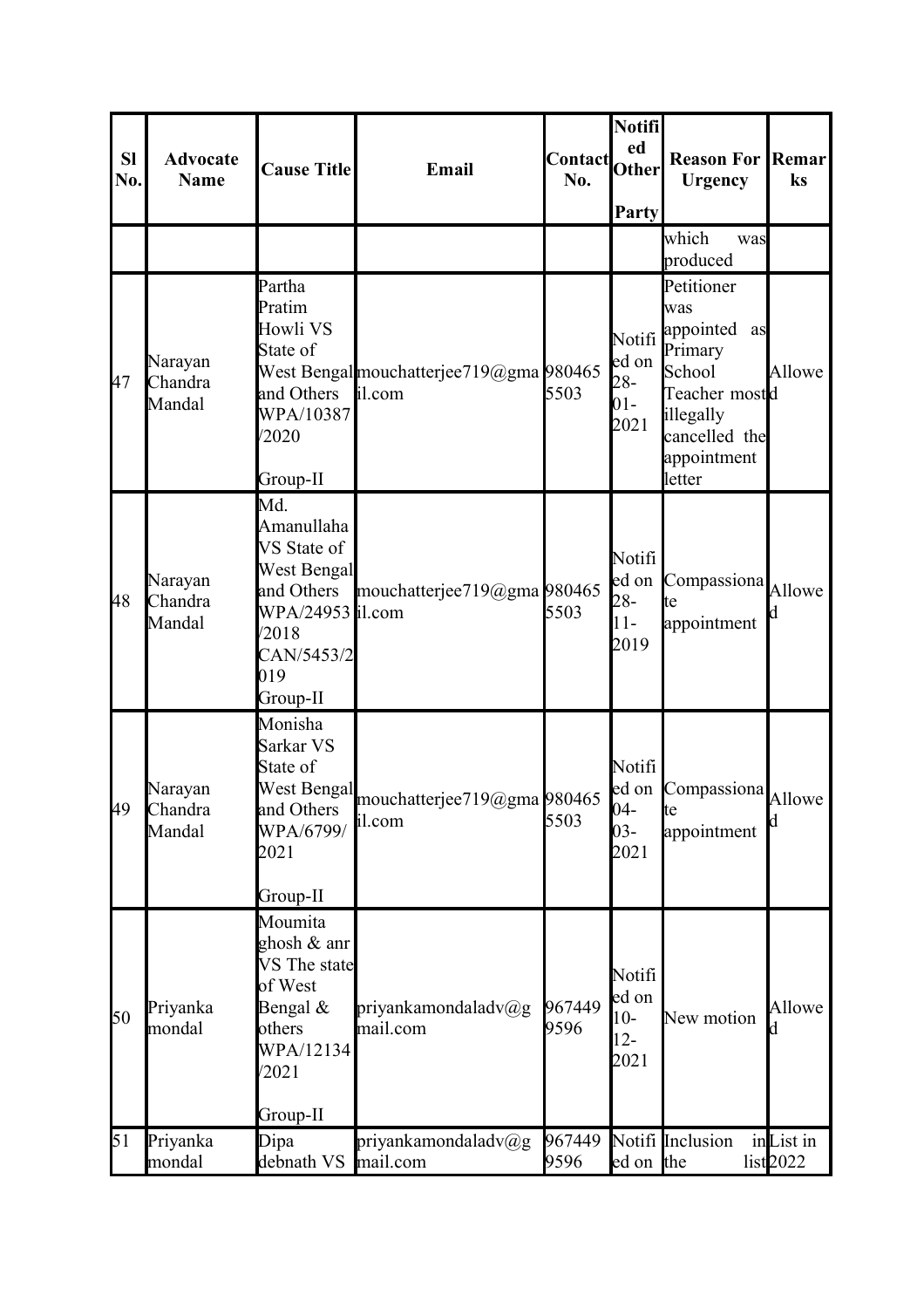| Sl No. | Advocate Name | Cause Title | Email | Contact No. | Notified Other Party | Reason For Urgency | Remarks |
|---|---|---|---|---|---|---|---|
| | | | | | | which was produced | |
| 47 | Narayan Chandra Mandal | Partha Pratim Howli VS State of West Bengal and Others WPA/10387/2020 Group-II | mouchatterjee719@gmail.com | 9804655503 | Notified on 28-01-2021 | Petitioner was appointed as Primary School Teacher most illegally cancelled the appointment letter | Allowed |
| 48 | Narayan Chandra Mandal | Md. Amanullaha VS State of West Bengal and Others WPA/24953/2018 CAN/5453/2019 Group-II | mouchatterjee719@gmail.com | 9804655503 | Notified on 28-11-2019 | Compassionate appointment | Allowed |
| 49 | Narayan Chandra Mandal | Monisha Sarkar VS State of West Bengal and Others WPA/6799/2021 Group-II | mouchatterjee719@gmail.com | 9804655503 | Notified on 04-03-2021 | Compassionate appointment | Allowed |
| 50 | Priyanka mondal | Moumita ghosh & anr VS The state of West Bengal & others WPA/12134/2021 Group-II | priyankamondaladv@gmail.com | 9674499596 | Notified on 10-12-2021 | New motion | Allowed |
| 51 | Priyanka mondal | Dipa debnath VS | priyankamondaladv@gmail.com | 9674499596 | Notified on | Inclusion in the list | List in 2022 |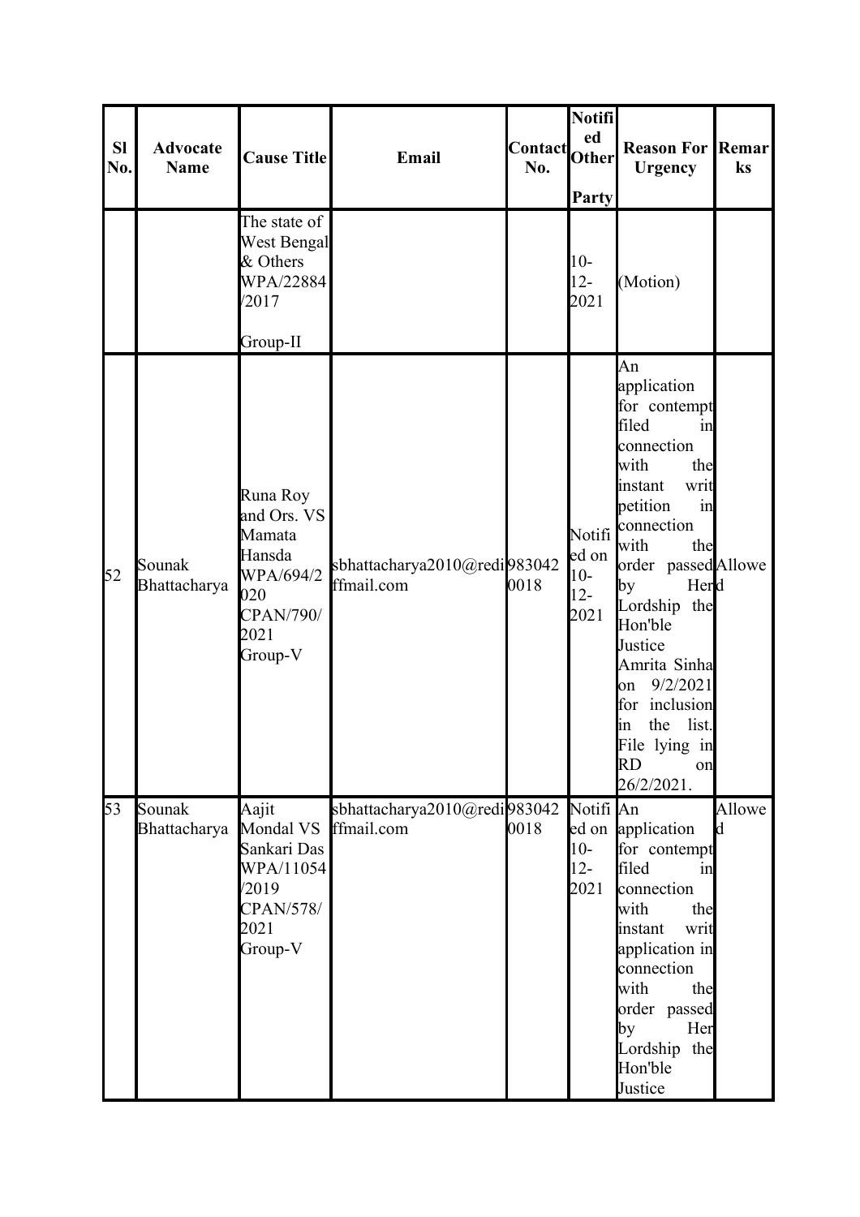| Sl No. | Advocate Name | Cause Title | Email | Contact No. | Notified Other Party | Reason For Urgency | Remarks |
|---|---|---|---|---|---|---|---|
| | | The state of West Bengal & Others WPA/22884/2017 Group-II | | | 10-12-2021 | (Motion) | |
| 52 | Sounak Bhattacharya | Runa Roy and Ors. VS Mamata Hansda WPA/694/2020 CPAN/790/2021 Group-V | sbhattacharya2010@rediffmail.com | 9830420018 | Notified on 10-12-2021 | An application for contempt filed in connection with the instant writ petition in connection with the order passed by Her Lordship the Hon'ble Justice Amrita Sinha on 9/2/2021 for inclusion in the list. File lying in RD on 26/2/2021. | Allowed |
| 53 | Sounak Bhattacharya | Aajit Mondal VS Sankari Das WPA/11054/2019 CPAN/578/2021 Group-V | sbhattacharya2010@rediffmail.com | 9830420018 | Notified on 10-12-2021 | An application for contempt filed in connection with the instant writ application in connection with the order passed by Her Lordship the Hon'ble Justice | Allowed |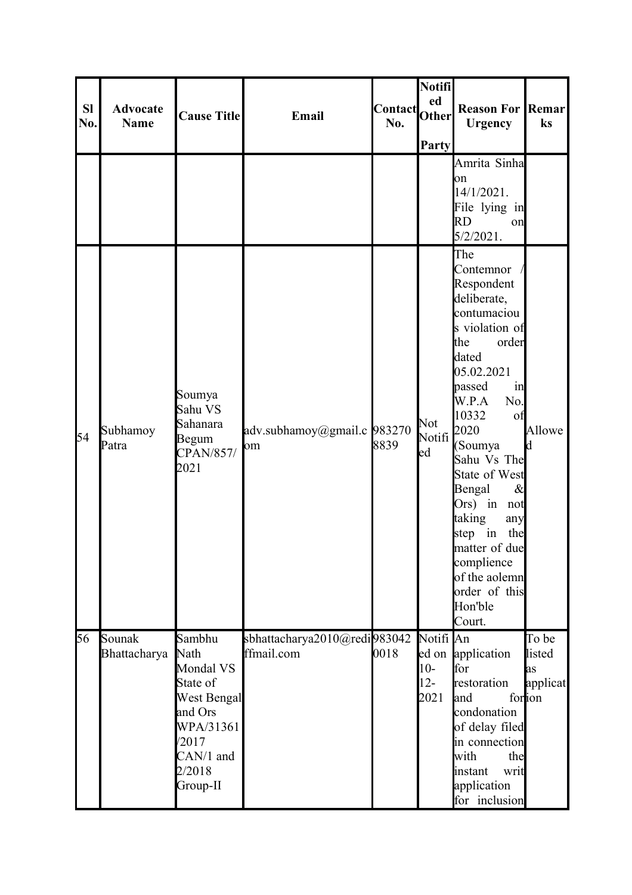| Sl No. | Advocate Name | Cause Title | Email | Contact No. | Notified Other Party | Reason For Urgency | Remarks |
|---|---|---|---|---|---|---|---|
| | | | | | | Amrita Sinha on 14/1/2021. File lying in RD on 5/2/2021. | |
| 54 | Subhamoy Patra | Soumya Sahu VS Sahanara Begum CPAN/857/2021 | adv.subhamoy@gmail.com | 9832708839 | Not Notified | The Contemnor / Respondent deliberate, contumacious violation of the order dated 05.02.2021 passed in W.P.A No. 10332 of 2020 (Soumya Sahu Vs The State of West Bengal & Ors) in not taking any step in the matter of due complience of the aolemn order of this Hon'ble Court. | Allowed |
| 56 | Sounak Bhattacharya | Sambhu Nath Mondal VS State of West Bengal and Ors WPA/31361/2017 CAN/1 and 2/2018 Group-II | sbhattacharya2010@rediffmail.com | 9830420018 | Notified on 10-12-2021 | An application for restoration and for condonation of delay filed in connection with the instant writ application for inclusion | To be listed as application |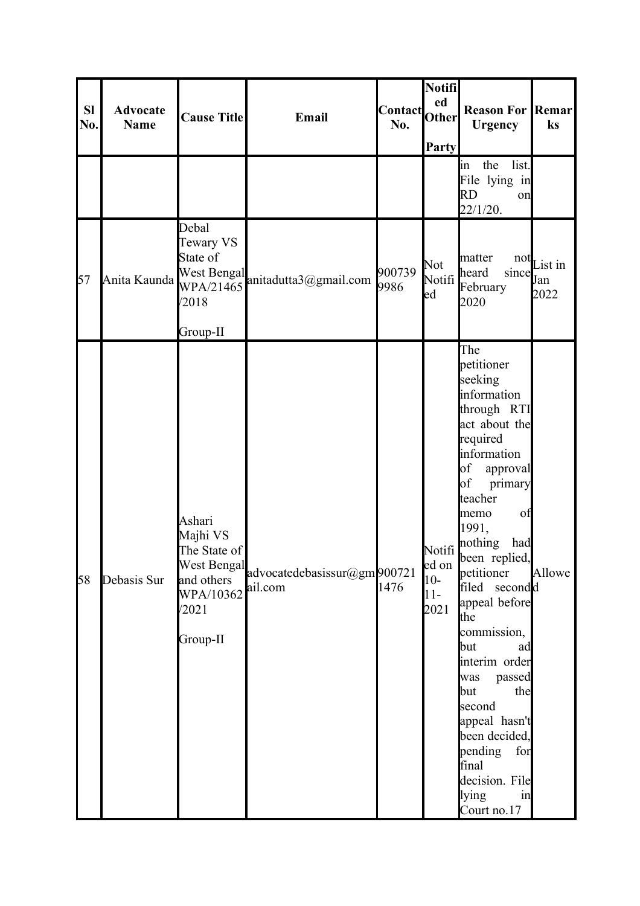| Sl No. | Advocate Name | Cause Title | Email | Contact No. | Notified Other Party | Reason For Urgency | Remarks |
|---|---|---|---|---|---|---|---|
| | | | | | | in the list. File lying in RD on 22/1/20. | |
| 57 | Anita Kaunda | Debal Tewary VS State of West Bengal WPA/21465/2018 Group-II | anitadutta3@gmail.com | 9007399986 | Not Notified | matter not heard since February 2020 | List in Jan 2022 |
| 58 | Debasis Sur | Ashari Majhi VS The State of West Bengal and others WPA/10362/2021 Group-II | advocatedebasissur@gmail.com | 9007211476 | Notified on 10-11-2021 | The petitioner seeking information through RTI act about the required information of approval of primary teacher memo of 1991, nothing had been replied, petitioner filed second appeal before the commission, but ad interim order was passed but the second appeal hasn't been decided, pending for final decision. File lying in Court no.17 | Allowed |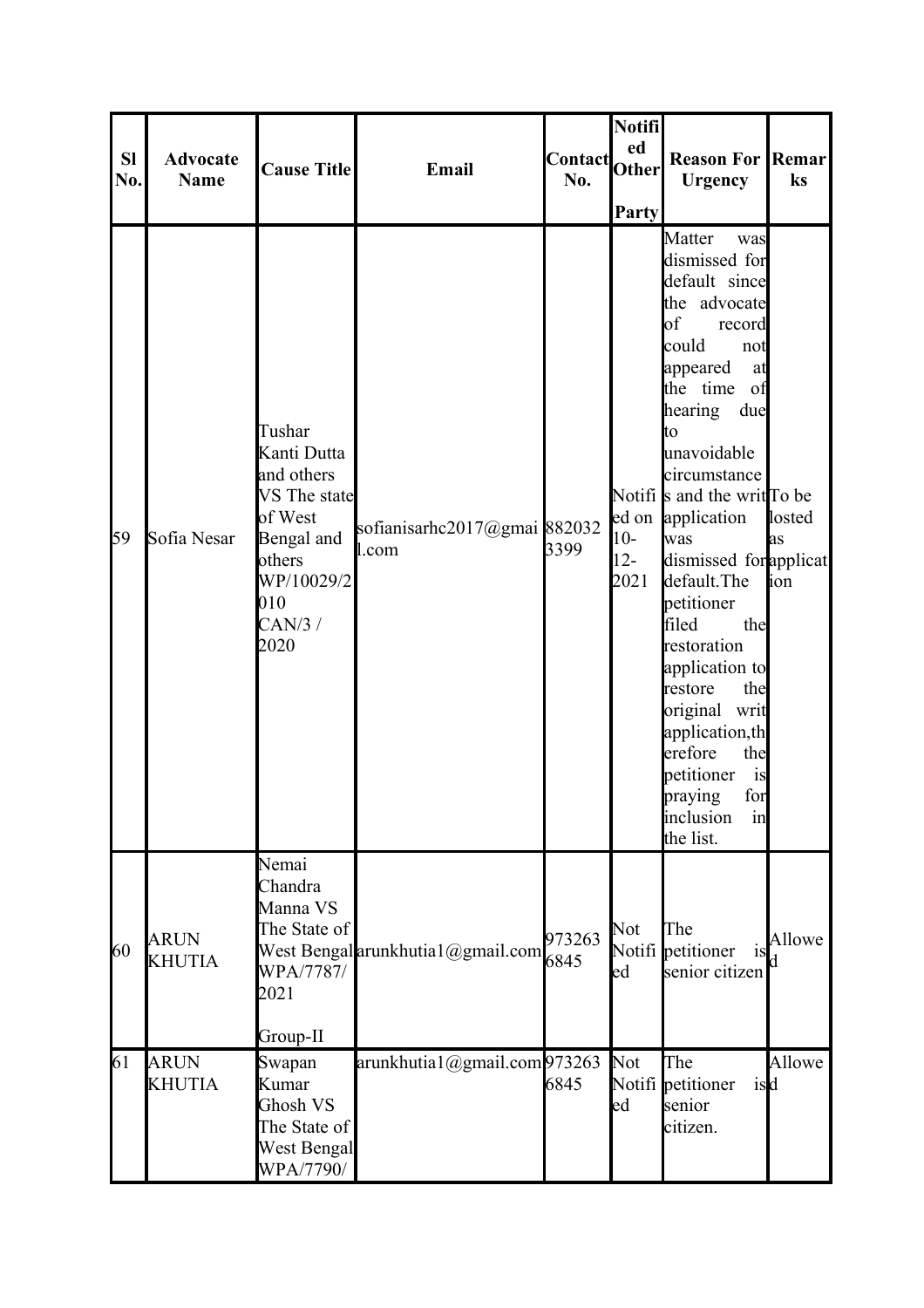| Sl No. | Advocate Name | Cause Title | Email | Contact No. | Notified Other Party | Reason For Urgency | Remarks |
|---|---|---|---|---|---|---|---|
| 59 | Sofia Nesar | Tushar Kanti Dutta and others VS The state of West Bengal and others WP/10029/2010 CAN/3 / 2020 | sofianisarhc2017@gmail.com | 8820323399 | Notified on 10-12-2021 | Matter was dismissed for default since the advocate of record could not appeared at the time of hearing due to unavoidable circumstances and the writ application was dismissed for default.The petitioner filed the restoration application to restore the original writ application,therefore the petitioner is praying for inclusion in the list. | To be losted as application |
| 60 | ARUN KHUTIA | Nemai Chandra Manna VS The State of West Bengal WPA/7787/2021 Group-II | arunkhutia1@gmail.com | 9732636845 | Not Notified | The petitioner is senior citizen | Allowed |
| 61 | ARUN KHUTIA | Swapan Kumar Ghosh VS The State of West Bengal WPA/7790/ | arunkhutia1@gmail.com | 9732636845 | Not Notified | The petitioner is senior citizen. | Allowed |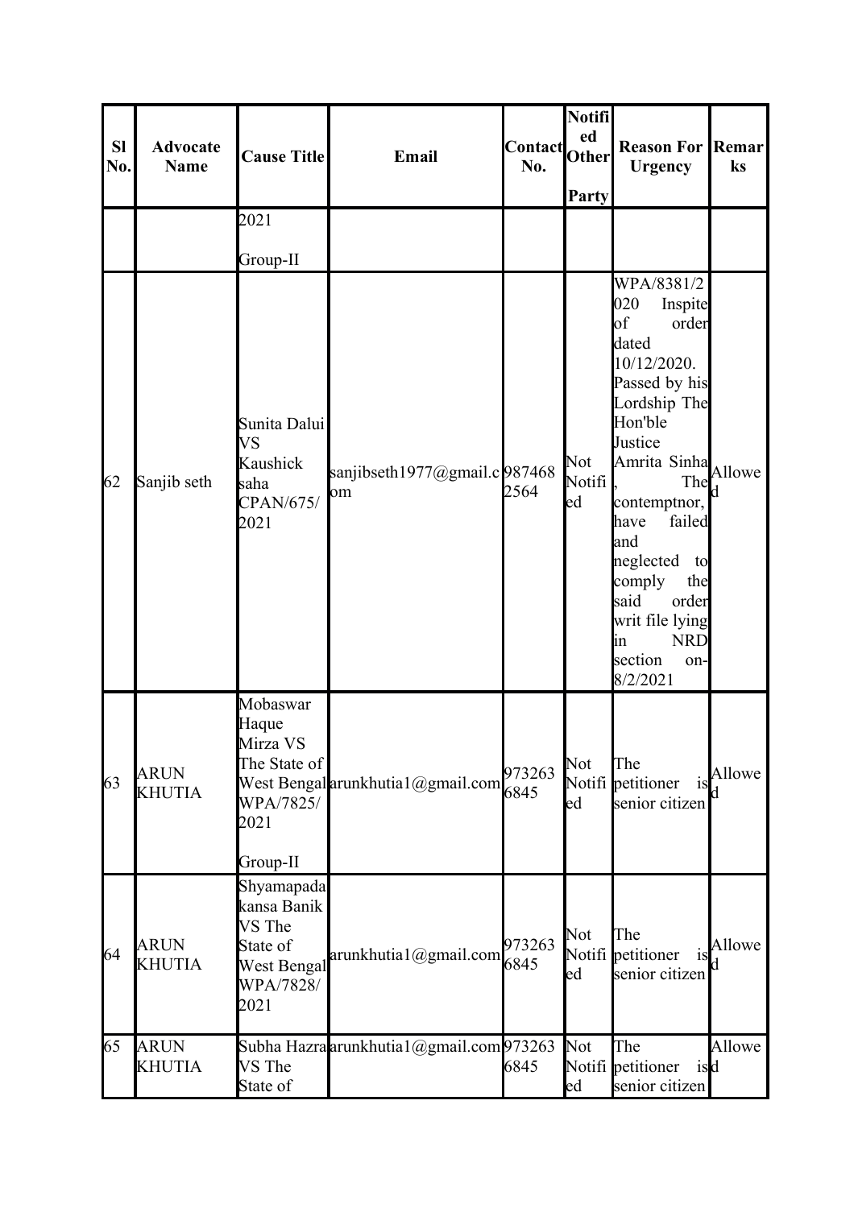| Sl No. | Advocate Name | Cause Title | Email | Contact No. | Notified Other Party | Reason For Urgency | Remarks |
|---|---|---|---|---|---|---|---|
| | | 2021 Group-II | | | | | |
| 62 | Sanjib seth | Sunita Dalui VS Kaushick saha CPAN/675/2021 | sanjibseth1977@gmail.com | 9874682564 | Not Notified | WPA/8381/2020 Inspite of order dated 10/12/2020. Passed by his Lordship The Hon'ble Justice Amrita Sinha, The contemptnor, have failed and neglected to comply the said order writ file lying in NRD section on-8/2/2021 | Allowed |
| 63 | ARUN KHUTIA | Mobaswar Haque Mirza VS The State of West Bengal WPA/7825/2021 Group-II | arunkhutia1@gmail.com | 9732636845 | Not Notified | The petitioner is senior citizen | Allowed |
| 64 | ARUN KHUTIA | Shyamapada kansa Banik VS The State of West Bengal WPA/7828/2021 | arunkhutia1@gmail.com | 9732636845 | Not Notified | The petitioner is senior citizen | Allowed |
| 65 | ARUN KHUTIA | Subha Hazra VS The State of | arunkhutia1@gmail.com | 9732636845 | Not Notified | The petitioner is senior citizen | Allowed |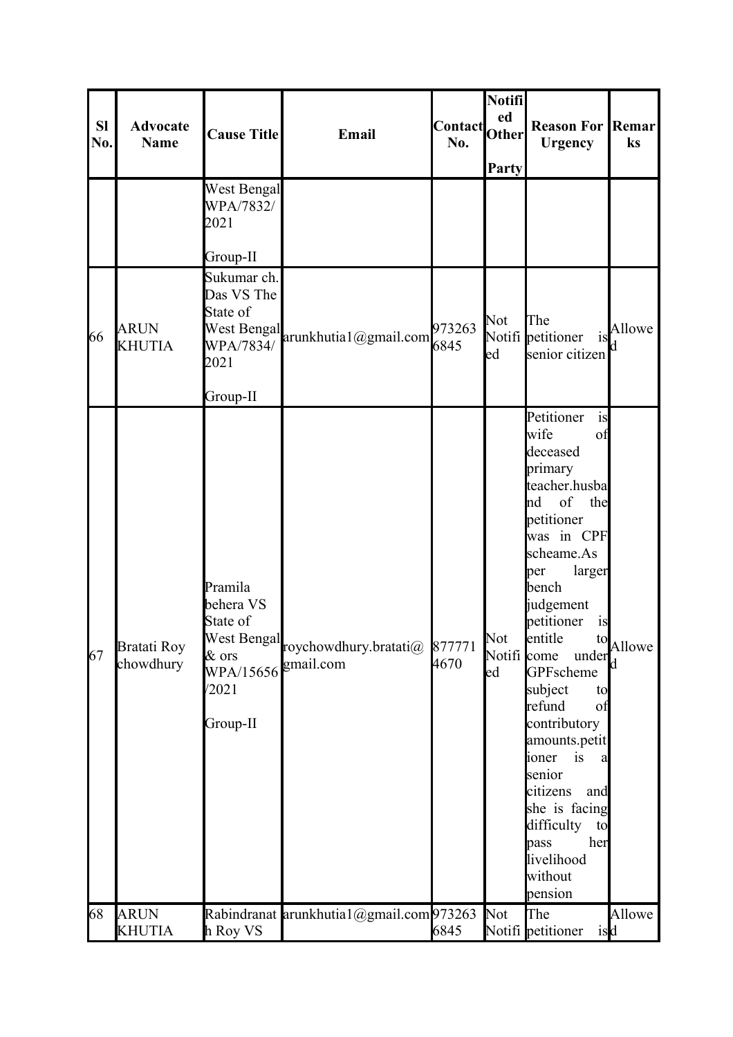| Sl No. | Advocate Name | Cause Title | Email | Contact No. | Notified Other Party | Reason For Urgency | Remarks |
|---|---|---|---|---|---|---|---|
| | | West Bengal WPA/7832/ 2021<br><br>Group-II | | | | | |
| 66 | ARUN KHUTIA | Sukumar ch. Das VS The State of West Bengal WPA/7834/ 2021<br><br>Group-II | arunkhutia1@gmail.com | 9732636845 | Not Notified | The petitioner is senior citizen | Allowed |
| 67 | Bratati Roy chowdhury | Pramila behera VS State of West Bengal & ors WPA/15656 /2021<br><br>Group-II | roychowdhury.bratati@ gmail.com | 8777714670 | Not Notified | Petitioner is wife of deceased primary teacher.husband of the petitioner was in CPF scheame.As per larger bench judgement petitioner is entitle to come under GPFscheme subject to refund of contributory amounts.petitioner is a senior citizens and she is facing difficulty to pass her livelihood without pension | Allowed |
| 68 | ARUN KHUTIA | Rabindranath Roy VS | arunkhutia1@gmail.com | 9732636845 | Not Notifi | The petitioner is | Allowed |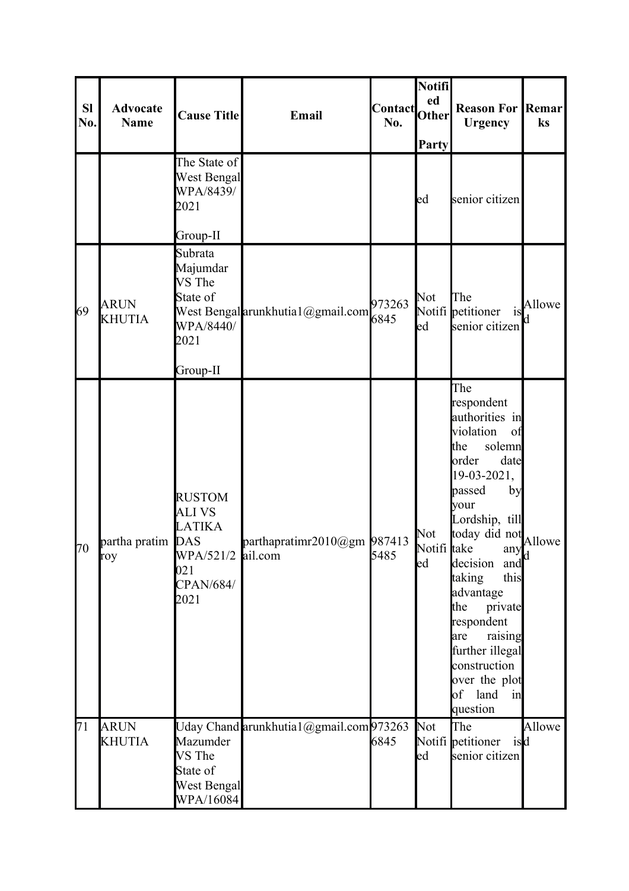| Sl No. | Advocate Name | Cause Title | Email | Contact No. | Notified Other Party | Reason For Urgency | Remarks |
|---|---|---|---|---|---|---|---|
| | | The State of West Bengal WPA/8439/2021 Group-II | | | ed | senior citizen | |
| 69 | ARUN KHUTIA | Subrata Majumdar VS The State of West Bengal WPA/8440/2021 Group-II | arunkhutia1@gmail.com | 9732636845 | Not Notified | The petitioner is senior citizen | Allowed |
| 70 | partha pratim roy | RUSTOM ALI VS LATIKA DAS WPA/521/2021 CPAN/684/2021 | parthapratimr2010@gmail.com | 9874135485 | Not Notified | The respondent authorities in violation of the solemn order date 19-03-2021, passed by your Lordship, till today did not take any decision and taking this advantage the private respondent are raising further illegal construction over the plot of land in question | Allowed |
| 71 | ARUN KHUTIA | Uday Chand Mazumder VS The State of West Bengal WPA/16084 | arunkhutia1@gmail.com | 9732636845 | Not Notified | The petitioner is senior citizen | Allowed |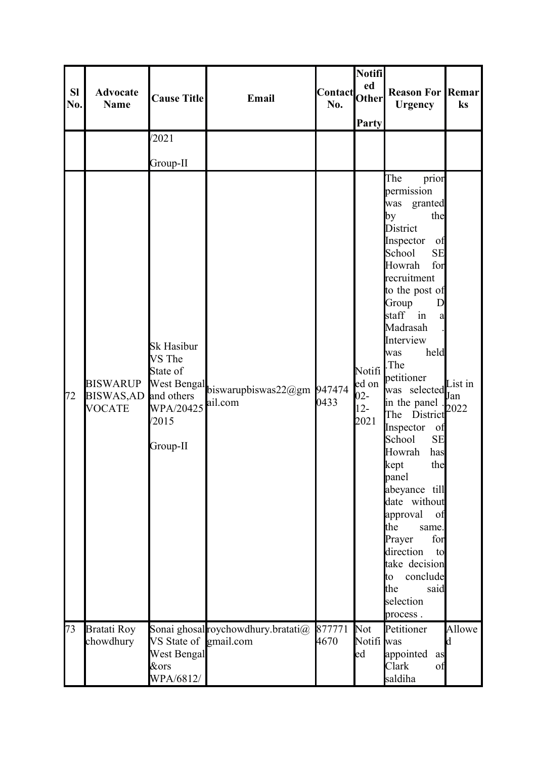| Sl No. | Advocate Name | Cause Title | Email | Contact No. | Notified Other Party | Reason For Urgency | Remarks |
|---|---|---|---|---|---|---|---|
| | | /2021 Group-II | | | | | |
| 72 | BISWARUP BISWAS,ADVOCATE | Sk Hasibur VS The State of West Bengal and others WPA/20425/2015 Group-II | biswarupbiswas22@gmail.com | 9474740433 | Notified on 02-12-2021 | The prior permission was granted by the District Inspector of School SE Howrah for recruitment to the post of Group D staff in a Madrasah . Interview was held .The petitioner was selected in the panel . The District Inspector of School SE Howrah has kept the panel abeyance till date without approval of the same. Prayer for direction to take decision to conclude the said selection process . | List in Jan 2022 |
| 73 | Bratati Roy chowdhury | Sonai ghosal VS State of West Bengal &ors WPA/6812/ | roychowdhury.bratati@gmail.com | 8777714670 | Not Notified | Petitioner was appointed as Clark of saldiha | Allowed |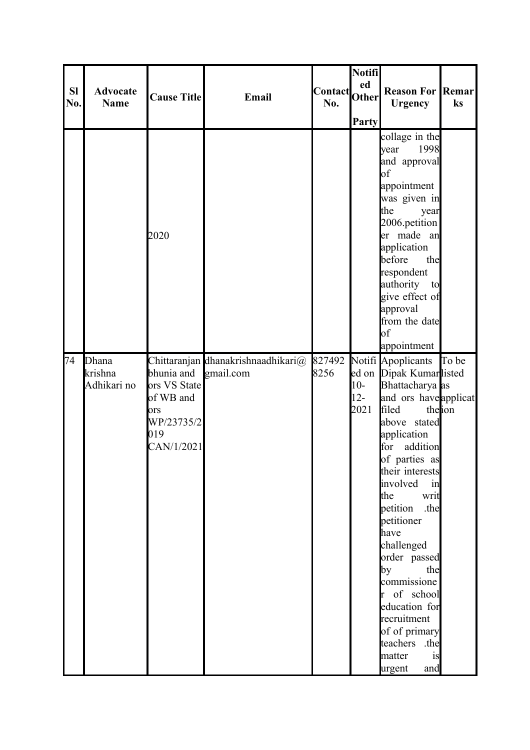| Sl No. | Advocate Name | Cause Title | Email | Contact No. | Notified Other Party | Reason For Urgency | Remarks |
|---|---|---|---|---|---|---|---|
| | | 2020 | | | | collage in the year 1998 and approval of appointment was given in the year 2006.petitioner made an application before the respondent authority to give effect of approval from the date of appointment | |
| 74 | Dhana krishna Adhikari no | Chittaranjan bhunia and ors VS State of WB and ors WP/23735/2019 CAN/1/2021 | dhanakrishnaadhikari@gmail.com | 8274928256 | Notified on 10-12-2021 | Apoplicants Dipak Kumar Bhattacharya and ors have filed the above stated application for addition of parties as their interests involved in the writ petition .the petitioner have challenged order passed by the commissioner of school education for recruitment of of primary teachers .the matter is urgent and | To be listed as application |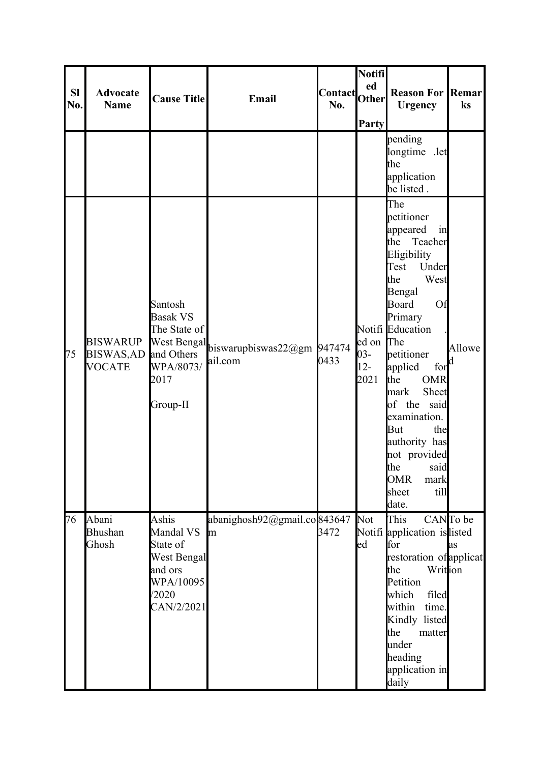| Sl No. | Advocate Name | Cause Title | Email | Contact No. | Notified Other Party | Reason For Urgency | Remarks |
|---|---|---|---|---|---|---|---|
| | | | | | | pending longtime .let the application be listed . | |
| 75 | BISWARUP BISWAS,ADVOCATE | Santosh Basak VS The State of West Bengal and Others WPA/8073/2017 Group-II | biswarupbiswas22@gmail.com | 9474740433 | Notified on 03-12-2021 | The petitioner appeared in the Teacher Eligibility Test Under the West Bengal Board Of Primary Education . The petitioner applied for the OMR mark Sheet of the said examination. But the authority has not provided the said OMR mark sheet till date. | Allowed |
| 76 | Abani Bhushan Ghosh | Ashis Mandal VS State of West Bengal and ors WPA/10095/2020 CAN/2/2021 | abanighosh92@gmail.com | 8436473472 | Not Notified | This CAN application is for restoration of the Writ Petition which filed within time. Kindly listed the matter under heading application in daily | To be listed as application |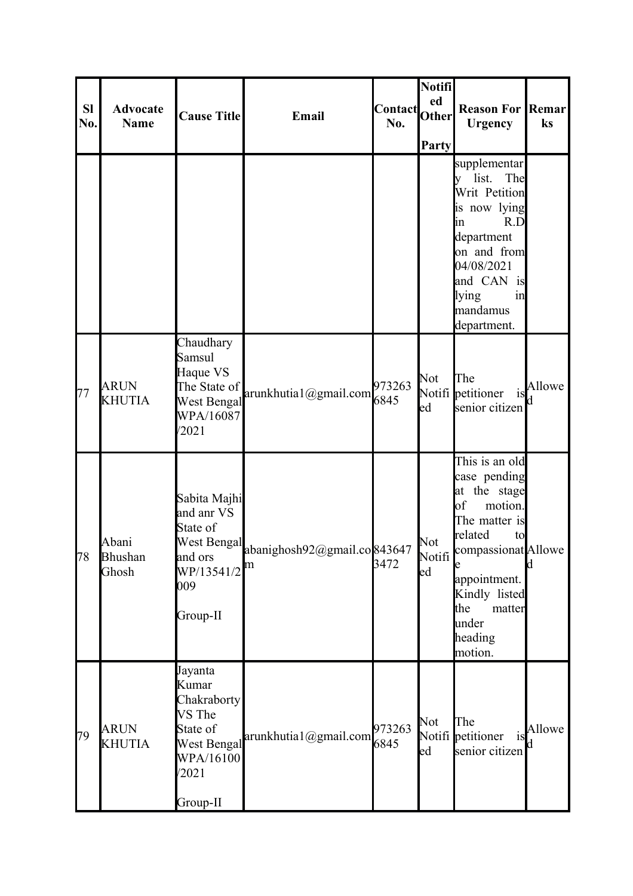| Sl No. | Advocate Name | Cause Title | Email | Contact No. | Notified Other Party | Reason For Urgency | Remarks |
|---|---|---|---|---|---|---|---|
| | | | | | | supplementary list. The Writ Petition is now lying in R.D department on and from 04/08/2021 and CAN is lying in mandamus department. | |
| 77 | ARUN KHUTIA | Chaudhary Samsul Haque VS The State of West Bengal WPA/16087/2021 | arunkhutia1@gmail.com | 9732636845 | Not Notified | The petitioner is senior citizen | Allowed |
| 78 | Abani Bhushan Ghosh | Sabita Majhi and anr VS State of West Bengal and ors WP/13541/2009 Group-II | abanighosh92@gmail.com | 8436473472 | Not Notified | This is an old case pending at the stage of motion. The matter is related to compassionate appointment. Kindly listed the matter under heading motion. | Allowed |
| 79 | ARUN KHUTIA | Jayanta Kumar Chakraborty VS The State of West Bengal WPA/16100/2021 Group-II | arunkhutia1@gmail.com | 9732636845 | Not Notified | The petitioner is senior citizen | Allowed |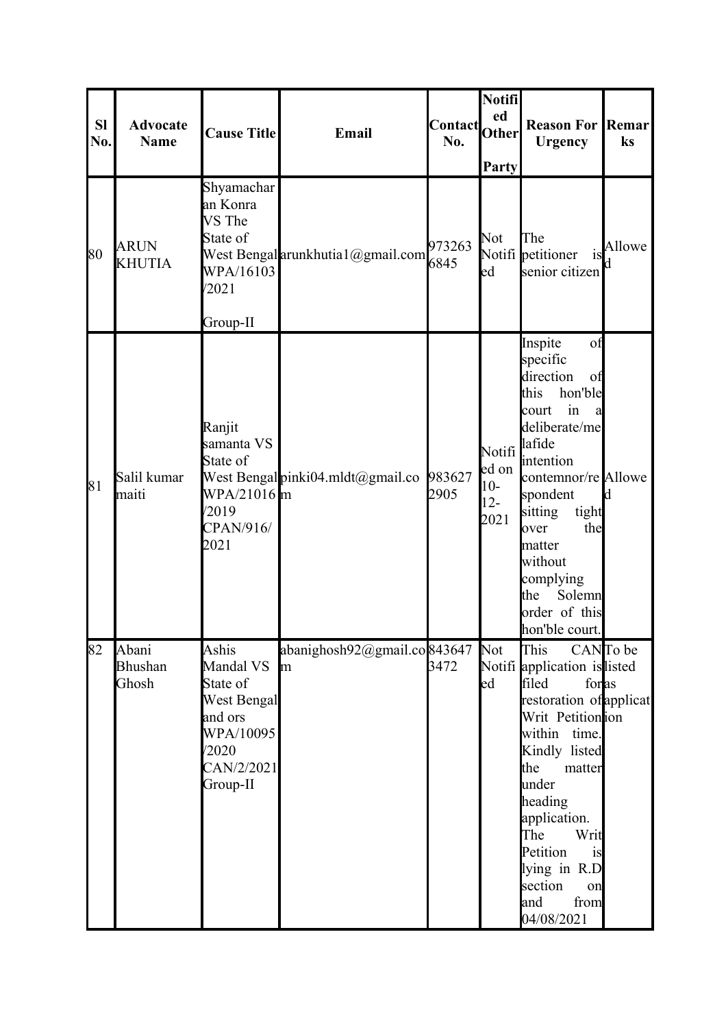| Sl No. | Advocate Name | Cause Title | Email | Contact No. | Notified Other Party | Reason For Urgency | Remarks |
|---|---|---|---|---|---|---|---|
| 80 | ARUN KHUTIA | Shyamacharan Konra VS The State of West Bengal WPA/16103/2021 Group-II | arunkhutia1@gmail.com | 9732636845 | Not Notified | The petitioner is senior citizen | Allowed |
| 81 | Salil kumar maiti | Ranjit samanta VS State of West Bengal WPA/21016/2019 CPAN/916/2021 | pinki04.mldt@gmail.com | 9836272905 | Notified on 10-12-2021 | Inspite of specific direction of this hon'ble court in a deliberate/melafide intention contemnor/respondent sitting tight over the matter without complying the Solemn order of this hon'ble court. | Allowed |
| 82 | Abani Bhushan Ghosh | Ashis Mandal VS State of West Bengal and ors WPA/10095/2020 CAN/2/2021 Group-II | abanighosh92@gmail.com | 8436473472 | Not Notified | This CAN application is filed for restoration of Writ Petition within time. Kindly listed the matter under heading application. The Writ Petition is lying in R.D section on and from 04/08/2021 | To be listed as application |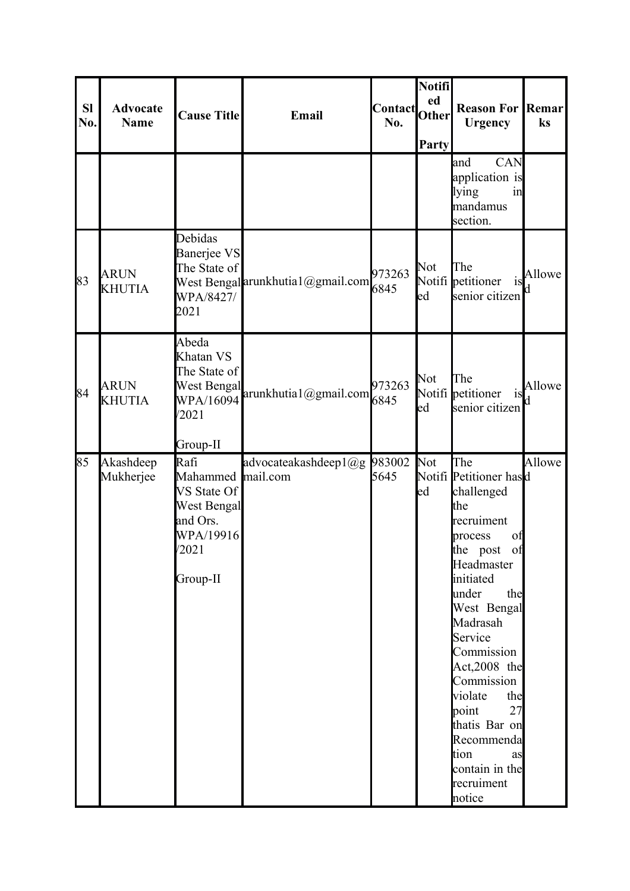| Sl No. | Advocate Name | Cause Title | Email | Contact No. | Notified Other Party | Reason For Urgency | Remarks |
|---|---|---|---|---|---|---|---|
| | | | | | | and CAN application is lying in mandamus section. | |
| 83 | ARUN KHUTIA | Debidas Banerjee VS The State of West Bengal WPA/8427/2021 | arunkhutia1@gmail.com | 9732636845 | Not Notified | The petitioner is senior citizen | Allowed |
| 84 | ARUN KHUTIA | Abeda Khatan VS The State of West Bengal WPA/16094/2021 Group-II | arunkhutia1@gmail.com | 9732636845 | Not Notified | The petitioner is senior citizen | Allowed |
| 85 | Akashdeep Mukherjee | Rafi Mahammed VS State Of West Bengal and Ors. WPA/19916/2021 Group-II | advocateakashdeep1@gmail.com | 9830025645 | Not Notified | The Petitioner has challenged the recruiment process of the post of Headmaster initiated under the West Bengal Madrasah Service Commission Act,2008 the Commission violate the point 27 thatis Bar on Recommendation as contain in the recruiment notice | Allowed |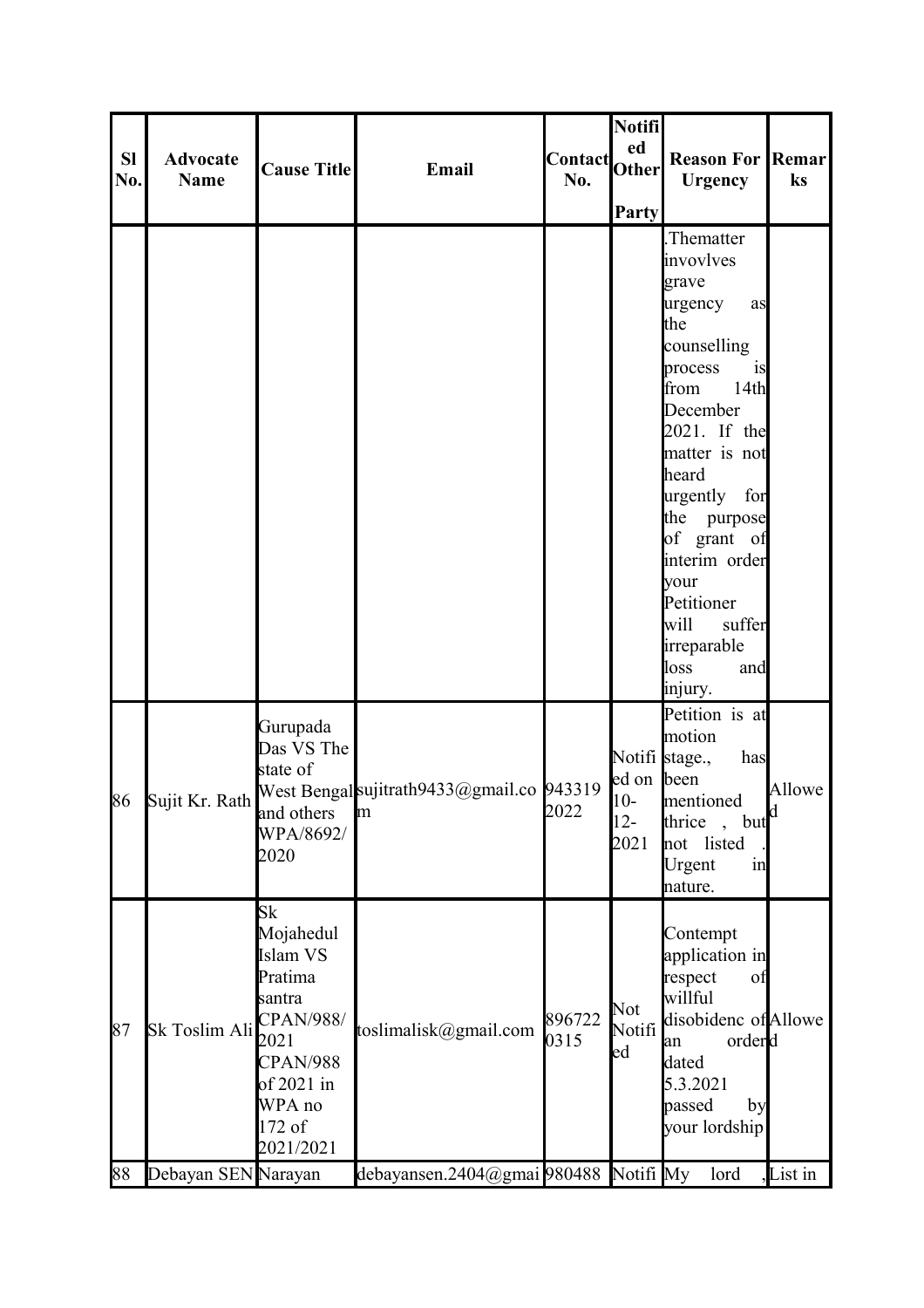| Sl No. | Advocate Name | Cause Title | Email | Contact No. | Notified Other Party | Reason For Urgency | Remarks |
|---|---|---|---|---|---|---|---|
| | | | | | | .Thematter invovlves grave urgency as the counselling process is from 14th December 2021. If the matter is not heard urgently for the purpose of grant of interim order your Petitioner will suffer irreparable loss and injury. | |
| 86 | Sujit Kr. Rath | Gurupada Das VS The state of West Bengal and others WPA/8692/2020 | sujitrath9433@gmail.com | 9433192022 | Notified on 10-12-2021 | Petition is at motion stage., has been mentioned thrice , but not listed . Urgent in nature. | Allowed |
| 87 | Sk Toslim Ali | Sk Mojahedul Islam VS Pratima santra CPAN/988/2021 CPAN/988 of 2021 in WPA no 172 of 2021/2021 | toslimalisk@gmail.com | 8967220315 | Not Notified | Contempt application in respect of willful disobidenc of an order dated 5.3.2021 passed by your lordship | Allowed |
| 88 | Debayan SEN | Narayan | debayansen.2404@gmai | 980488 | Notifi | My lord , | List in |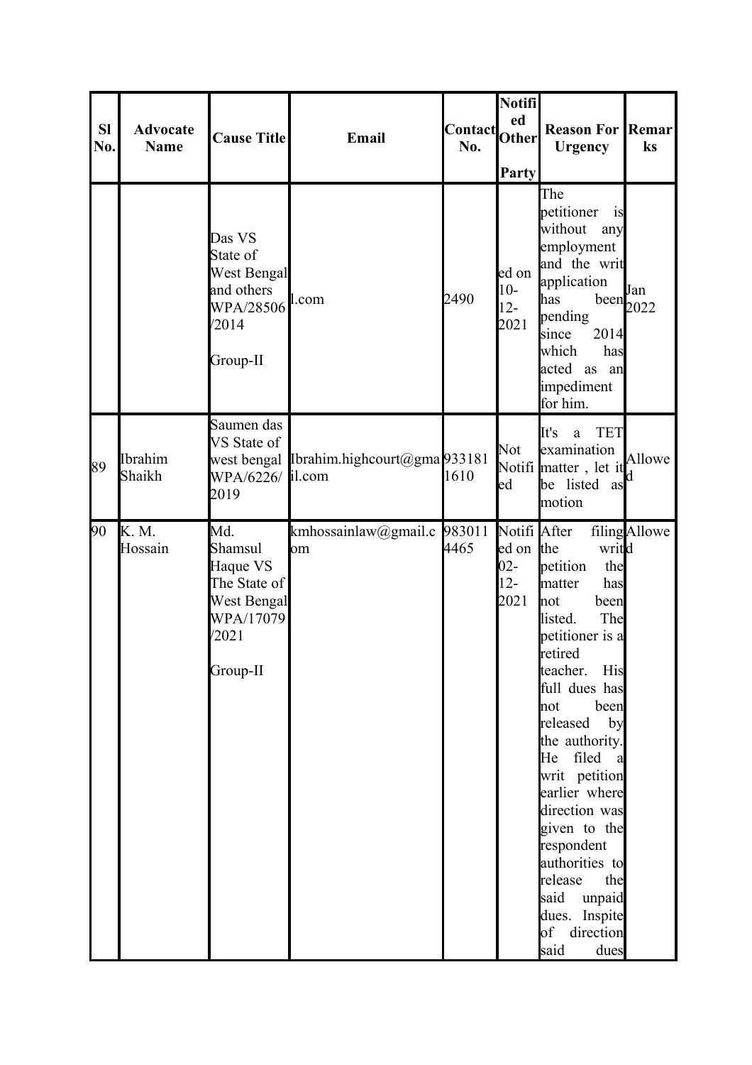| Sl No. | Advocate Name | Cause Title | Email | Contact No. | Notified Other Party | Reason For Urgency | Remarks |
|---|---|---|---|---|---|---|---|
| | | Das VS State of West Bengal and others WPA/28506/2014 Group-II | l.com | 2490 | ed on 10-12-2021 | The petitioner is without any employment and the writ application has been pending since 2014 which has acted as an impediment for him. | Jan 2022 |
| 89 | Ibrahim Shaikh | Saumen das VS State of west bengal WPA/6226/2019 | Ibrahim.highcourt@gmail.com | 9331811610 | Not Notified | It's a TET examination matter , let it be listed as motion | Allowed |
| 90 | K. M. Hossain | Md. Shamsul Haque VS The State of West Bengal WPA/17079/2021 Group-II | kmhossainlaw@gmail.com | 9830114465 | Notified on 02-12-2021 | After filing the writ petition the matter has not been listed. The petitioner is a retired teacher. His full dues has not been released by the authority. He filed a writ petition earlier where direction was given to the respondent authorities to release the said unpaid dues. Inspite of direction said dues | Allowed |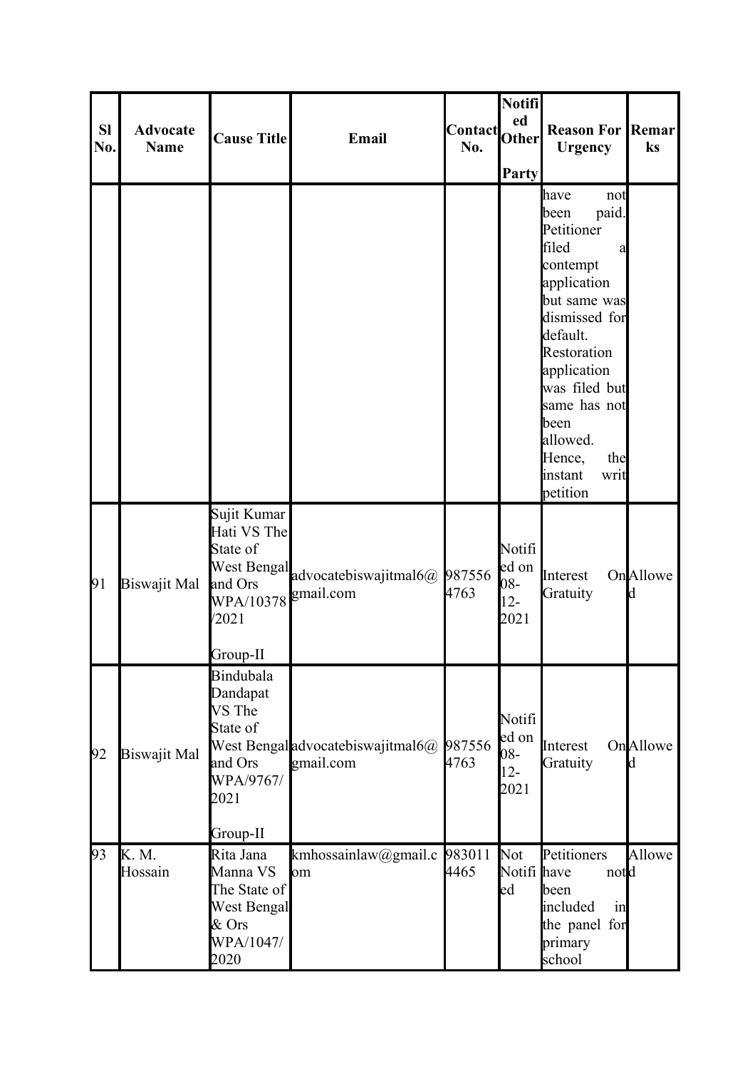| Sl No. | Advocate Name | Cause Title | Email | Contact No. | Notified Other Party | Reason For Urgency | Remarks |
|---|---|---|---|---|---|---|---|
| | | | | | | have not been paid. Petitioner filed a contempt application but same was dismissed for default. Restoration application was filed but same has not been allowed. Hence, the instant writ petition | |
| 91 | Biswajit Mal | Sujit Kumar Hati VS The State of West Bengal and Ors WPA/10378/2021 Group-II | advocatebiswajitmal6@gmail.com | 9875564763 | Notified on 08-12-2021 | Interest On Gratuity | Allowed |
| 92 | Biswajit Mal | Bindubala Dandapat VS The State of West Bengal and Ors WPA/9767/2021 Group-II | advocatebiswajitmal6@gmail.com | 9875564763 | Notified on 08-12-2021 | Interest On Gratuity | Allowed |
| 93 | K. M. Hossain | Rita Jana Manna VS The State of West Bengal & Ors WPA/1047/2020 | kmhossainlaw@gmail.com | 9830114465 | Not Notified | Petitioners have not been included in the panel for primary school | Allowed |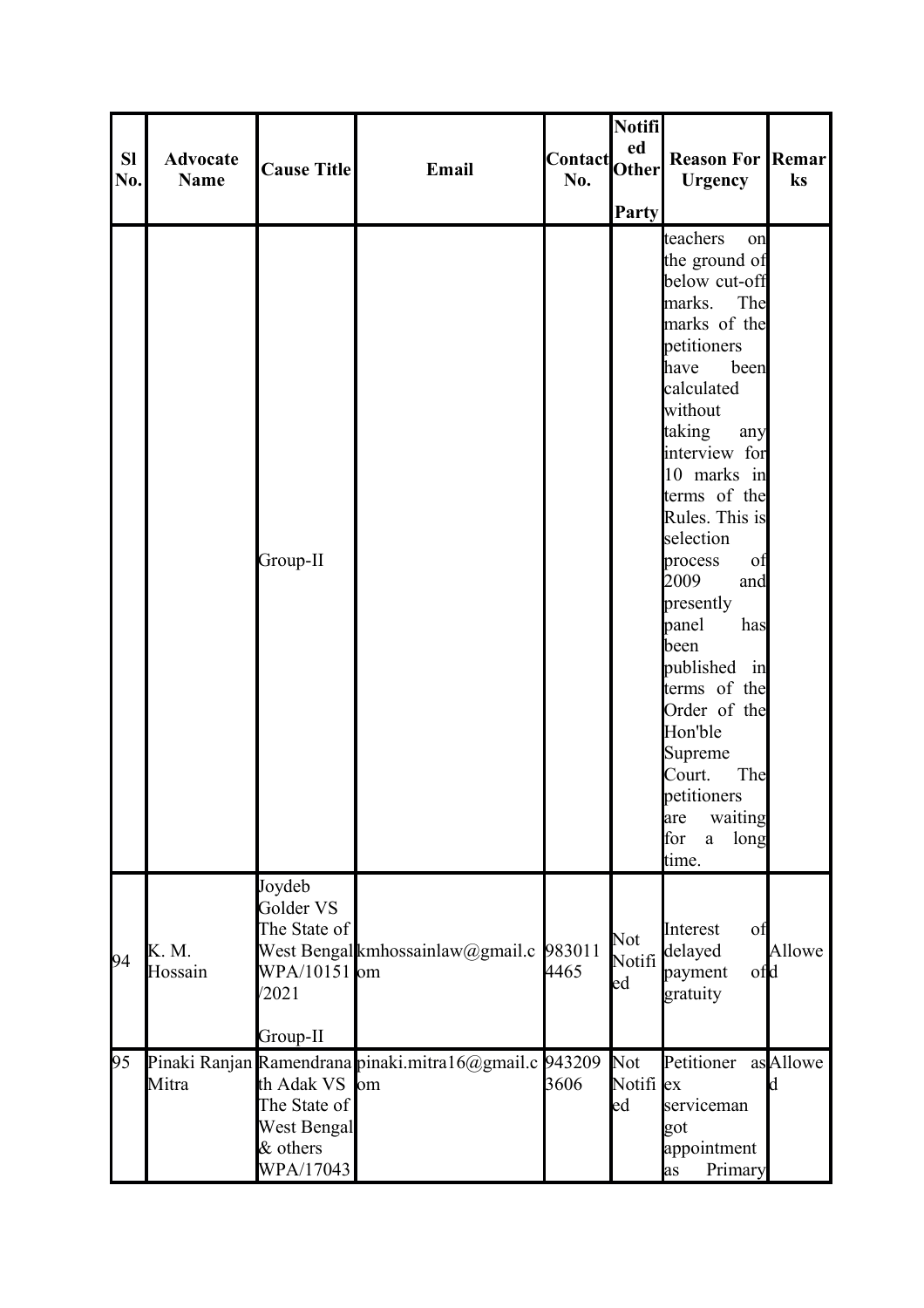| Sl No. | Advocate Name | Cause Title | Email | Contact No. | Notified Other Party | Reason For Urgency | Remarks |
|---|---|---|---|---|---|---|---|
| | | Group-II | | | | teachers on the ground of below cut-off marks. The marks of the petitioners have been calculated without taking any interview for 10 marks in terms of the Rules. This is selection process of 2009 and presently panel has been published in terms of the Order of the Hon'ble Supreme Court. The petitioners are waiting for a long time. | |
| 94 | K. M. Hossain | Joydeb Golder VS The State of West Bengal WPA/10151/2021 Group-II | kmhossainlaw@gmail.com | 9830114465 | Not Notified | Interest of delayed payment of gratuity | Allowed |
| 95 | Pinaki Ranjan Mitra | Ramendranath Adak VS The State of West Bengal & others WPA/17043 | pinaki.mitra16@gmail.com | 9432093606 | Not Notified | Petitioner as ex serviceman got appointment as Primary | Allowed |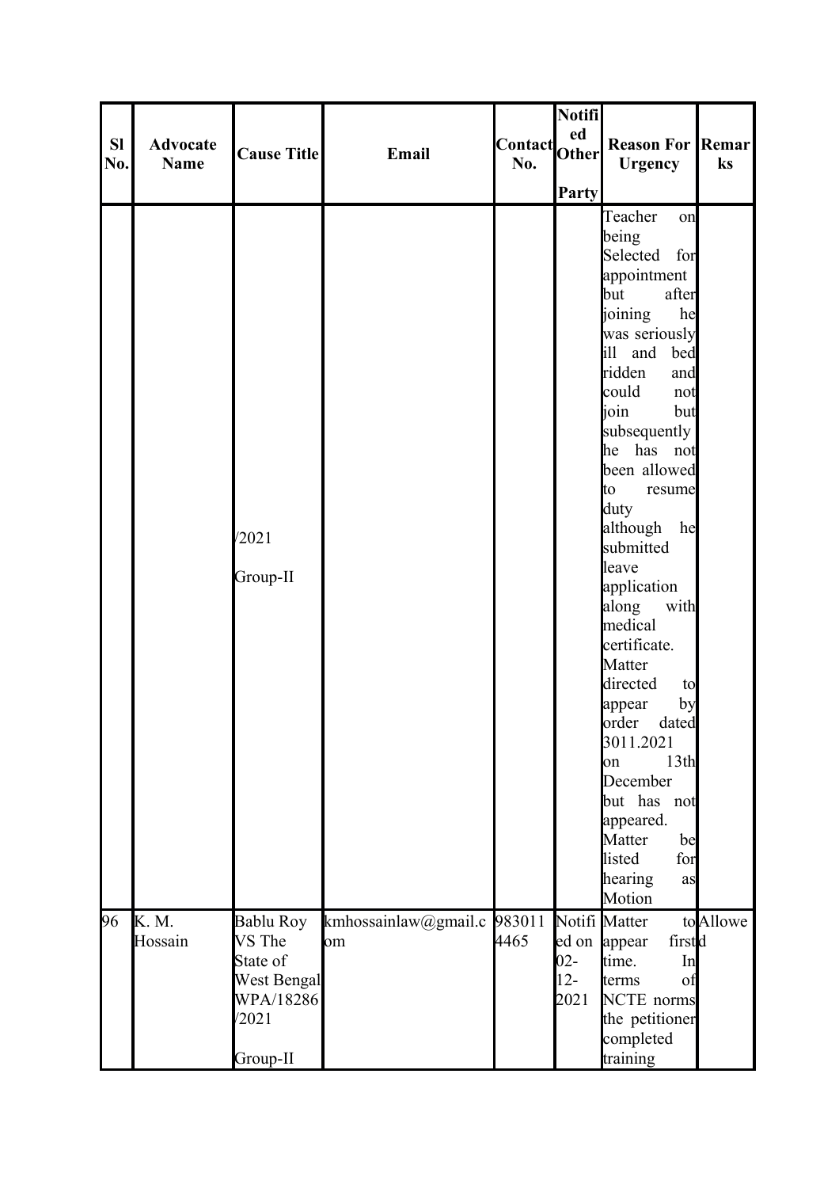| Sl No. | Advocate Name | Cause Title | Email | Contact No. | Notified Other Party | Reason For Urgency | Remarks |
|---|---|---|---|---|---|---|---|
| | | /2021<br><br>Group-II | | | | Teacher on being Selected for appointment but after joining he was seriously ill and bed ridden and could not join but subsequently he has not been allowed to resume duty although he submitted leave application along with medical certificate. Matter directed to appear by order dated 3011.2021 on 13th December but has not appeared. Matter be listed for hearing as Motion | |
| 96 | K. M. Hossain | Bablu Roy VS The State of West Bengal WPA/18286 /2021<br><br>Group-II | kmhossainlaw@gmail.com | 9830114465 | Notified on 02-12-2021 | Matter to appear first time. In terms of NCTE norms the petitioner completed training | Allowed |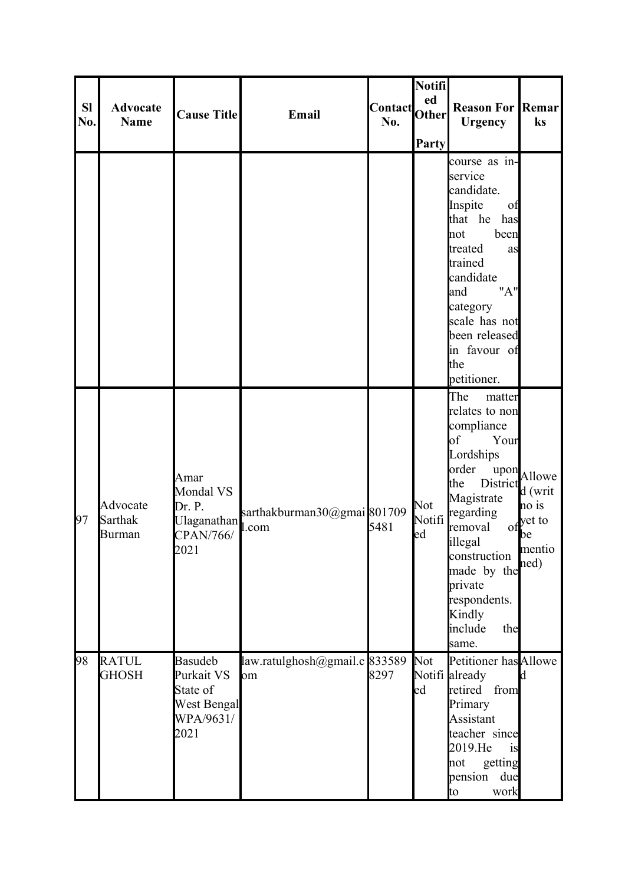| Sl No. | Advocate Name | Cause Title | Email | Contact No. | Notified Other Party | Reason For Urgency | Remarks |
|---|---|---|---|---|---|---|---|
| | | | | | | course as in-service candidate. Inspite of that he has not been treated as trained candidate and "A" category scale has not been released in favour of the petitioner. | |
| 97 | Advocate Sarthak Burman | Amar Mondal VS Dr. P. Ulaganathan CPAN/766/2021 | sarthakburman30@gmail.com | 8017095481 | Not Notified | The matter relates to non compliance of Your Lordships order upon the District Magistrate regarding removal of illegal construction made by the private respondents. Kindly include the same. | Allowed (writ no is yet to be mentioned) |
| 98 | RATUL GHOSH | Basudeb Purkait VS State of West Bengal WPA/9631/2021 | law.ratulghosh@gmail.com | 8335898297 | Not Notified | Petitioner has already retired from Primary Assistant teacher since 2019.He is not getting pension due to work | Allowed |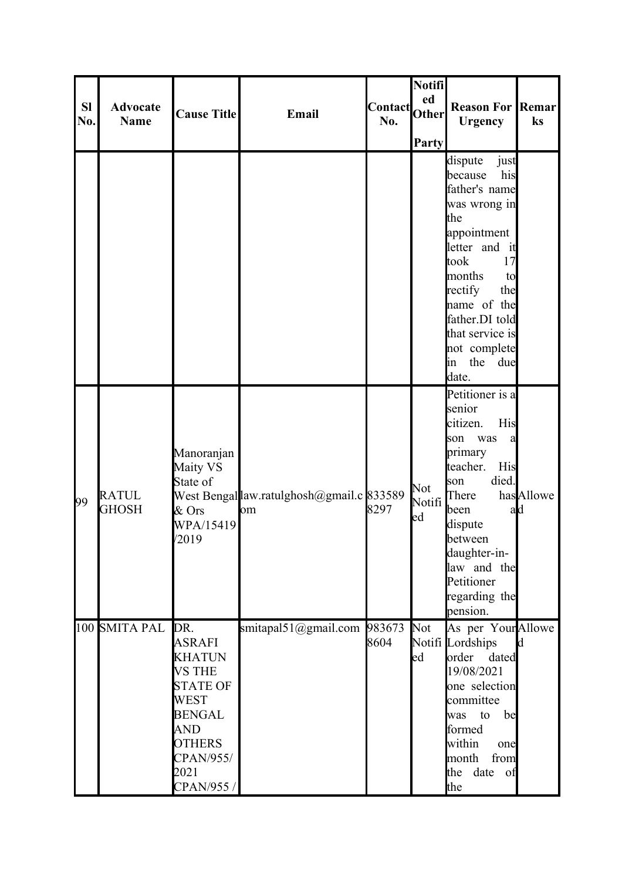| Sl No. | Advocate Name | Cause Title | Email | Contact No. | Notified Other Party | Reason For Urgency | Remarks |
| --- | --- | --- | --- | --- | --- | --- | --- |
| | | | | | | dispute just because his father's name was wrong in the appointment letter and it took 17 months to rectify the name of the father.DI told that service is not complete in the due date. | |
| 99 | RATUL GHOSH | Manoranjan Maity VS State of West Bengal & Ors WPA/15419/2019 | law.ratulghosh@gmail.com | 8335898297 | Not Notified | Petitioner is a senior citizen. His son was a primary teacher. His son died. There has been a dispute between daughter-in-law and the Petitioner regarding the pension. | Allowed |
| 100 | SMITA PAL | DR. ASRAFI KHATUN VS THE STATE OF WEST BENGAL AND OTHERS CPAN/955/2021 CPAN/955 / | smitapal51@gmail.com | 9836738604 | Not Notified | As per Your Lordships order dated 19/08/2021 one selection committee was to be formed within one month from the date of the | Allowed |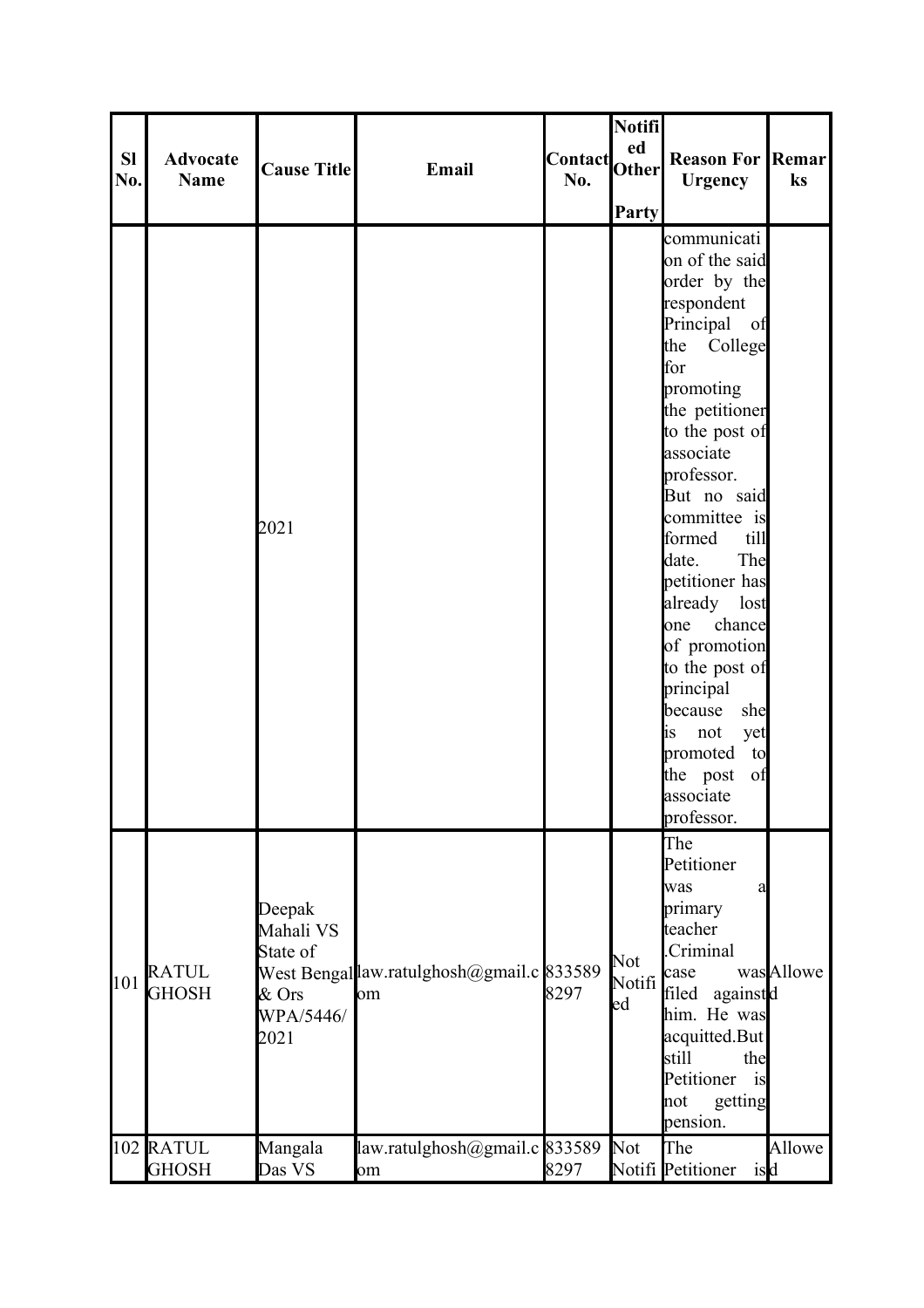| Sl No. | Advocate Name | Cause Title | Email | Contact No. | Notified Other Party | Reason For Urgency | Remarks |
|---|---|---|---|---|---|---|---|
| | | 2021 | | | | communication of the said order by the respondent Principal of the College for promoting the petitioner to the post of associate professor. But no said committee is formed till date. The petitioner has already lost one chance of promotion to the post of principal because she is not yet promoted to the post of associate professor. | |
| 101 | RATUL GHOSH | Deepak Mahali VS State of West Bengal & Ors WPA/5446/2021 | law.ratulghosh@gmail.com | 8335898297 | Not Notified | The Petitioner was a primary teacher .Criminal case was filed against him. He was acquitted.But still the Petitioner is not getting pension. | Allowed |
| 102 | RATUL GHOSH | Mangala Das VS | law.ratulghosh@gmail.com | 8335898297 | Not Notifi | The Petitioner is | Allowed |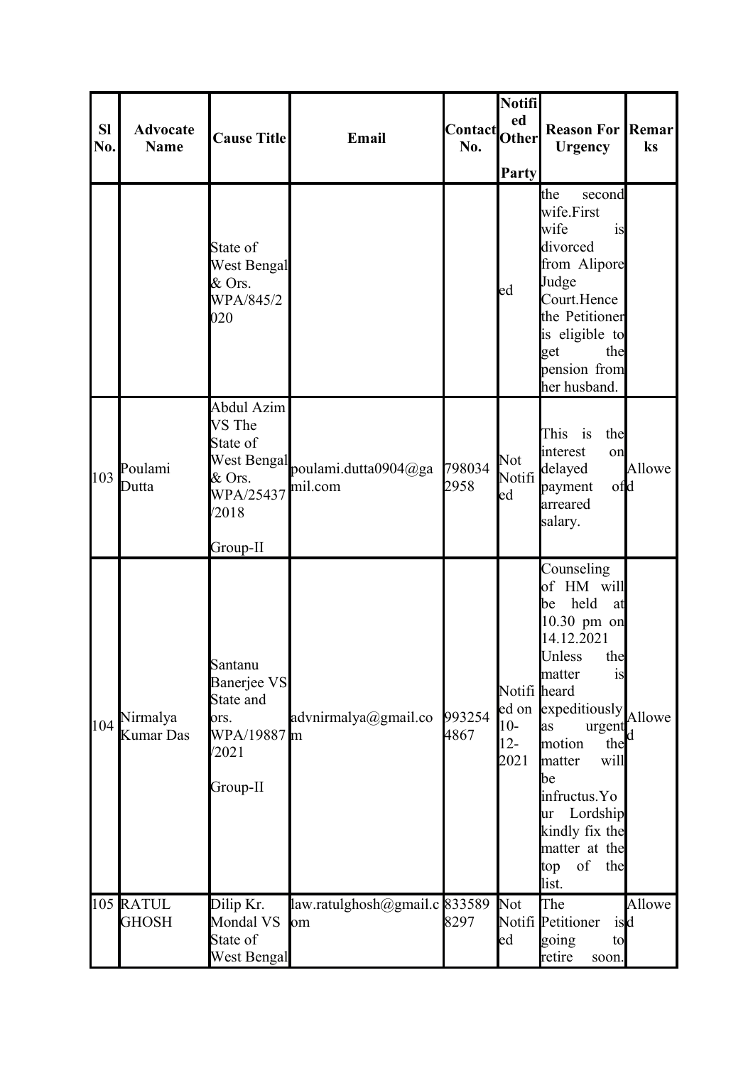| Sl No. | Advocate Name | Cause Title | Email | Contact No. | Notified Other Party | Reason For Urgency | Remarks |
|---|---|---|---|---|---|---|---|
| | | State of West Bengal & Ors. WPA/845/2020 | | | ed | the second wife.First wife is divorced from Alipore Judge Court.Hence the Petitioner is eligible to get the pension from her husband. | |
| 103 | Poulami Dutta | Abdul Azim VS The State of West Bengal & Ors. WPA/25437/2018 Group-II | poulami.dutta0904@gamil.com | 7980342958 | Not Notified | This is the interest on delayed payment of arreared salary. | Allowed |
| 104 | Nirmalya Kumar Das | Santanu Banerjee VS State and ors. WPA/19887/2021 Group-II | advnirmalya@gmail.com | 9932544867 | Notified on 10-12-2021 | Counseling of HM will be held at 10.30 pm on 14.12.2021 Unless the matter is heard expeditiously as urgent motion the matter will be infructus.Your Lordship kindly fix the matter at the top of the list. | Allowed |
| 105 | RATUL GHOSH | Dilip Kr. Mondal VS State of West Bengal | law.ratulghosh@gmail.com | 8335898297 | Not Notified | The Petitioner is going to retire soon. | Allowed |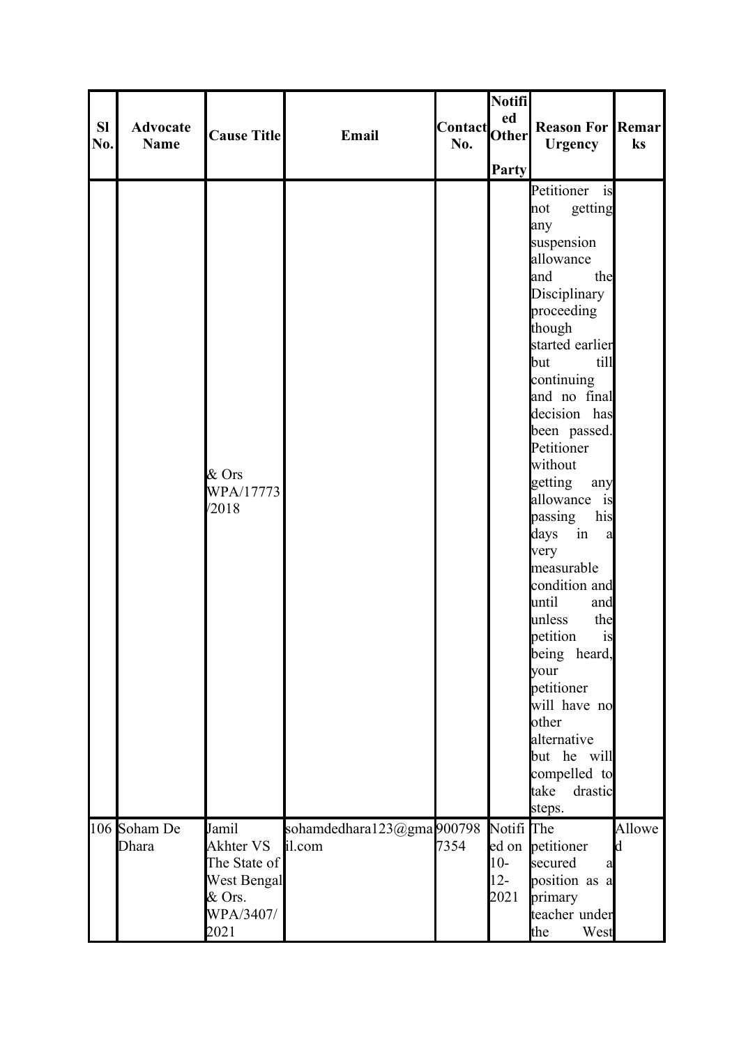| Sl No. | Advocate Name | Cause Title | Email | Contact No. | Notified Other Party | Reason For Urgency | Remarks |
|---|---|---|---|---|---|---|---|
| | | & Ors WPA/17773/2018 | | | | Petitioner is not getting any suspension allowance and the Disciplinary proceeding though started earlier but till continuing and no final decision has been passed. Petitioner without getting any allowance is passing his days in a very measurable condition and until and unless the petition is being heard, your petitioner will have no other alternative but he will compelled to take drastic steps. | |
| 106 | Soham De Dhara | Jamil Akhter VS The State of West Bengal & Ors. WPA/3407/2021 | sohamdedhara123@gmail.com | 9007987354 | Notified on 10-12-2021 | The petitioner secured a position as a primary teacher under the West | Allowed |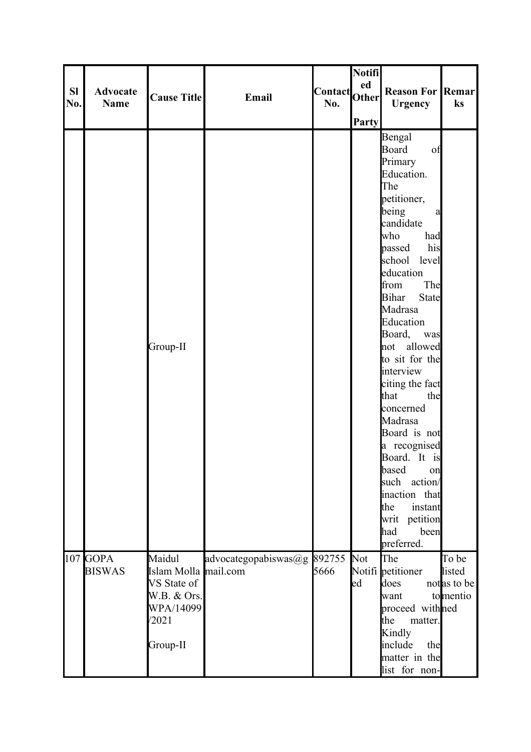| Sl No. | Advocate Name | Cause Title | Email | Contact No. | Notified Other Party | Reason For Urgency | Remarks |
|---|---|---|---|---|---|---|---|
| | | Group-II | | | | Bengal Board of Primary Education. The petitioner, being a candidate who had passed his school level education from The Bihar State Madrasa Education Board, was not allowed to sit for the interview citing the fact that the concerned Madrasa Board is not a recognised Board. It is based on such action/ inaction that the instant writ petition had been preferred. | |
| 107 | GOPA BISWAS | Maidul Islam Molla VS State of W.B. & Ors. WPA/14099/2021 Group-II | advocategopabiswas@gmail.com | 8927555666 | Not Notified | The petitioner does not want to proceed with the matter. Kindly include the matter in the list for non- | To be listed as to be mentioned |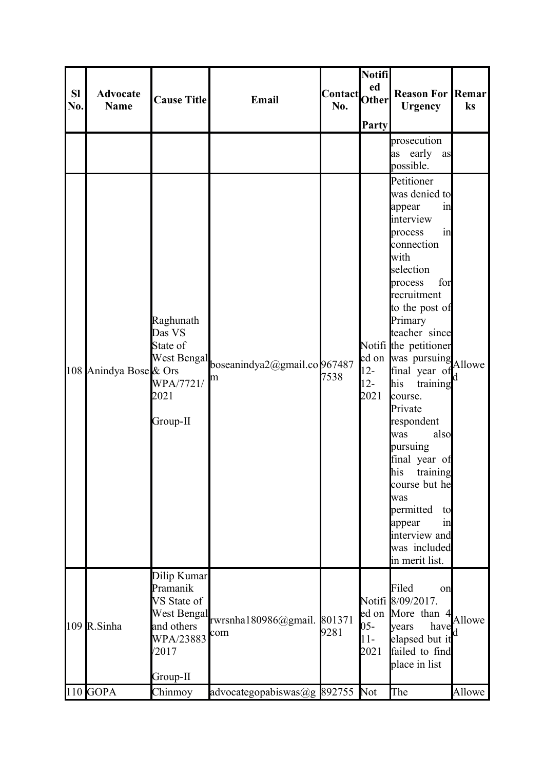| Sl No. | Advocate Name | Cause Title | Email | Contact No. | Notified Other Party | Reason For Urgency | Remarks |
|---|---|---|---|---|---|---|---|
| | | | | | | prosecution as early as possible. | |
| 108 | Anindya Bose | Raghunath Das VS State of West Bengal & Ors WPA/7721/2021 Group-II | boseanindya2@gmail.com | 9674877538 | Notified on 12-12-2021 | Petitioner was denied to appear in interview process in connection with selection process for recruitment to the post of Primary teacher since the petitioner was pursuing final year of his training course. Private respondent was also pursuing final year of his training course but he was permitted to appear in interview and was included in merit list. | Allowed |
| 109 | R.Sinha | Dilip Kumar Pramanik VS State of West Bengal and others WPA/23883/2017 Group-II | rwrsnha180986@gmail.com | 8013719281 | Notified on 05-11-2021 | Filed on 8/09/2017. More than 4 years have elapsed but it failed to find place in list | Allowed |
| 110 | GOPA | Chinmoy | advocategopabiswas@g | 892755 | Not | The | Allowe |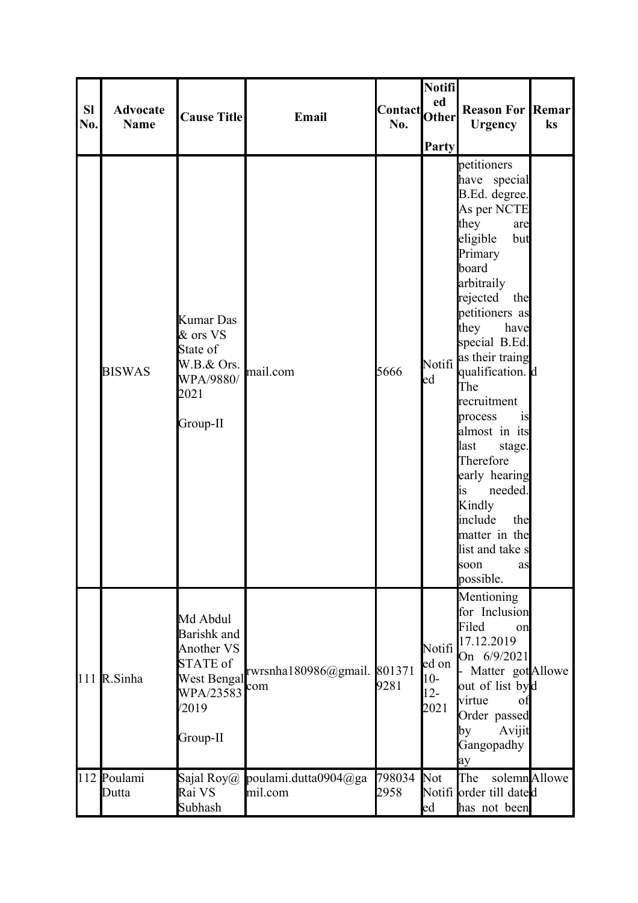| Sl No. | Advocate Name | Cause Title | Email | Contact No. | Notified Other Party | Reason For Urgency | Remarks |
|---|---|---|---|---|---|---|---|
| | BISWAS | Kumar Das & ors VS State of W.B.& Ors. WPA/9880/2021 Group-II | mail.com | 5666 | Notified | petitioners have special B.Ed. degree. As per NCTE they are eligible but Primary board arbitraily rejected the petitioners as they have special B.Ed. as their traing qualification. The recruitment process is almost in its last stage. Therefore early hearing is needed. Kindly include the matter in the list and take s soon as possible. | d |
| 111 | R.Sinha | Md Abdul Barishk and Another VS STATE of West Bengal WPA/23583/2019 Group-II | rwrsnha180986@gmail.com | 8013719281 | Notified on 10-12-2021 | Mentioning for Inclusion Filed on 17.12.2019 On 6/9/2021 - Matter got out of list by virtue of Order passed by Avijit Gangopadhyay | Allowed |
| 112 | Poulami Dutta | Sajal Roy@ Rai VS Subhash | poulami.dutta0904@gmail.com | 7980342958 | Not Notified | The solemn order till dated has not been | Allowed |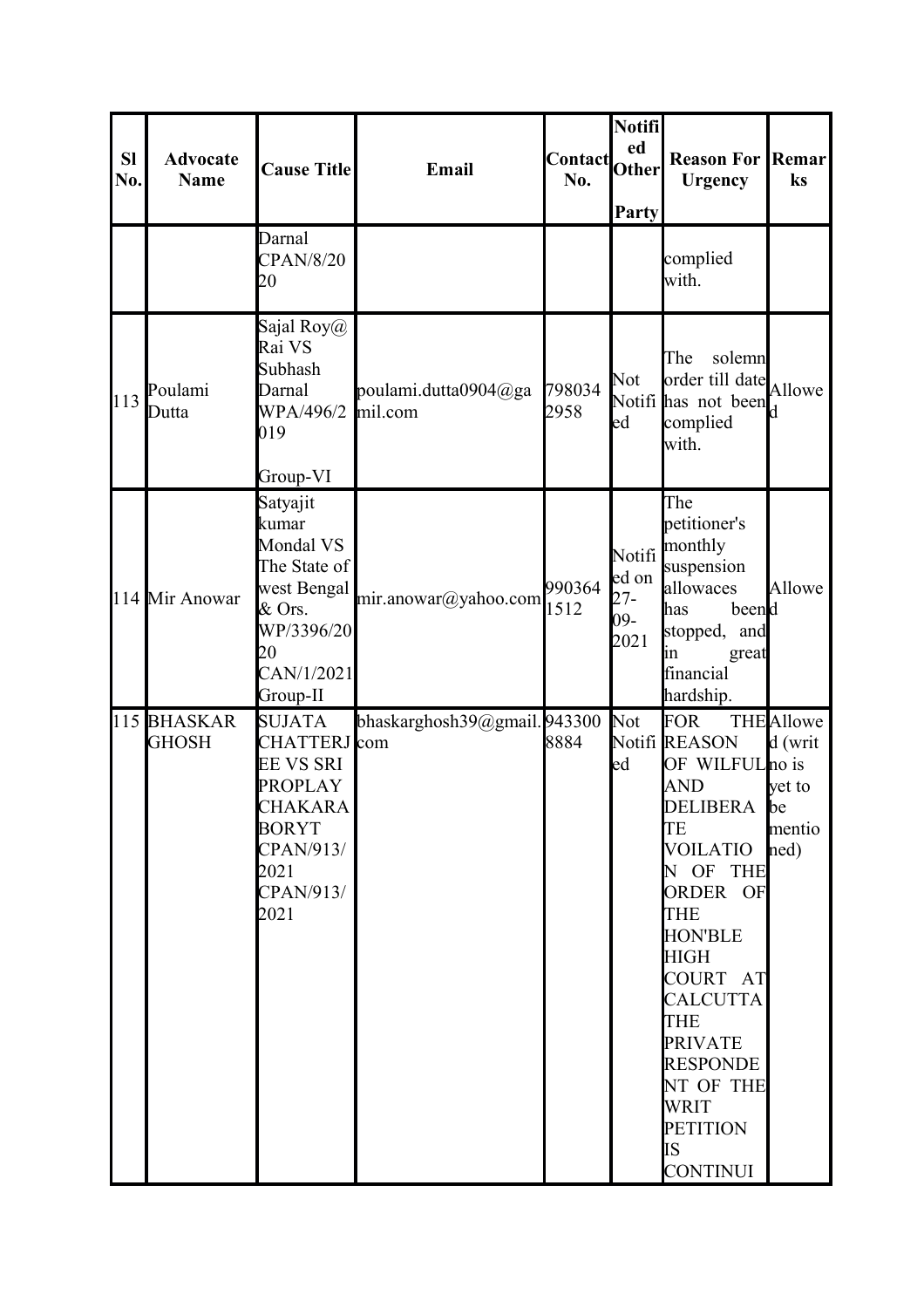| Sl No. | Advocate Name | Cause Title | Email | Contact No. | Notified Other Party | Reason For Urgency | Remarks |
|---|---|---|---|---|---|---|---|
| | | Darnal CPAN/8/2020 | | | | complied with. | |
| 113 | Poulami Dutta | Sajal Roy@ Rai VS Subhash Darnal WPA/496/2019 Group-VI | poulami.dutta0904@gamil.com | 7980342958 | Not Notified | The solemn order till date has not been complied with. | Allowed |
| 114 | Mir Anowar | Satyajit kumar Mondal VS The State of west Bengal & Ors. WP/3396/2020 CAN/1/2021 Group-II | mir.anowar@yahoo.com | 9903641512 | Notified on 27-09-2021 | The petitioner's monthly suspension allowaces has been stopped, and in great financial hardship. | Allowed |
| 115 | BHASKAR GHOSH | SUJATA CHATTERJEE VS SRI PROPLAY CHAKARABORYT CPAN/913/2021 CPAN/913/2021 | bhaskarghosh39@gmail.com | 9433008884 | Not Notified | FOR THE REASON OF WILFUL AND DELIBERATE VOILATION OF THE ORDER OF THE HON'BLE HIGH COURT AT CALCUTTA THE PRIVATE RESPONDENT OF THE WRIT PETITION IS CONTINUI | Allowed (writ no is yet to be mentioned) |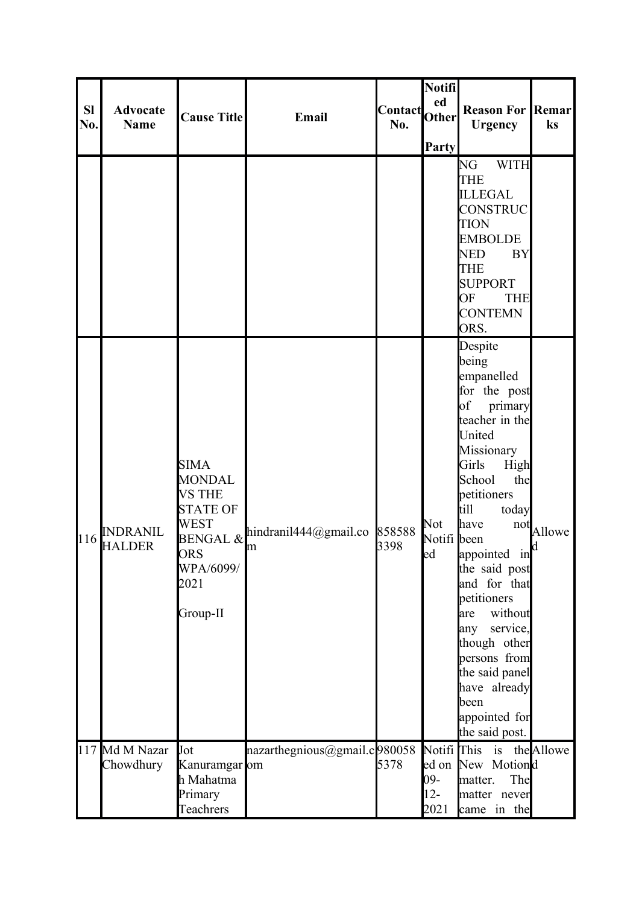| Sl No. | Advocate Name | Cause Title | Email | Contact No. | Notified Other Party | Reason For Urgency | Remarks |
|---|---|---|---|---|---|---|---|
| | | | | | | NG WITH THE ILLEGAL CONSTRUCTION EMBOLDENED BY THE SUPPORT OF THE CONTEMNORS. | |
| 116 | INDRANIL HALDER | SIMA MONDAL VS THE STATE OF WEST BENGAL & ORS WPA/6099/2021 Group-II | hindranil444@gmail.com | 8585883398 | Not Notified | Despite being empanelled for the post of primary teacher in the United Missionary Girls High School the petitioners till today have not been appointed in the said post and for that petitioners are without any service, though other persons from the said panel have already been appointed for the said post. | Allowed |
| 117 | Md M Nazar Chowdhury | Jot Kanuramgarh Mahatma Primary Teachrers | nazarthegnious@gmail.com | 9800585378 | Notified on 09-12-2021 | This is the New Motion matter. The matter never came in the | Allowed |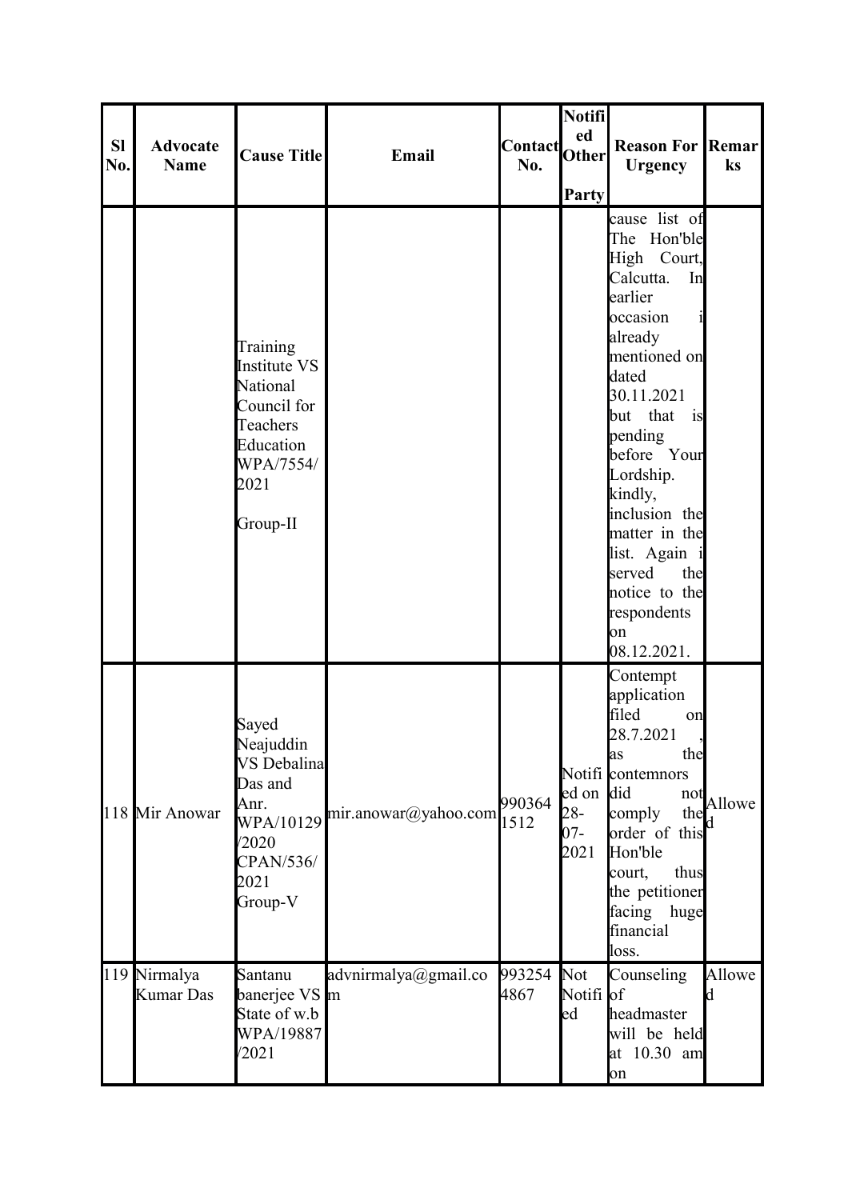| Sl No. | Advocate Name | Cause Title | Email | Contact No. | Notified Other Party | Reason For Urgency | Remarks |
|---|---|---|---|---|---|---|---|
| | | Training Institute VS National Council for Teachers Education WPA/7554/2021 Group-II | | | | cause list of The Hon'ble High Court, Calcutta. In earlier occasion i already mentioned on dated 30.11.2021 but that is pending before Your Lordship. kindly, inclusion the matter in the list. Again i served the notice to the respondents on 08.12.2021. | |
| 118 | Mir Anowar | Sayed Neajuddin VS Debalina Das and Anr. WPA/10129/2020 CPAN/536/2021 Group-V | mir.anowar@yahoo.com | 9903641512 | Notified on 28-07-2021 | Contempt application filed on 28.7.2021 , as the contemnors did not comply the order of this Hon'ble court, thus the petitioner facing huge financial loss. | Allowed |
| 119 | Nirmalya Kumar Das | Santanu banerjee VS State of w.b WPA/19887/2021 | advnirmalya@gmail.com | 9932544867 | Not Notified | Counseling of headmaster will be held at 10.30 am on | Allowed |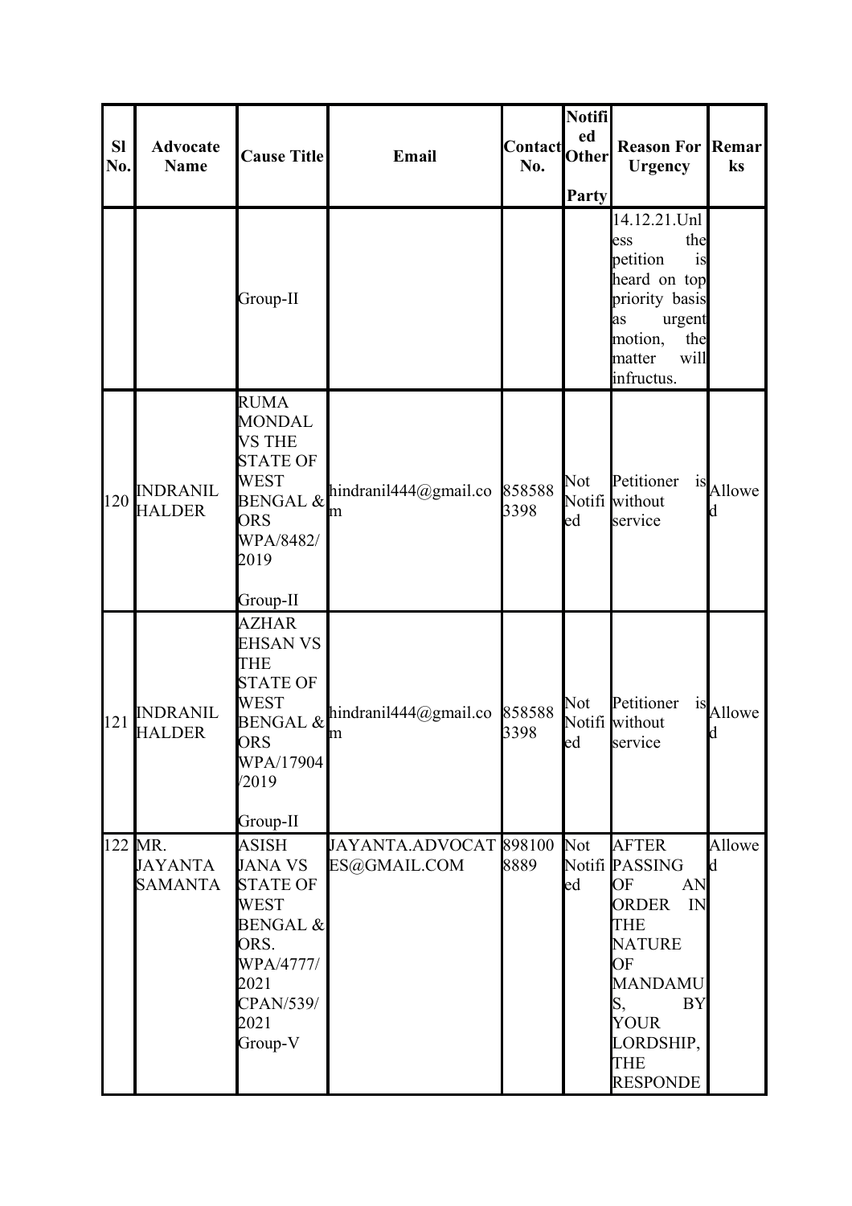| Sl No. | Advocate Name | Cause Title | Email | Contact No. | Notified Other Party | Reason For Urgency | Remarks |
|---|---|---|---|---|---|---|---|
| | | Group-II | | | | 14.12.21.Unless the petition is heard on top priority basis as urgent motion, the matter will infructus. | |
| 120 | INDRANIL HALDER | RUMA MONDAL VS THE STATE OF WEST BENGAL & ORS WPA/8482/2019 Group-II | hindranil444@gmail.com | 8585883398 | Not Notified | Petitioner is without service | Allowed |
| 121 | INDRANIL HALDER | AZHAR EHSAN VS THE STATE OF WEST BENGAL & ORS WPA/17904/2019 Group-II | hindranil444@gmail.com | 8585883398 | Not Notified | Petitioner is without service | Allowed |
| 122 | MR. JAYANTA SAMANTA | ASISH JANA VS STATE OF WEST BENGAL & ORS. WPA/4777/2021 CPAN/539/2021 Group-V | JAYANTA.ADVOCATES@GMAIL.COM | 8981008889 | Not Notified | AFTER PASSING OF AN ORDER IN THE NATURE OF MANDAMUS, BY YOUR LORDSHIP, THE RESPONDE | Allowed |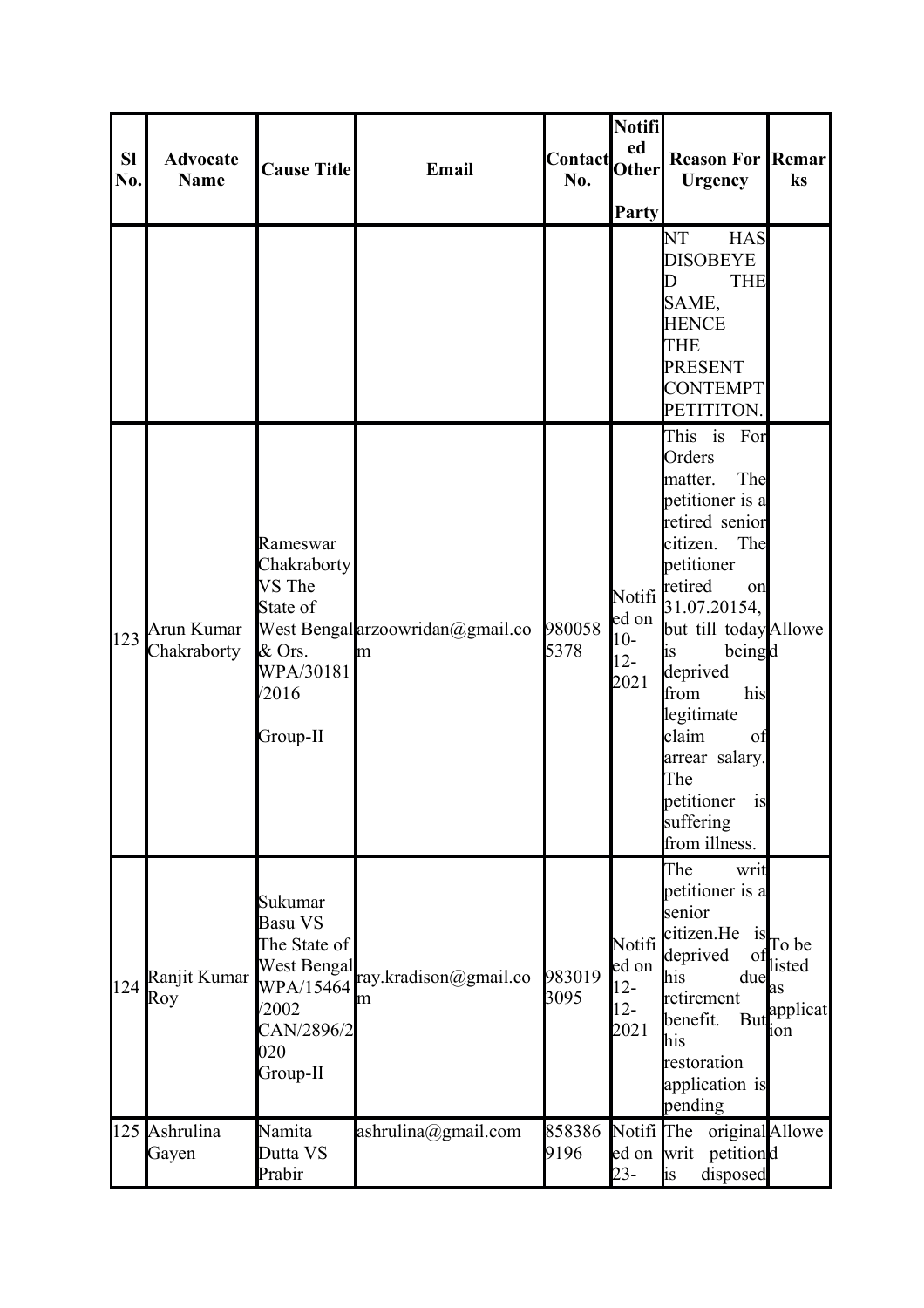| Sl No. | Advocate Name | Cause Title | Email | Contact No. | Notified Other Party | Reason For Urgency | Remarks |
|---|---|---|---|---|---|---|---|
| | | | | | | NT HAS DISOBEYED THE SAME, HENCE THE PRESENT CONTEMPT PETITITON. | |
| 123 | Arun Kumar Chakraborty | Rameswar Chakraborty VS The State of West Bengal & Ors. WPA/30181/2016 Group-II | arzoowridan@gmail.com | 9800585378 | Notified on 10-12-2021 | This is For Orders matter. The petitioner is a retired senior citizen. The petitioner retired on 31.07.20154, but till today is being deprived from his legitimate claim of arrear salary. The petitioner is suffering from illness. | Allowed |
| 124 | Ranjit Kumar Roy | Sukumar Basu VS The State of West Bengal WPA/15464/2002 CAN/2896/2020 Group-II | ray.kradison@gmail.com | 9830193095 | Notified on 12-12-2021 | The writ petitioner is a senior citizen.He is deprived of his due retirement benefit. But his restoration application is pending | To be listed as application |
| 125 | Ashrulina Gayen | Namita Dutta VS Prabir | ashrulina@gmail.com | 8583869196 | Notified on 23- | The original writ petition is disposed | Allowed |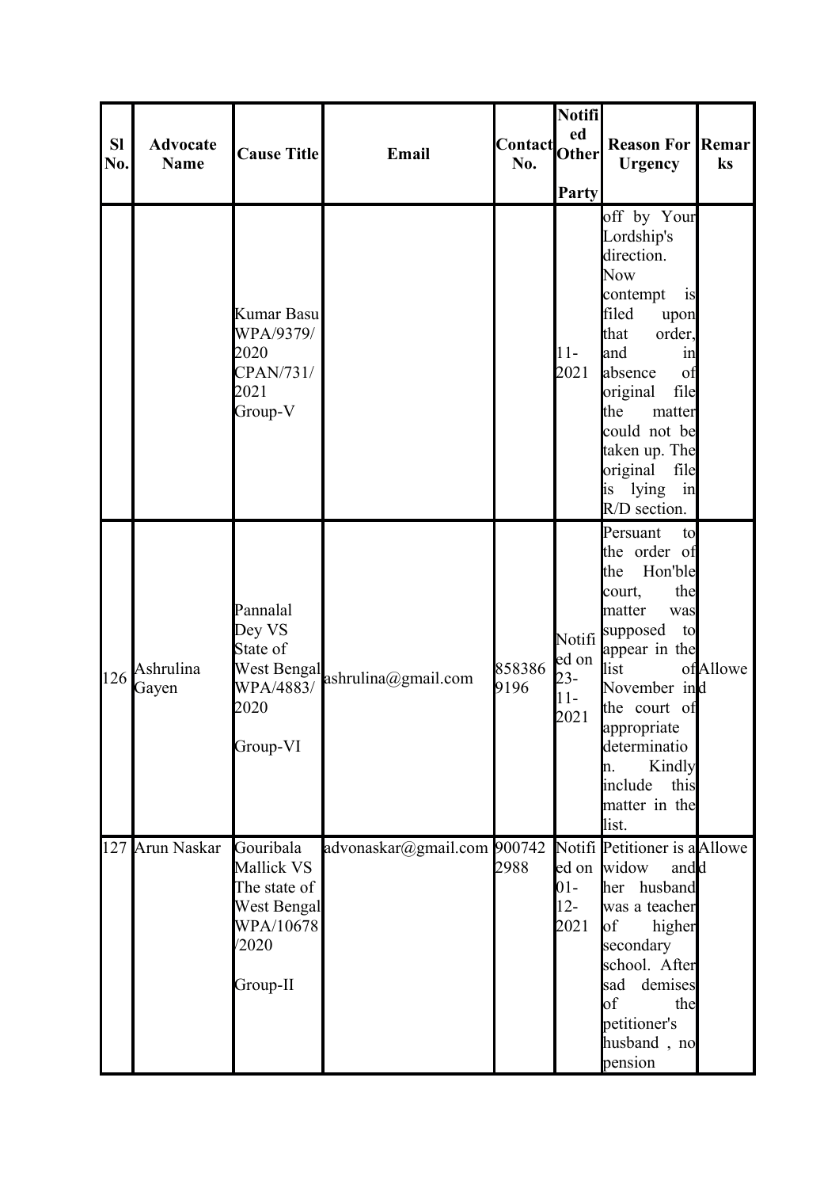| Sl No. | Advocate Name | Cause Title | Email | Contact No. | Notified Other Party | Reason For Urgency | Remarks |
|---|---|---|---|---|---|---|---|
| | | Kumar Basu WPA/9379/2020 CPAN/731/2021 Group-V | | | 11-2021 | off by Your Lordship's direction. Now contempt is filed upon that order, and in absence of original file the matter could not be taken up. The original file is lying in R/D section. | |
| 126 | Ashrulina Gayen | Pannalal Dey VS State of West Bengal WPA/4883/2020 Group-VI | ashrulina@gmail.com | 8583869196 | Notified on 23-11-2021 | Persuant to the order of the Hon'ble court, the matter was supposed to appear in the list of November in the court of appropriate determination. Kindly include this matter in the list. | Allowed |
| 127 | Arun Naskar | Gouribala Mallick VS The state of West Bengal WPA/10678/2020 Group-II | advonaskar@gmail.com | 9007422988 | Notified on 01-12-2021 | Petitioner is a widow and her husband was a teacher of higher secondary school. After sad demises of the petitioner's husband , no pension | Allowed |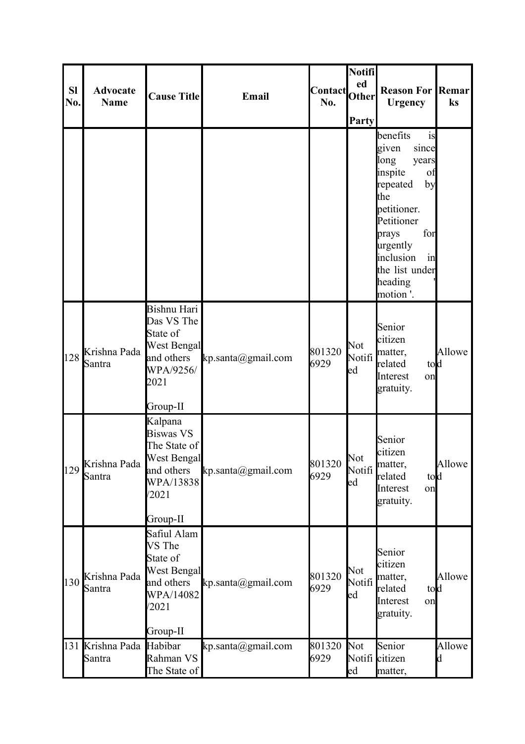| Sl No. | Advocate Name | Cause Title | Email | Contact No. | Notified Other Party | Reason For Urgency | Remarks |
| --- | --- | --- | --- | --- | --- | --- | --- |
| | | | | | | benefits is given since long years inspite of repeated by the petitioner. Petitioner prays for urgently inclusion in the list under heading ' motion '. | |
| 128 | Krishna Pada Santra | Bishnu Hari Das VS The State of West Bengal and others WPA/9256/2021 Group-II | kp.santa@gmail.com | 8013206929 | Not Notified | Senior citizen matter, related to Interest on gratuity. | Allowed |
| 129 | Krishna Pada Santra | Kalpana Biswas VS The State of West Bengal and others WPA/13838/2021 Group-II | kp.santa@gmail.com | 8013206929 | Not Notified | Senior citizen matter, related to Interest on gratuity. | Allowed |
| 130 | Krishna Pada Santra | Safiul Alam VS The State of West Bengal and others WPA/14082/2021 Group-II | kp.santa@gmail.com | 8013206929 | Not Notified | Senior citizen matter, related to Interest on gratuity. | Allowed |
| 131 | Krishna Pada Santra | Habibar Rahman VS The State of | kp.santa@gmail.com | 8013206929 | Not Notified | Senior citizen matter, | Allowed |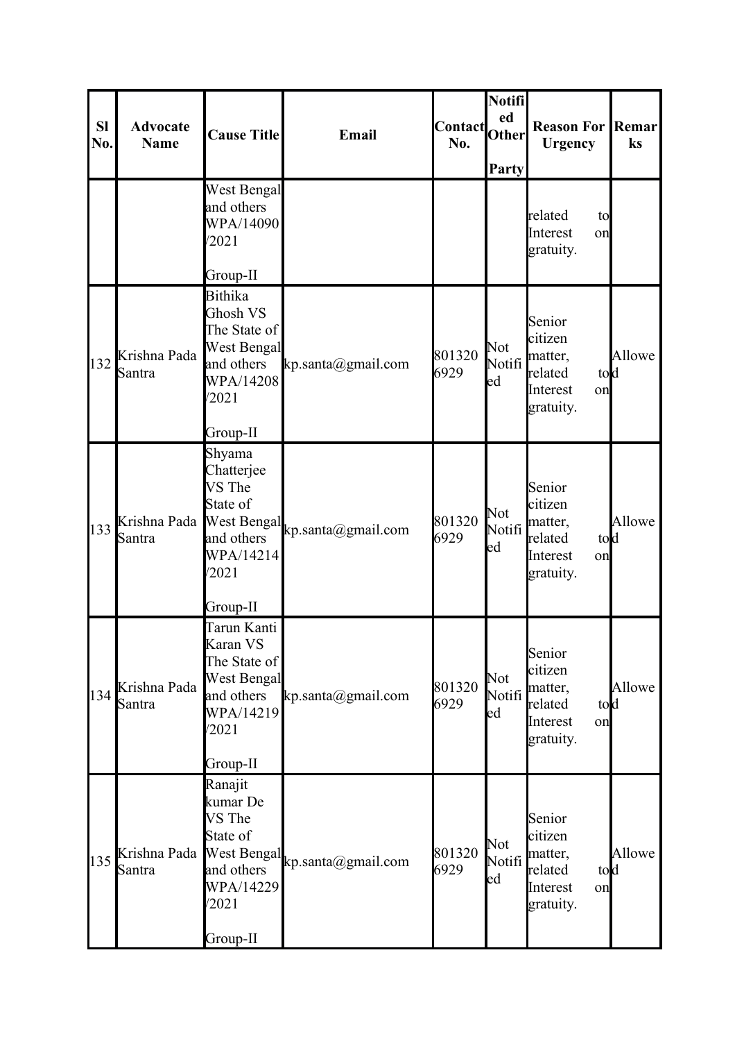| Sl No. | Advocate Name | Cause Title | Email | Contact No. | Notified Other Party | Reason For Urgency | Remarks |
|---|---|---|---|---|---|---|---|
| | | West Bengal and others WPA/14090/2021 Group-II | | | | related to Interest on gratuity. | |
| 132 | Krishna Pada Santra | Bithika Ghosh VS The State of West Bengal and others WPA/14208/2021 Group-II | kp.santa@gmail.com | 8013206929 | Not Notified | Senior citizen matter, related to Interest on gratuity. | Allowed |
| 133 | Krishna Pada Santra | Shyama Chatterjee VS The State of West Bengal and others WPA/14214/2021 Group-II | kp.santa@gmail.com | 8013206929 | Not Notified | Senior citizen matter, related to Interest on gratuity. | Allowed |
| 134 | Krishna Pada Santra | Tarun Kanti Karan VS The State of West Bengal and others WPA/14219/2021 Group-II | kp.santa@gmail.com | 8013206929 | Not Notified | Senior citizen matter, related to Interest on gratuity. | Allowed |
| 135 | Krishna Pada Santra | Ranajit kumar De VS The State of West Bengal and others WPA/14229/2021 Group-II | kp.santa@gmail.com | 8013206929 | Not Notified | Senior citizen matter, related to Interest on gratuity. | Allowed |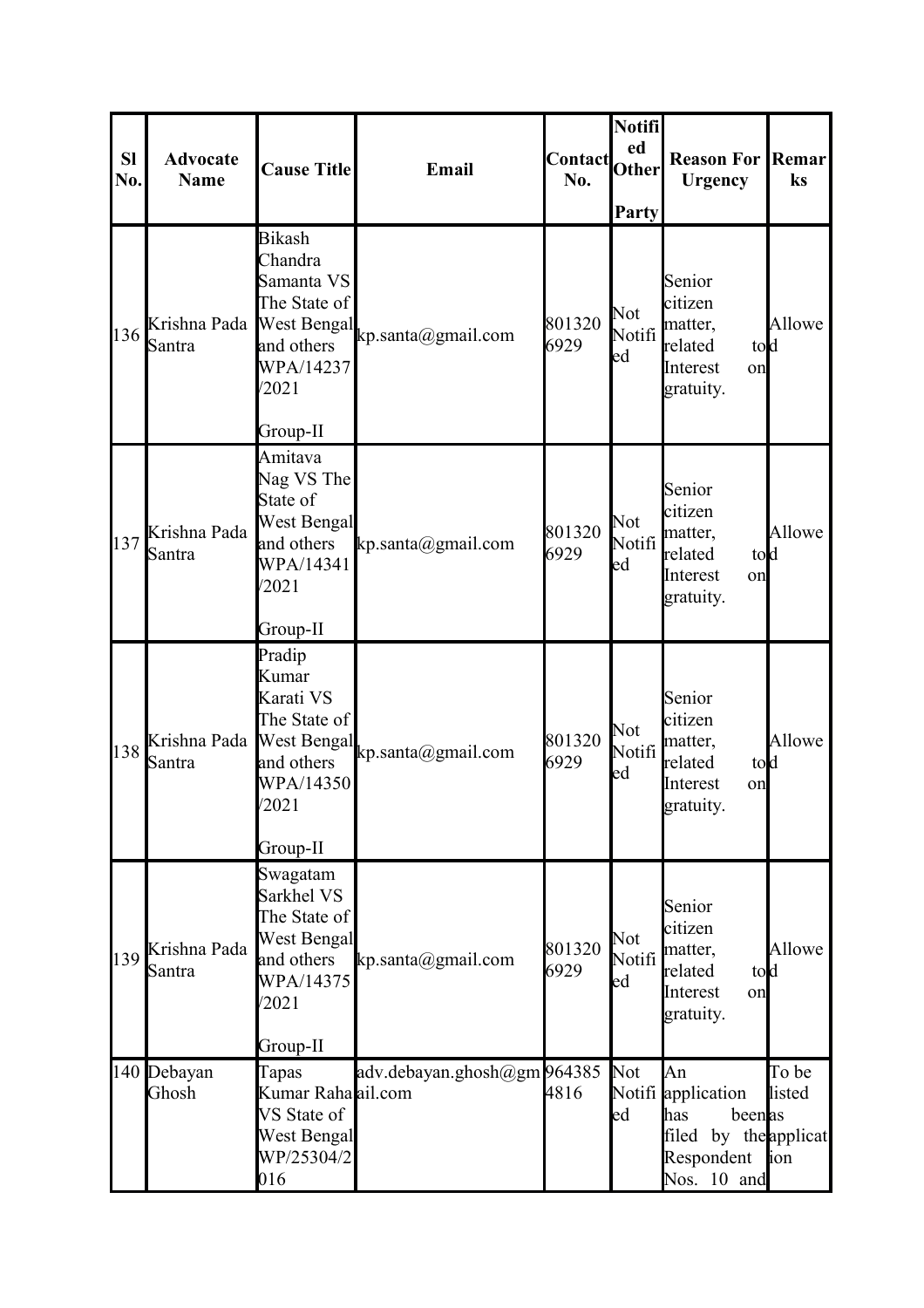| Sl No. | Advocate Name | Cause Title | Email | Contact No. | Notified Other Party | Reason For Urgency | Remarks |
|---|---|---|---|---|---|---|---|
| 136 | Krishna Pada Santra | Bikash Chandra Samanta VS The State of West Bengal and others WPA/14237/2021 Group-II | kp.santa@gmail.com | 8013206929 | Not Notified | Senior citizen matter, related to Interest on gratuity. | Allowed |
| 137 | Krishna Pada Santra | Amitava Nag VS The State of West Bengal and others WPA/14341/2021 Group-II | kp.santa@gmail.com | 8013206929 | Not Notified | Senior citizen matter, related to Interest on gratuity. | Allowed |
| 138 | Krishna Pada Santra | Pradip Kumar Karati VS The State of West Bengal and others WPA/14350/2021 Group-II | kp.santa@gmail.com | 8013206929 | Not Notified | Senior citizen matter, related to Interest on gratuity. | Allowed |
| 139 | Krishna Pada Santra | Swagatam Sarkhel VS The State of West Bengal and others WPA/14375/2021 Group-II | kp.santa@gmail.com | 8013206929 | Not Notified | Senior citizen matter, related to Interest on gratuity. | Allowed |
| 140 | Debayan Ghosh | Tapas Kumar Raha VS State of West Bengal WP/25304/2016 | adv.debayan.ghosh@gmail.com | 9643854816 | Not Notified | An application has been filed by the Respondent Nos. 10 and | To be listed as application |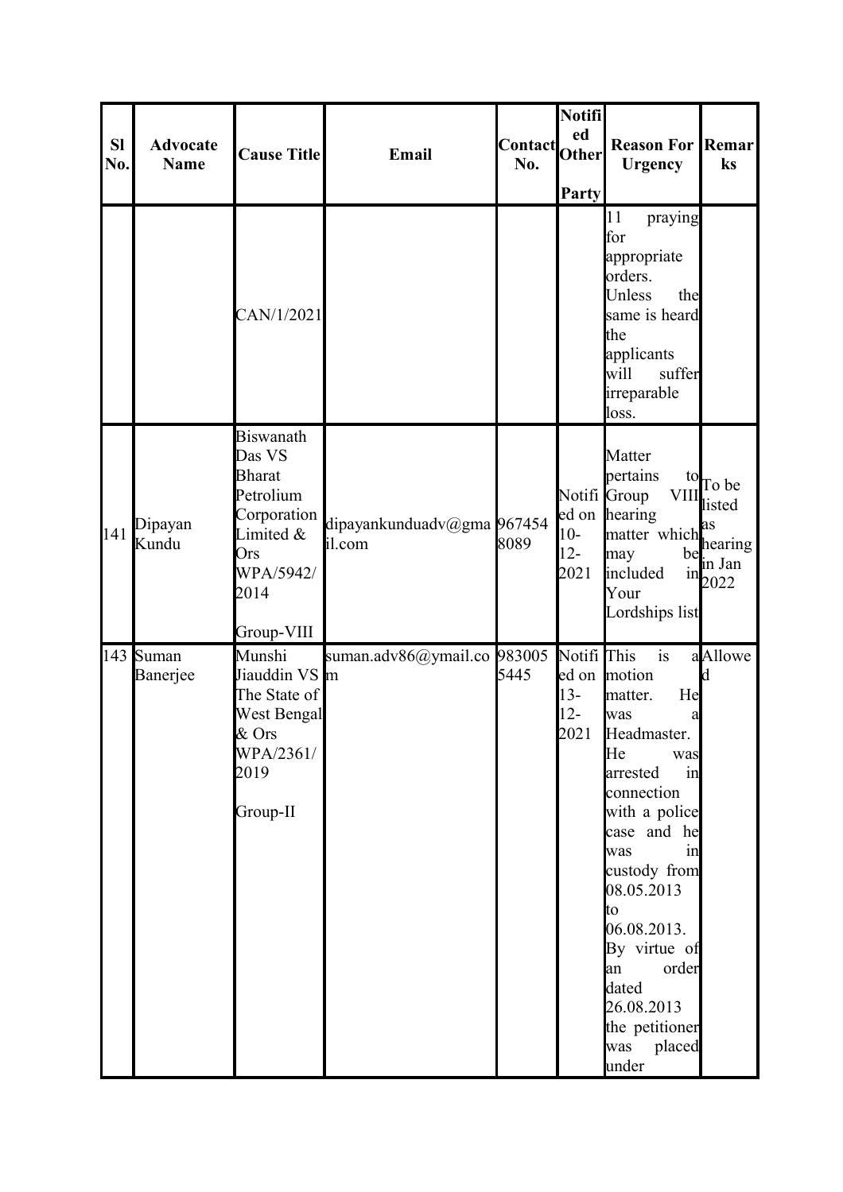| Sl No. | Advocate Name | Cause Title | Email | Contact No. | Notified Other Party | Reason For Urgency | Remarks |
|---|---|---|---|---|---|---|---|
| | | CAN/1/2021 | | | | 11 praying for appropriate orders. Unless the same is heard the applicants will suffer irreparable loss. | |
| 141 | Dipayan Kundu | Biswanath Das VS Bharat Petrolium Corporation Limited & Ors WPA/5942/2014 Group-VIII | dipayankunduadv@gmail.com | 9674548089 | Notified on 10-12-2021 | Matter pertains to Group VIII hearing matter which may be included in Your Lordships list | To be listed as hearing in Jan 2022 |
| 143 | Suman Banerjee | Munshi Jiauddin VS The State of West Bengal & Ors WPA/2361/2019 Group-II | suman.adv86@ymail.com | 9830055445 | Notified on 13-12-2021 | This is a motion matter. He was a Headmaster. He was arrested in connection with a police case and he was in custody from 08.05.2013 to 06.08.2013. By virtue of an order dated 26.08.2013 the petitioner was placed under | Allowed |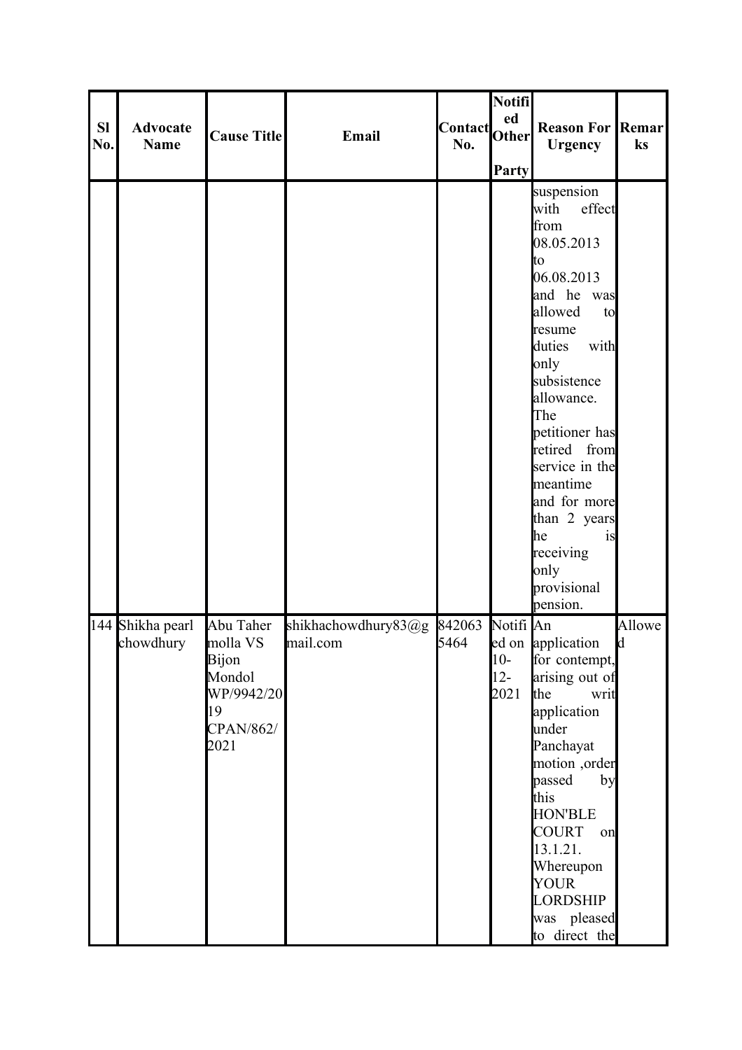| Sl No. | Advocate Name | Cause Title | Email | Contact No. | Notified Other Party | Reason For Urgency | Remarks |
|---|---|---|---|---|---|---|---|
| | | | | | | suspension with effect from 08.05.2013 to 06.08.2013 and he was allowed to resume duties with only subsistence allowance. The petitioner has retired from service in the meantime and for more than 2 years he is receiving only provisional pension. | |
| 144 | Shikha pearl chowdhury | Abu Taher molla VS Bijon Mondol WP/9942/2019 CPAN/862/2021 | shikhachowdhury83@gmail.com | 8420635464 | Notified on 10-12-2021 | An application for contempt, arising out of the writ application under Panchayat motion ,order passed by this HON'BLE COURT on 13.1.21. Whereupon YOUR LORDSHIP was pleased to direct the | Allowed |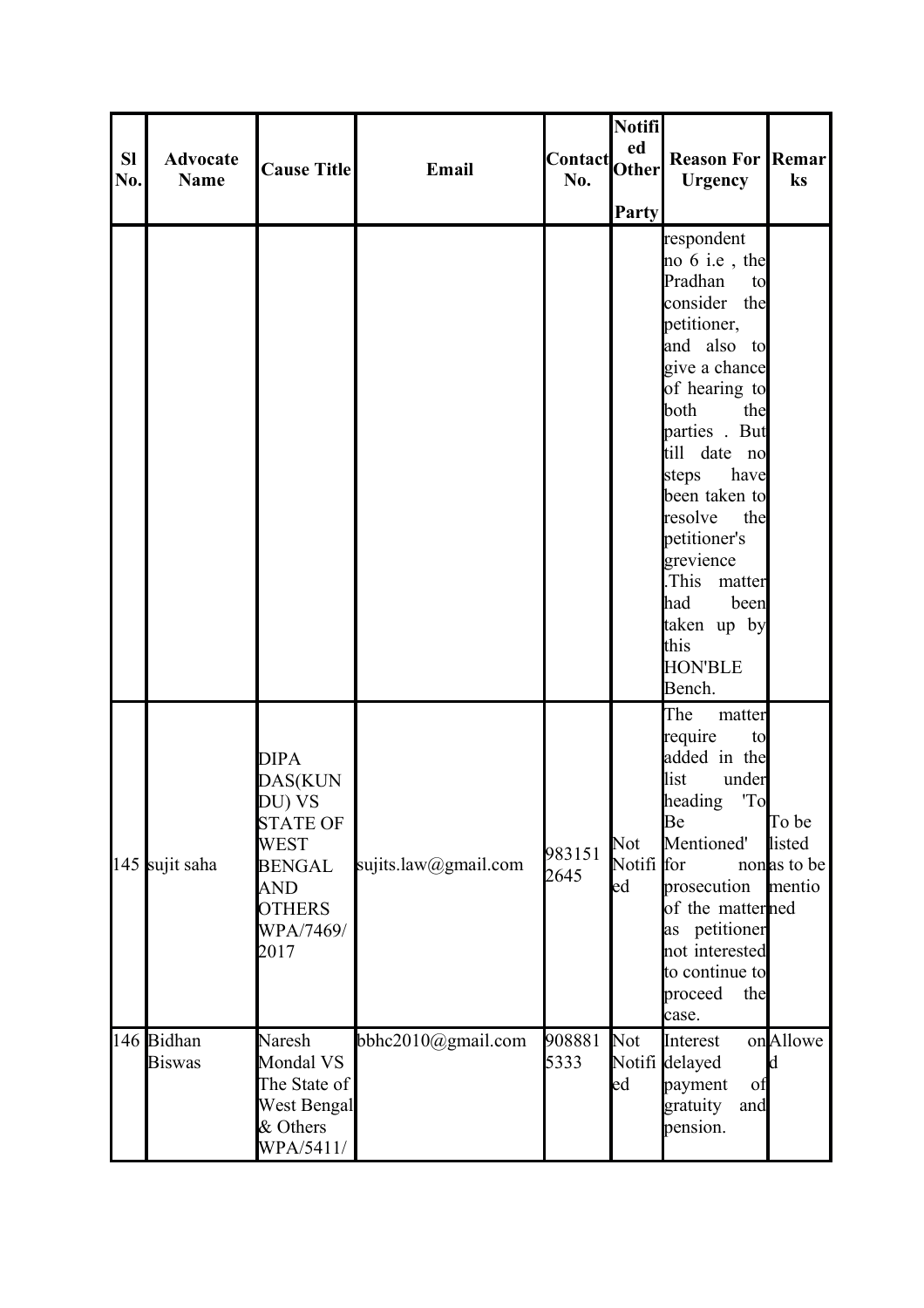| Sl No. | Advocate Name | Cause Title | Email | Contact No. | Notified Other Party | Reason For Urgency | Remarks |
|---|---|---|---|---|---|---|---|
| | | | | | | respondent no 6 i.e , the Pradhan to consider the petitioner, and also to give a chance of hearing to both the parties . But till date no steps have been taken to resolve the petitioner's grevience .This matter had been taken up by this HON'BLE Bench. | |
| 145 | sujit saha | DIPA DAS(KUNDU) VS STATE OF WEST BENGAL AND OTHERS WPA/7469/2017 | sujits.law@gmail.com | 9831512645 | Not Notified | The matter require to added in the list under heading 'To Be Mentioned' for non prosecution of the matter as petitioner not interested to continue to proceed the case. | To be listed as to be mentioned |
| 146 | Bidhan Biswas | Naresh Mondal VS The State of West Bengal & Others WPA/5411/ | bbhc2010@gmail.com | 9088815333 | Not Notified | Interest on delayed payment of gratuity and pension. | Allowed |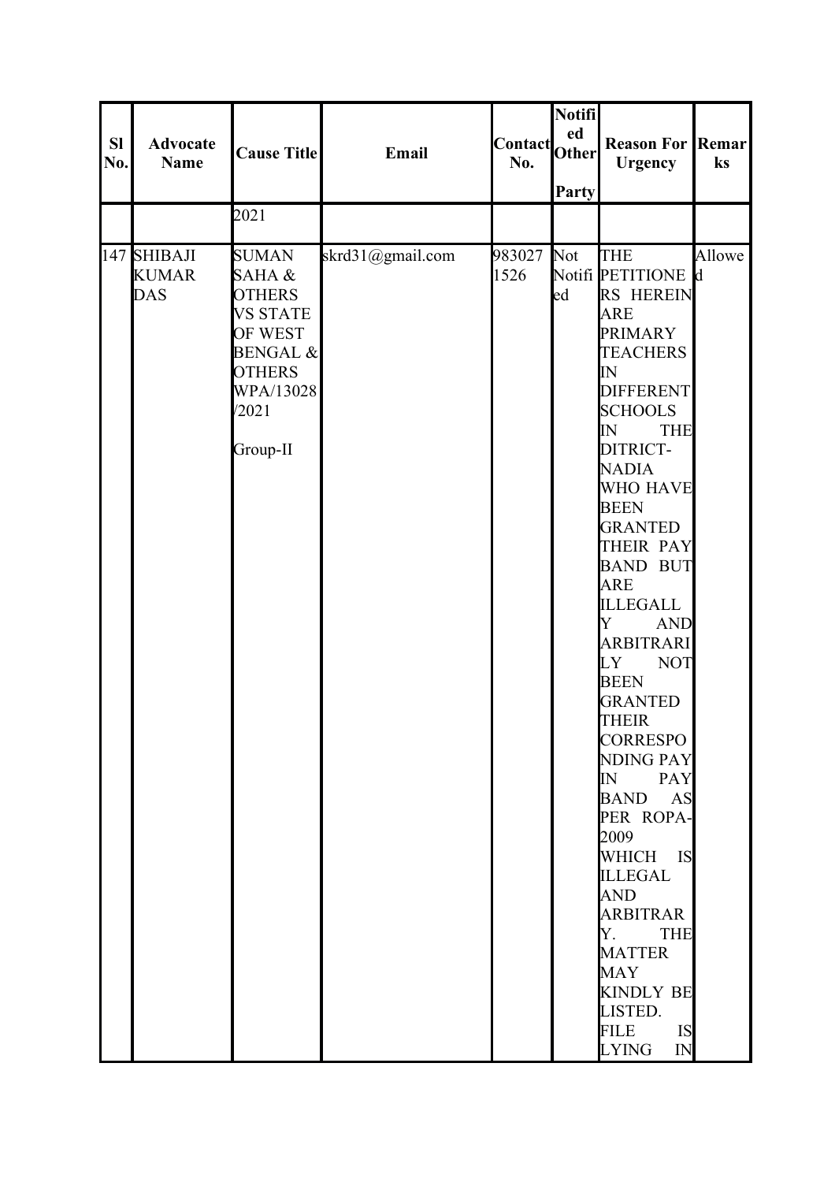| Sl No. | Advocate Name | Cause Title | Email | Contact No. | Notified Other Party | Reason For Urgency | Remarks |
|---|---|---|---|---|---|---|---|
| | | 2021 | | | | | |
| 147 | SHIBAJI KUMAR DAS | SUMAN SAHA & OTHERS VS STATE OF WEST BENGAL & OTHERS WPA/13028/2021 Group-II | skrd31@gmail.com | 9830271526 | Not Notified | THE PETITIONERS HEREIN ARE PRIMARY TEACHERS IN DIFFERENT SCHOOLS IN THE DITRICT-NADIA WHO HAVE BEEN GRANTED THEIR PAY BAND BUT ARE ILLEGALLY AND ARBITRARILY NOT BEEN GRANTED THEIR CORRESPONDING PAY IN PAY BAND AS PER ROPA-2009 WHICH IS ILLEGAL AND ARBITRARY. THE MATTER MAY KINDLY BE LISTED. FILE IS LYING IN | Allowed |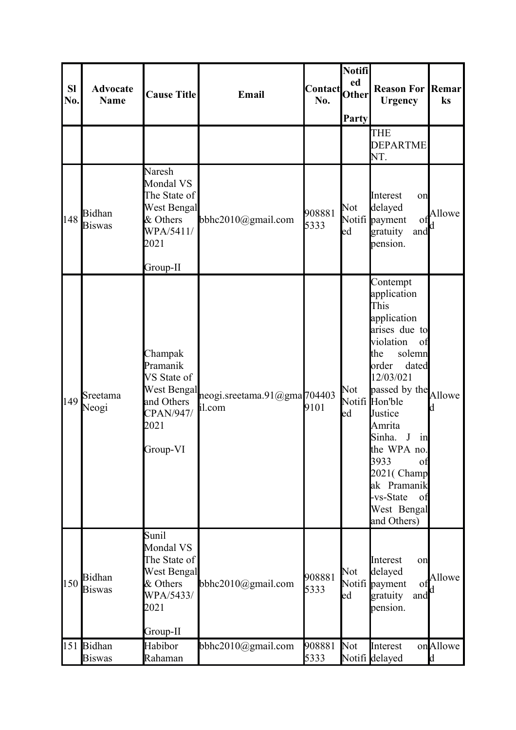| Sl No. | Advocate Name | Cause Title | Email | Contact No. | Notified Other Party | Reason For Urgency | Remarks |
|---|---|---|---|---|---|---|---|
| | | | | | | THE DEPARTMENT. | |
| 148 | Bidhan Biswas | Naresh Mondal VS The State of West Bengal & Others WPA/5411/2021<br><br>Group-II | bbhc2010@gmail.com | 9088815333 | Not Notified | Interest on delayed payment of gratuity and pension. | Allowed |
| 149 | Sreetama Neogi | Champak Pramanik VS State of West Bengal and Others CPAN/947/2021<br><br>Group-VI | neogi.sreetama.91@gmail.com | 7044039101 | Not Notified | Contempt application This application arises due to violation of the solemn order dated 12/03/021 passed by the Hon'ble Justice Amrita Sinha. J in the WPA no. 3933 of 2021( Champak Pramanik -vs-State of West Bengal and Others) | Allowed |
| 150 | Bidhan Biswas | Sunil Mondal VS The State of West Bengal & Others WPA/5433/2021<br><br>Group-II | bbhc2010@gmail.com | 9088815333 | Not Notified | Interest on delayed payment of gratuity and pension. | Allowed |
| 151 | Bidhan Biswas | Habibor Rahaman | bbhc2010@gmail.com | 9088815333 | Not Notified | Interest on delayed | Allowed |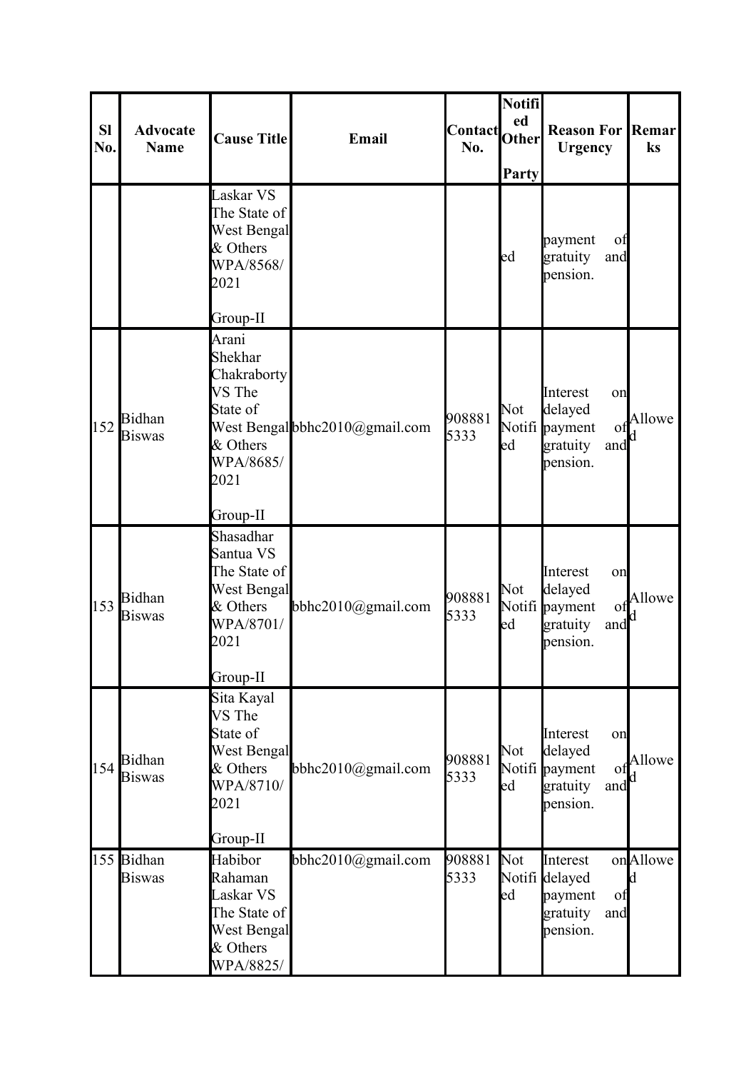| Sl No. | Advocate Name | Cause Title | Email | Contact No. | Notified Other Party | Reason For Urgency | Remarks |
|---|---|---|---|---|---|---|---|
| | | Laskar VS The State of West Bengal & Others WPA/8568/2021 Group-II | | | ed | payment of gratuity and pension. | |
| 152 | Bidhan Biswas | Arani Shekhar Chakraborty VS The State of West Bengal & Others WPA/8685/2021 Group-II | bbhc2010@gmail.com | 9088815333 | Not Notified | Interest on delayed payment of gratuity and pension. | Allowed |
| 153 | Bidhan Biswas | Shasadhar Santua VS The State of West Bengal & Others WPA/8701/2021 Group-II | bbhc2010@gmail.com | 9088815333 | Not Notified | Interest on delayed payment of gratuity and pension. | Allowed |
| 154 | Bidhan Biswas | Sita Kayal VS The State of West Bengal & Others WPA/8710/2021 Group-II | bbhc2010@gmail.com | 9088815333 | Not Notified | Interest on delayed payment of gratuity and pension. | Allowed |
| 155 | Bidhan Biswas | Habibor Rahaman Laskar VS The State of West Bengal & Others WPA/8825/ | bbhc2010@gmail.com | 9088815333 | Not Notified | Interest on delayed payment of gratuity and pension. | Allowed |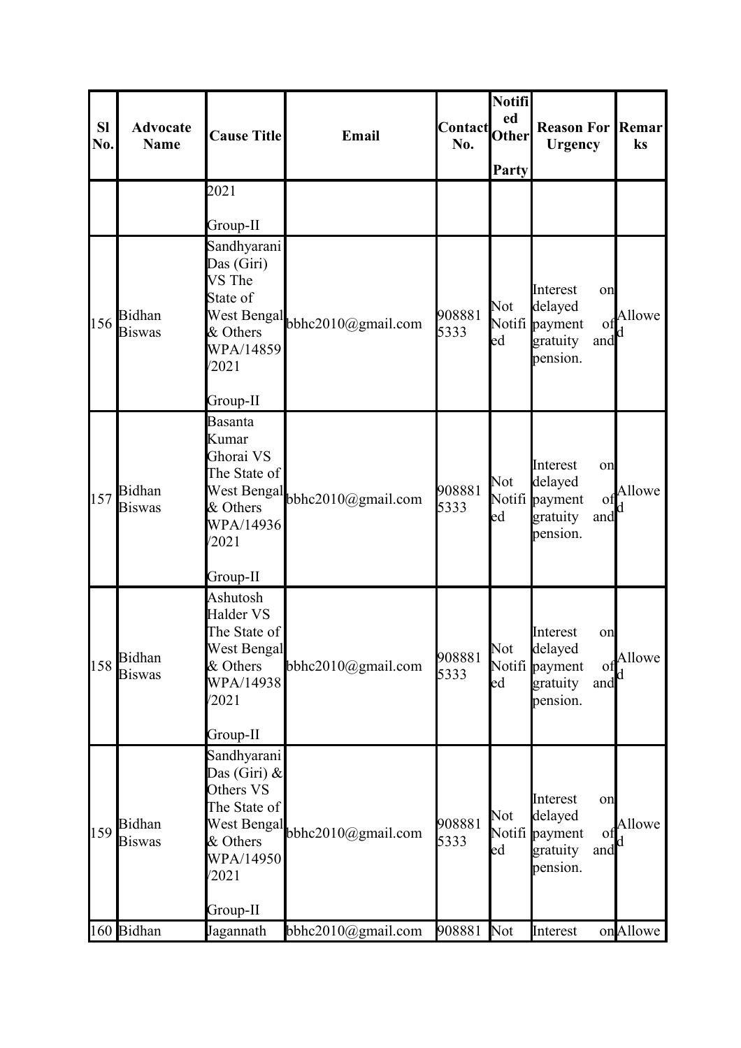| Sl No. | Advocate Name | Cause Title | Email | Contact No. | Notified Other Party | Reason For Urgency | Remarks |
|---|---|---|---|---|---|---|---|
| | | 2021 Group-II | | | | | |
| 156 | Bidhan Biswas | Sandhyarani Das (Giri) VS The State of West Bengal & Others WPA/14859/2021 Group-II | bbhc2010@gmail.com | 9088815333 | Not Notified | Interest on delayed payment of gratuity and pension. | Allowed |
| 157 | Bidhan Biswas | Basanta Kumar Ghorai VS The State of West Bengal & Others WPA/14936/2021 Group-II | bbhc2010@gmail.com | 9088815333 | Not Notified | Interest on delayed payment of gratuity and pension. | Allowed |
| 158 | Bidhan Biswas | Ashutosh Halder VS The State of West Bengal & Others WPA/14938/2021 Group-II | bbhc2010@gmail.com | 9088815333 | Not Notified | Interest on delayed payment of gratuity and pension. | Allowed |
| 159 | Bidhan Biswas | Sandhyarani Das (Giri) & Others VS The State of West Bengal & Others WPA/14950/2021 Group-II | bbhc2010@gmail.com | 9088815333 | Not Notified | Interest on delayed payment of gratuity and pension. | Allowed |
| 160 | Bidhan | Jagannath | bbhc2010@gmail.com | 908881 | Not | Interest on | Allowe |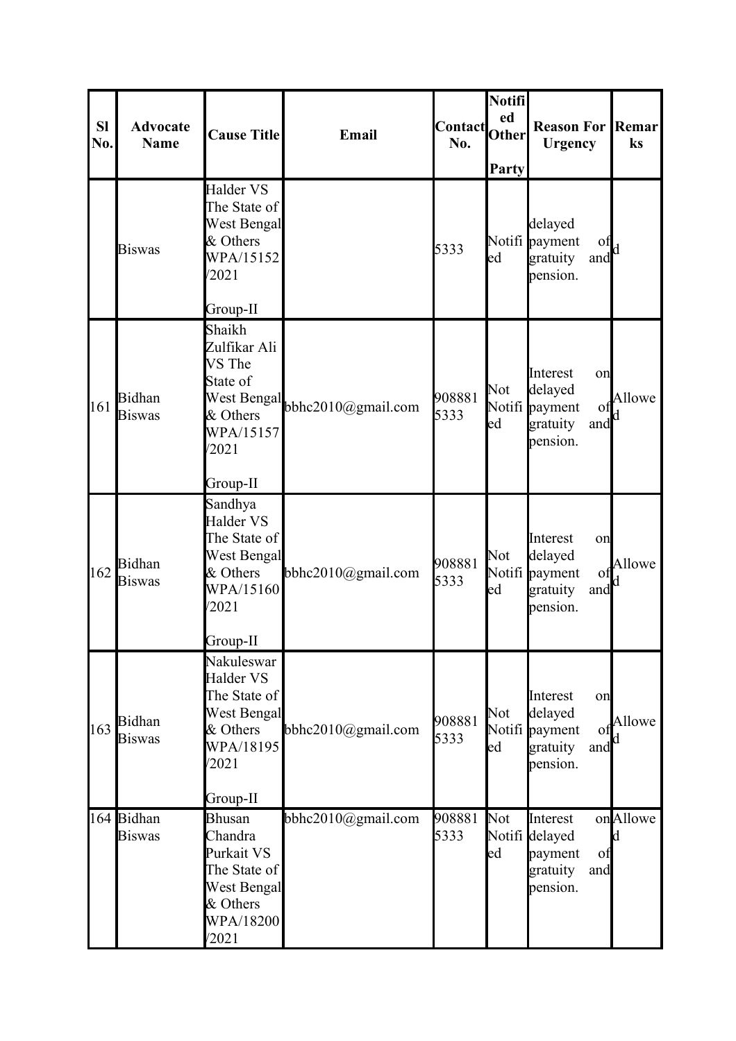| Sl No. | Advocate Name | Cause Title | Email | Contact No. | Notified Other Party | Reason For Urgency | Remarks |
|---|---|---|---|---|---|---|---|
| | Biswas | Halder VS The State of West Bengal & Others WPA/15152/2021 Group-II | | 5333 | Notified | delayed payment of gratuity and pension. | d |
| 161 | Bidhan Biswas | Shaikh Zulfikar Ali VS The State of West Bengal & Others WPA/15157/2021 Group-II | bbhc2010@gmail.com | 9088815333 | Not Notified | Interest on delayed payment of gratuity and pension. | Allowed |
| 162 | Bidhan Biswas | Sandhya Halder VS The State of West Bengal & Others WPA/15160/2021 Group-II | bbhc2010@gmail.com | 9088815333 | Not Notified | Interest on delayed payment of gratuity and pension. | Allowed |
| 163 | Bidhan Biswas | Nakuleswar Halder VS The State of West Bengal & Others WPA/18195/2021 Group-II | bbhc2010@gmail.com | 9088815333 | Not Notified | Interest on delayed payment of gratuity and pension. | Allowed |
| 164 | Bidhan Biswas | Bhusan Chandra Purkait VS The State of West Bengal & Others WPA/18200/2021 | bbhc2010@gmail.com | 9088815333 | Not Notified | Interest on delayed payment of gratuity and pension. | Allowed |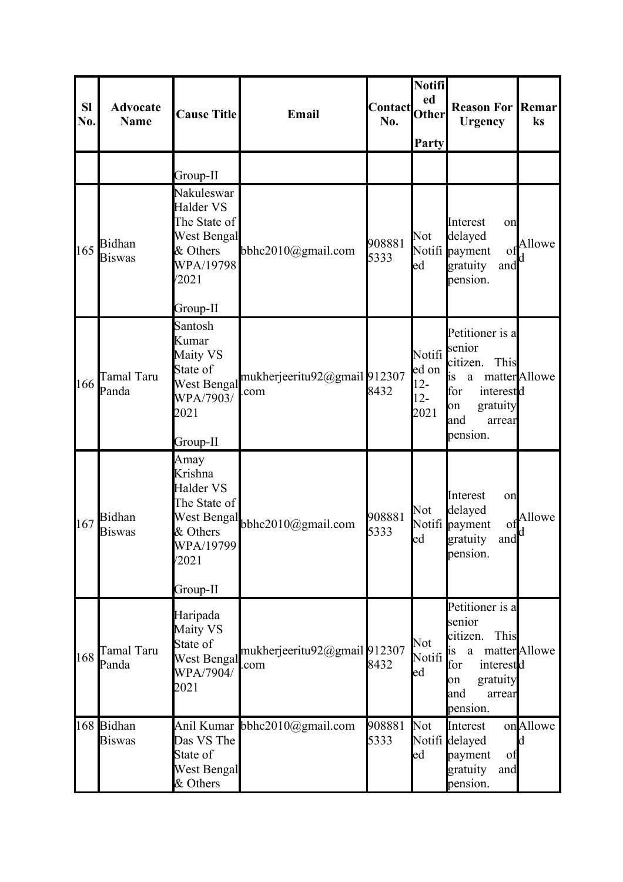| Sl No. | Advocate Name | Cause Title | Email | Contact No. | Notified Other Party | Reason For Urgency | Remarks |
|---|---|---|---|---|---|---|---|
| | | Group-II | | | | | |
| 165 | Bidhan Biswas | Nakuleswar Halder VS The State of West Bengal & Others WPA/19798/2021 Group-II | bbhc2010@gmail.com | 9088815333 | Not Notified | Interest on delayed payment of gratuity and pension. | Allowed |
| 166 | Tamal Taru Panda | Santosh Kumar Maity VS State of West Bengal WPA/7903/2021 Group-II | mukherjeeritu92@gmail.com | 9123078432 | Notified on 12-12-2021 | Petitioner is a senior citizen. This is a matter for interest on gratuity and arrear pension. | Allowed |
| 167 | Bidhan Biswas | Amay Krishna Halder VS The State of West Bengal & Others WPA/19799/2021 Group-II | bbhc2010@gmail.com | 9088815333 | Not Notified | Interest on delayed payment of gratuity and pension. | Allowed |
| 168 | Tamal Taru Panda | Haripada Maity VS State of West Bengal WPA/7904/2021 | mukherjeeritu92@gmail.com | 9123078432 | Not Notified | Petitioner is a senior citizen. This is a matter for interest on gratuity and arrear pension. | Allowed |
| 168 | Bidhan Biswas | Anil Kumar Das VS The State of West Bengal & Others | bbhc2010@gmail.com | 9088815333 | Not Notified | Interest on delayed payment of gratuity and pension. | Allowed |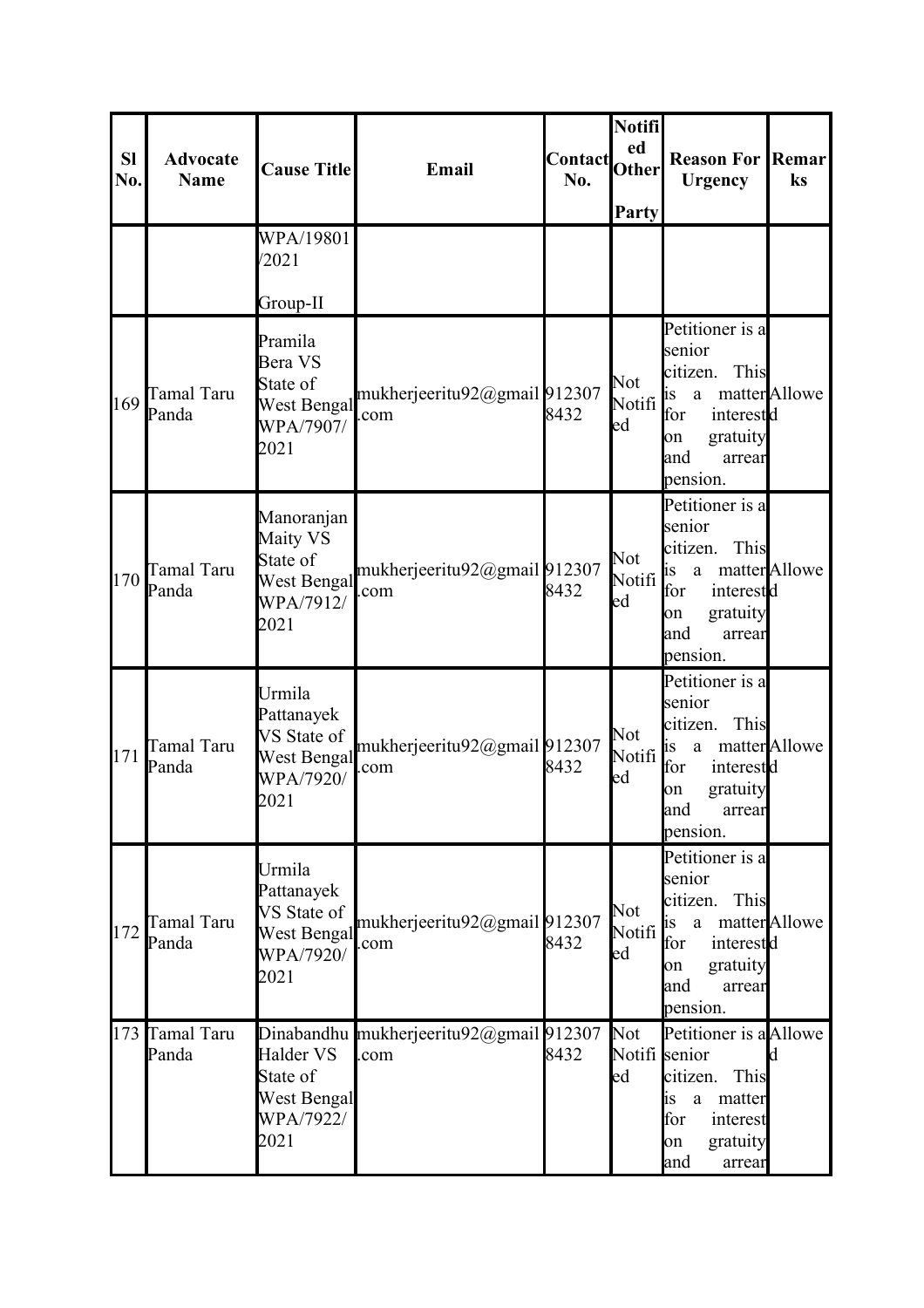| Sl No. | Advocate Name | Cause Title | Email | Contact No. | Notified Other Party | Reason For Urgency | Remarks |
|---|---|---|---|---|---|---|---|
| | | WPA/19801/2021 Group-II | | | | | |
| 169 | Tamal Taru Panda | Pramila Bera VS State of West Bengal WPA/7907/2021 | mukherjeeritu92@gmail.com | 9123078432 | Not Notified | Petitioner is a senior citizen. This is a matter for interest on gratuity and arrear pension. | Allowed |
| 170 | Tamal Taru Panda | Manoranjan Maity VS State of West Bengal WPA/7912/2021 | mukherjeeritu92@gmail.com | 9123078432 | Not Notified | Petitioner is a senior citizen. This is a matter for interest on gratuity and arrear pension. | Allowed |
| 171 | Tamal Taru Panda | Urmila Pattanayek VS State of West Bengal WPA/7920/2021 | mukherjeeritu92@gmail.com | 9123078432 | Not Notified | Petitioner is a senior citizen. This is a matter for interest on gratuity and arrear pension. | Allowed |
| 172 | Tamal Taru Panda | Urmila Pattanayek VS State of West Bengal WPA/7920/2021 | mukherjeeritu92@gmail.com | 9123078432 | Not Notified | Petitioner is a senior citizen. This is a matter for interest on gratuity and arrear pension. | Allowed |
| 173 | Tamal Taru Panda | Dinabandhu Halder VS State of West Bengal WPA/7922/2021 | mukherjeeritu92@gmail.com | 9123078432 | Not Notified | Petitioner is a senior citizen. This is a matter for interest on gratuity and arrear | Allowed |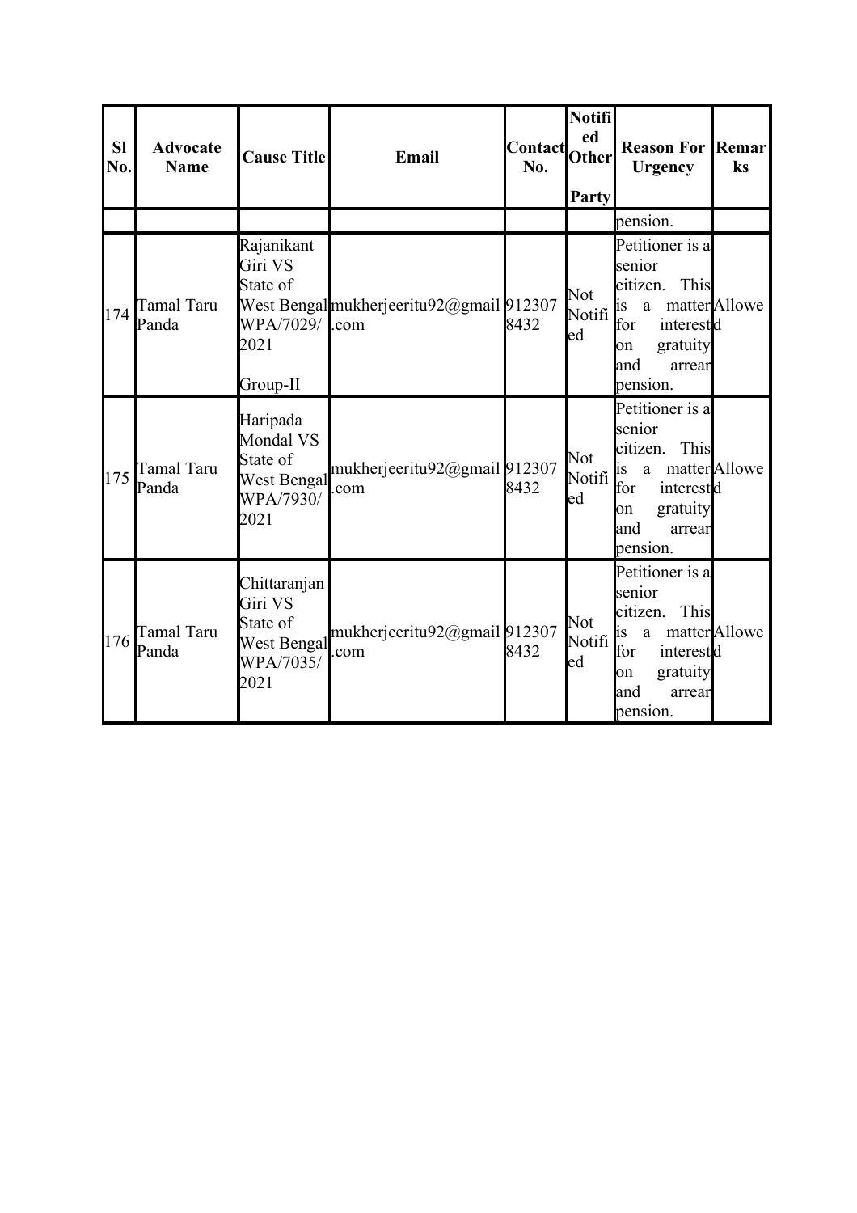| Sl No. | Advocate Name | Cause Title | Email | Contact No. | Notified Other Party | Reason For Urgency | Remarks |
|---|---|---|---|---|---|---|---|
| | | | | | | pension. | |
| 174 | Tamal Taru Panda | Rajanikant Giri VS State of West Bengal WPA/7029/2021 Group-II | mukherjeeritu92@gmail.com | 9123078432 | Not Notified | Petitioner is a senior citizen. This is a matter for interest on gratuity and arrear pension. | Allowed |
| 175 | Tamal Taru Panda | Haripada Mondal VS State of West Bengal WPA/7930/2021 | mukherjeeritu92@gmail.com | 9123078432 | Not Notified | Petitioner is a senior citizen. This is a matter for interest on gratuity and arrear pension. | Allowed |
| 176 | Tamal Taru Panda | Chittaranjan Giri VS State of West Bengal WPA/7035/2021 | mukherjeeritu92@gmail.com | 9123078432 | Not Notified | Petitioner is a senior citizen. This is a matter for interest on gratuity and arrear pension. | Allowed |